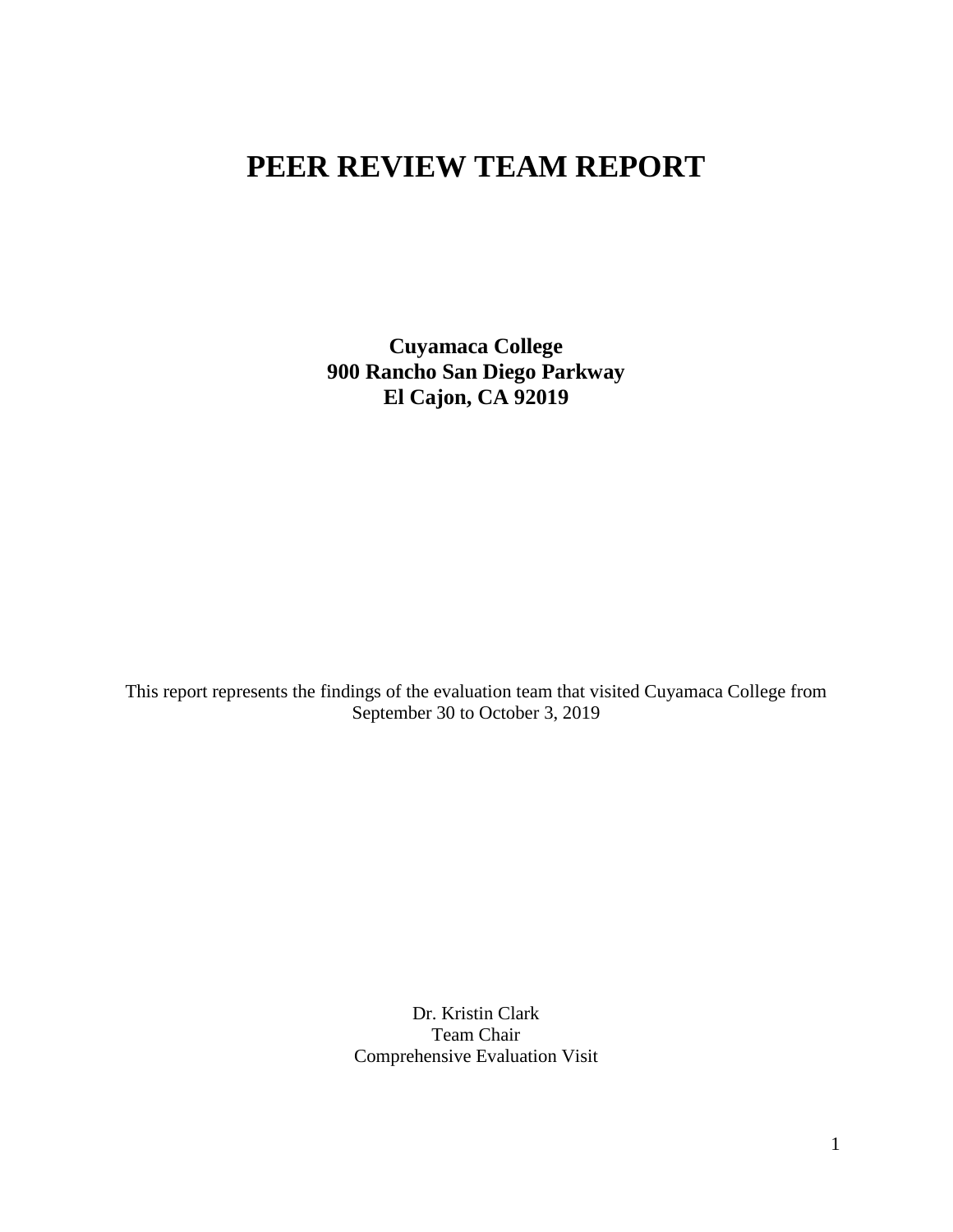# PEER REVIEW TEAM REPORT

**Cuyamaca College**
**900 Rancho San Diego Parkway**
**El Cajon, CA 92019**

This report represents the findings of the evaluation team that visited Cuyamaca College from September 30 to October 3, 2019

Dr. Kristin Clark
Team Chair
Comprehensive Evaluation Visit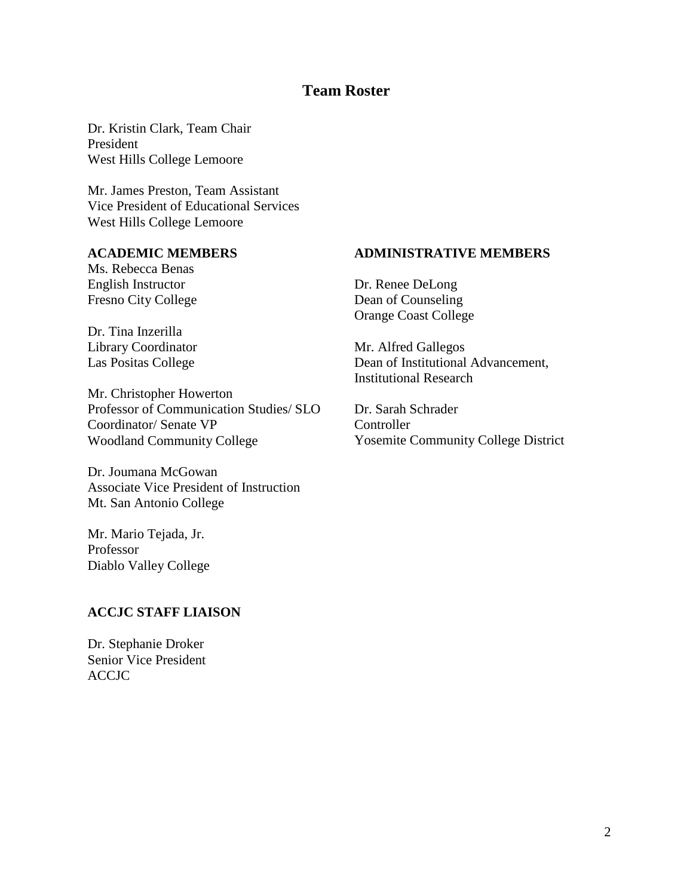# Team Roster

Dr. Kristin Clark, Team Chair  
President  
West Hills College Lemoore

Mr. James Preston, Team Assistant  
Vice President of Educational Services  
West Hills College Lemoore

**ACADEMIC MEMBERS**

Ms. Rebecca Benas  
English Instructor  
Fresno City College

Dr. Tina Inzerilla  
Library Coordinator  
Las Positas College

Mr. Christopher Howerton  
Professor of Communication Studies/ SLO Coordinator/ Senate VP  
Woodland Community College

Dr. Joumana McGowan  
Associate Vice President of Instruction  
Mt. San Antonio College

Mr. Mario Tejada, Jr.  
Professor  
Diablo Valley College

**ADMINISTRATIVE MEMBERS**

Dr. Renee DeLong  
Dean of Counseling  
Orange Coast College

Mr. Alfred Gallegos  
Dean of Institutional Advancement, Institutional Research

Dr. Sarah Schrader  
Controller  
Yosemite Community College District

**ACCJC STAFF LIAISON**

Dr. Stephanie Droker  
Senior Vice President  
ACCJC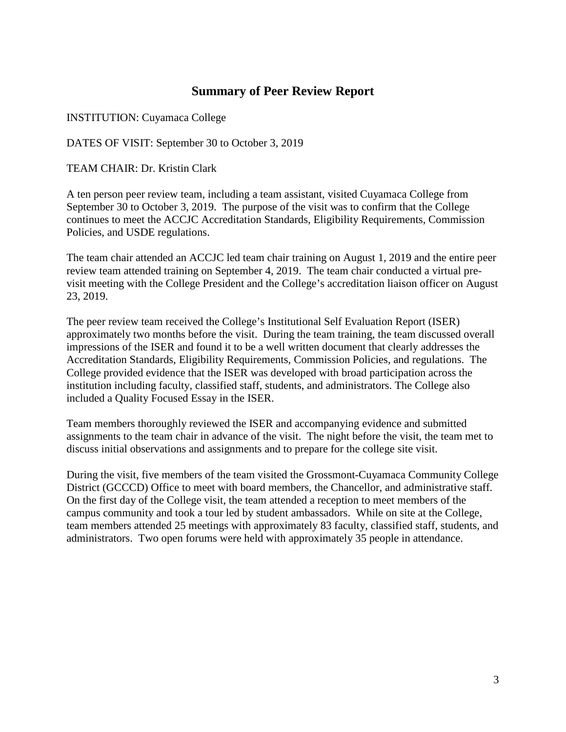# Summary of Peer Review Report

INSTITUTION: Cuyamaca College

DATES OF VISIT: September 30 to October 3, 2019

TEAM CHAIR: Dr. Kristin Clark

A ten person peer review team, including a team assistant, visited Cuyamaca College from September 30 to October 3, 2019. The purpose of the visit was to confirm that the College continues to meet the ACCJC Accreditation Standards, Eligibility Requirements, Commission Policies, and USDE regulations.

The team chair attended an ACCJC led team chair training on August 1, 2019 and the entire peer review team attended training on September 4, 2019. The team chair conducted a virtual pre-visit meeting with the College President and the College's accreditation liaison officer on August 23, 2019.

The peer review team received the College's Institutional Self Evaluation Report (ISER) approximately two months before the visit. During the team training, the team discussed overall impressions of the ISER and found it to be a well written document that clearly addresses the Accreditation Standards, Eligibility Requirements, Commission Policies, and regulations. The College provided evidence that the ISER was developed with broad participation across the institution including faculty, classified staff, students, and administrators. The College also included a Quality Focused Essay in the ISER.

Team members thoroughly reviewed the ISER and accompanying evidence and submitted assignments to the team chair in advance of the visit. The night before the visit, the team met to discuss initial observations and assignments and to prepare for the college site visit.

During the visit, five members of the team visited the Grossmont-Cuyamaca Community College District (GCCCD) Office to meet with board members, the Chancellor, and administrative staff. On the first day of the College visit, the team attended a reception to meet members of the campus community and took a tour led by student ambassadors. While on site at the College, team members attended 25 meetings with approximately 83 faculty, classified staff, students, and administrators. Two open forums were held with approximately 35 people in attendance.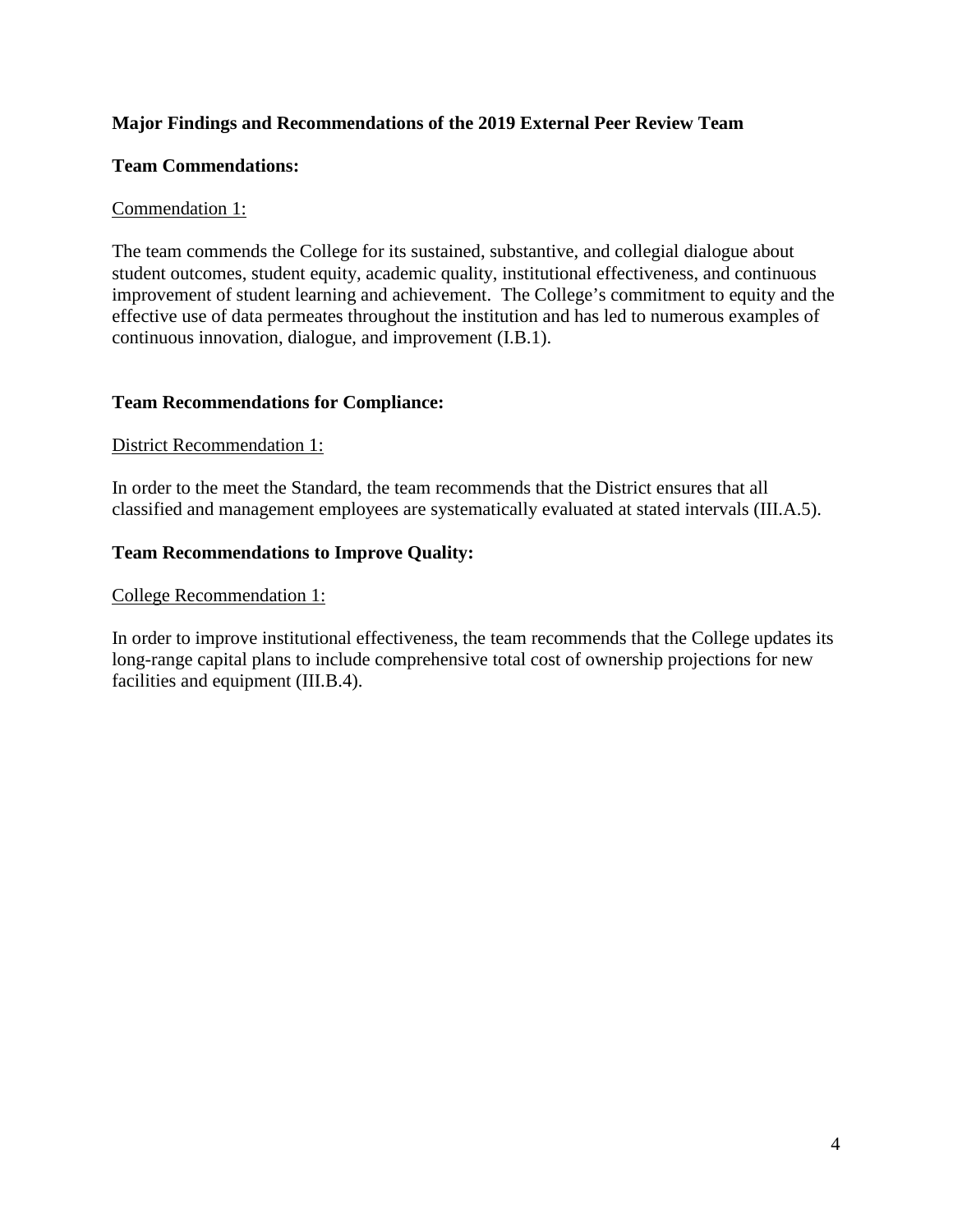## Major Findings and Recommendations of the 2019 External Peer Review Team

### Team Commendations:

Commendation 1:

The team commends the College for its sustained, substantive, and collegial dialogue about student outcomes, student equity, academic quality, institutional effectiveness, and continuous improvement of student learning and achievement. The College's commitment to equity and the effective use of data permeates throughout the institution and has led to numerous examples of continuous innovation, dialogue, and improvement (I.B.1).

### Team Recommendations for Compliance:

District Recommendation 1:

In order to the meet the Standard, the team recommends that the District ensures that all classified and management employees are systematically evaluated at stated intervals (III.A.5).

### Team Recommendations to Improve Quality:

College Recommendation 1:

In order to improve institutional effectiveness, the team recommends that the College updates its long-range capital plans to include comprehensive total cost of ownership projections for new facilities and equipment (III.B.4).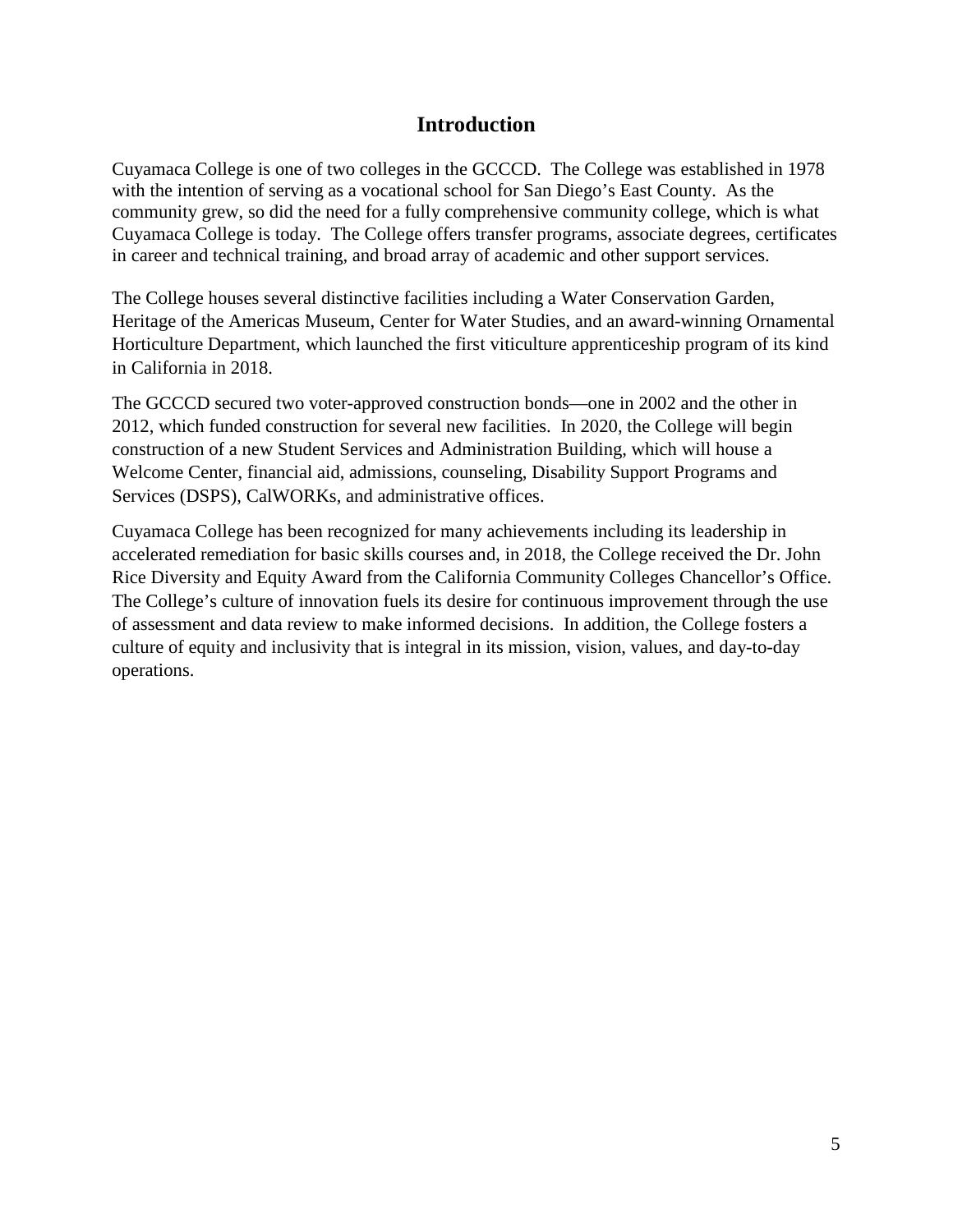# Introduction

Cuyamaca College is one of two colleges in the GCCCD. The College was established in 1978 with the intention of serving as a vocational school for San Diego's East County. As the community grew, so did the need for a fully comprehensive community college, which is what Cuyamaca College is today. The College offers transfer programs, associate degrees, certificates in career and technical training, and broad array of academic and other support services.

The College houses several distinctive facilities including a Water Conservation Garden, Heritage of the Americas Museum, Center for Water Studies, and an award-winning Ornamental Horticulture Department, which launched the first viticulture apprenticeship program of its kind in California in 2018.

The GCCCD secured two voter-approved construction bonds—one in 2002 and the other in 2012, which funded construction for several new facilities. In 2020, the College will begin construction of a new Student Services and Administration Building, which will house a Welcome Center, financial aid, admissions, counseling, Disability Support Programs and Services (DSPS), CalWORKs, and administrative offices.

Cuyamaca College has been recognized for many achievements including its leadership in accelerated remediation for basic skills courses and, in 2018, the College received the Dr. John Rice Diversity and Equity Award from the California Community Colleges Chancellor's Office. The College's culture of innovation fuels its desire for continuous improvement through the use of assessment and data review to make informed decisions. In addition, the College fosters a culture of equity and inclusivity that is integral in its mission, vision, values, and day-to-day operations.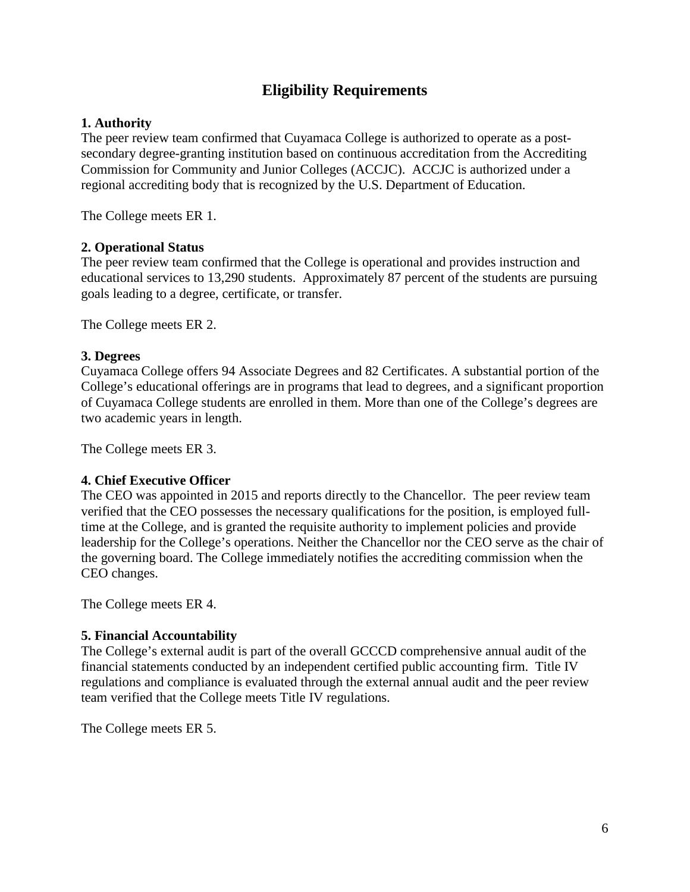# Eligibility Requirements

**1. Authority**

The peer review team confirmed that Cuyamaca College is authorized to operate as a post-secondary degree-granting institution based on continuous accreditation from the Accrediting Commission for Community and Junior Colleges (ACCJC). ACCJC is authorized under a regional accrediting body that is recognized by the U.S. Department of Education.

The College meets ER 1.

**2. Operational Status**

The peer review team confirmed that the College is operational and provides instruction and educational services to 13,290 students. Approximately 87 percent of the students are pursuing goals leading to a degree, certificate, or transfer.

The College meets ER 2.

**3. Degrees**

Cuyamaca College offers 94 Associate Degrees and 82 Certificates. A substantial portion of the College's educational offerings are in programs that lead to degrees, and a significant proportion of Cuyamaca College students are enrolled in them. More than one of the College's degrees are two academic years in length.

The College meets ER 3.

**4. Chief Executive Officer**

The CEO was appointed in 2015 and reports directly to the Chancellor. The peer review team verified that the CEO possesses the necessary qualifications for the position, is employed full-time at the College, and is granted the requisite authority to implement policies and provide leadership for the College's operations. Neither the Chancellor nor the CEO serve as the chair of the governing board. The College immediately notifies the accrediting commission when the CEO changes.

The College meets ER 4.

**5. Financial Accountability**

The College's external audit is part of the overall GCCCD comprehensive annual audit of the financial statements conducted by an independent certified public accounting firm. Title IV regulations and compliance is evaluated through the external annual audit and the peer review team verified that the College meets Title IV regulations.

The College meets ER 5.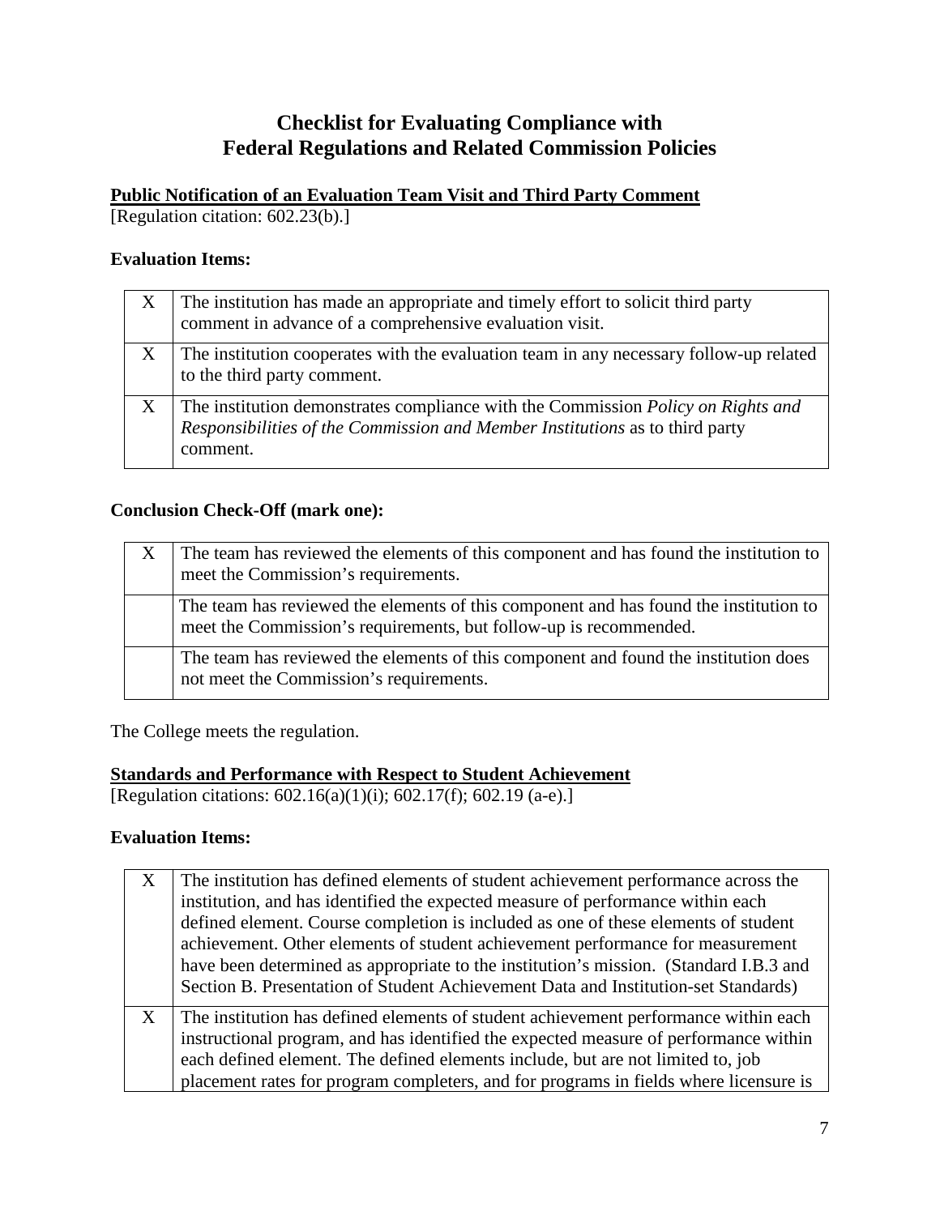# Checklist for Evaluating Compliance with Federal Regulations and Related Commission Policies

**Public Notification of an Evaluation Team Visit and Third Party Comment**
[Regulation citation: 602.23(b).]

**Evaluation Items:**

| | |
|---|---|
| X | The institution has made an appropriate and timely effort to solicit third party comment in advance of a comprehensive evaluation visit. |
| X | The institution cooperates with the evaluation team in any necessary follow-up related to the third party comment. |
| X | The institution demonstrates compliance with the Commission *Policy on Rights and Responsibilities of the Commission and Member Institutions* as to third party comment. |

**Conclusion Check-Off (mark one):**

| | |
|---|---|
| X | The team has reviewed the elements of this component and has found the institution to meet the Commission's requirements. |
| | The team has reviewed the elements of this component and has found the institution to meet the Commission's requirements, but follow-up is recommended. |
| | The team has reviewed the elements of this component and found the institution does not meet the Commission's requirements. |

The College meets the regulation.

**Standards and Performance with Respect to Student Achievement**
[Regulation citations: 602.16(a)(1)(i); 602.17(f); 602.19 (a-e).]

**Evaluation Items:**

| | |
|---|---|
| X | The institution has defined elements of student achievement performance across the institution, and has identified the expected measure of performance within each defined element. Course completion is included as one of these elements of student achievement. Other elements of student achievement performance for measurement have been determined as appropriate to the institution's mission. (Standard I.B.3 and Section B. Presentation of Student Achievement Data and Institution-set Standards) |
| X | The institution has defined elements of student achievement performance within each instructional program, and has identified the expected measure of performance within each defined element. The defined elements include, but are not limited to, job placement rates for program completers, and for programs in fields where licensure is |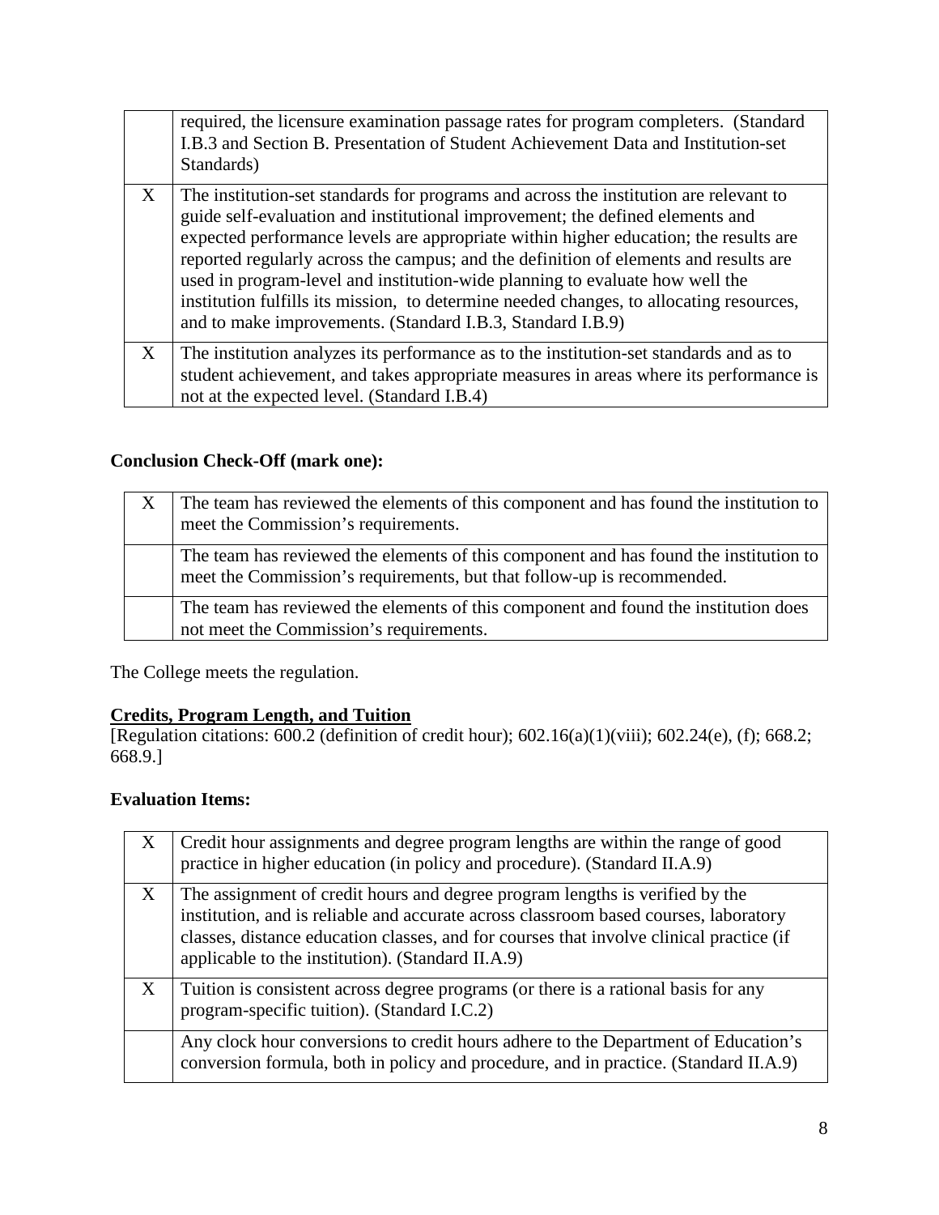| | |
|---|---|
| | required, the licensure examination passage rates for program completers. (Standard I.B.3 and Section B. Presentation of Student Achievement Data and Institution-set Standards) |
| X | The institution-set standards for programs and across the institution are relevant to guide self-evaluation and institutional improvement; the defined elements and expected performance levels are appropriate within higher education; the results are reported regularly across the campus; and the definition of elements and results are used in program-level and institution-wide planning to evaluate how well the institution fulfills its mission, to determine needed changes, to allocating resources, and to make improvements. (Standard I.B.3, Standard I.B.9) |
| X | The institution analyzes its performance as to the institution-set standards and as to student achievement, and takes appropriate measures in areas where its performance is not at the expected level. (Standard I.B.4) |

**Conclusion Check-Off (mark one):**

| | |
|---|---|
| X | The team has reviewed the elements of this component and has found the institution to meet the Commission's requirements. |
| | The team has reviewed the elements of this component and has found the institution to meet the Commission's requirements, but that follow-up is recommended. |
| | The team has reviewed the elements of this component and found the institution does not meet the Commission's requirements. |

The College meets the regulation.

**Credits, Program Length, and Tuition**

[Regulation citations: 600.2 (definition of credit hour); 602.16(a)(1)(viii); 602.24(e), (f); 668.2; 668.9.]

**Evaluation Items:**

| | |
|---|---|
| X | Credit hour assignments and degree program lengths are within the range of good practice in higher education (in policy and procedure). (Standard II.A.9) |
| X | The assignment of credit hours and degree program lengths is verified by the institution, and is reliable and accurate across classroom based courses, laboratory classes, distance education classes, and for courses that involve clinical practice (if applicable to the institution). (Standard II.A.9) |
| X | Tuition is consistent across degree programs (or there is a rational basis for any program-specific tuition). (Standard I.C.2) |
| | Any clock hour conversions to credit hours adhere to the Department of Education's conversion formula, both in policy and procedure, and in practice. (Standard II.A.9) |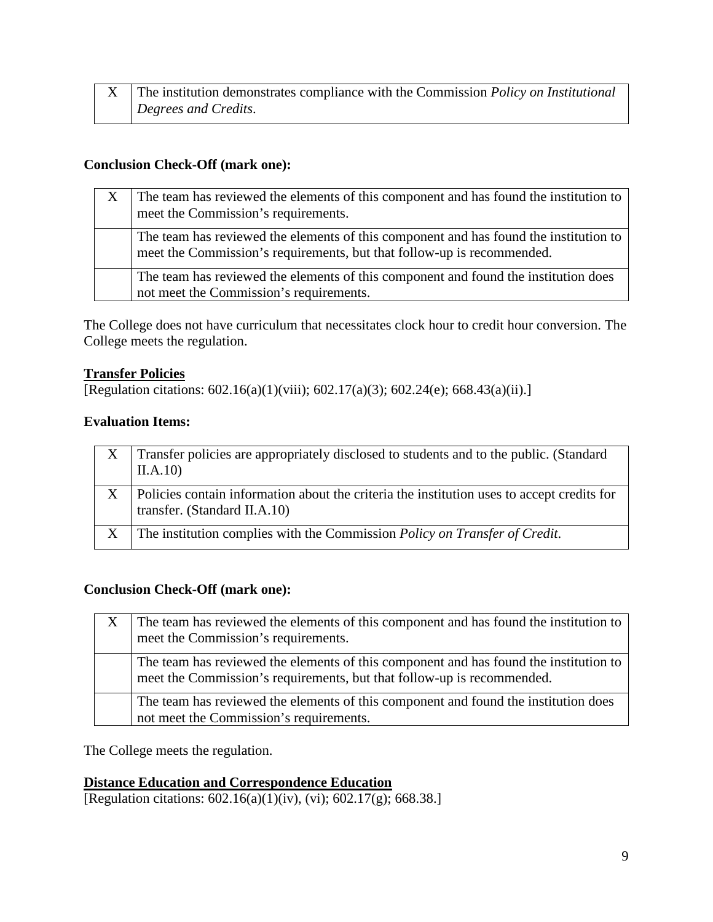| | |
|---|---|
| X | The institution demonstrates compliance with the Commission *Policy on Institutional Degrees and Credits*. |

**Conclusion Check-Off (mark one):**

| | |
|---|---|
| X | The team has reviewed the elements of this component and has found the institution to meet the Commission's requirements. |
| | The team has reviewed the elements of this component and has found the institution to meet the Commission's requirements, but that follow-up is recommended. |
| | The team has reviewed the elements of this component and found the institution does not meet the Commission's requirements. |

The College does not have curriculum that necessitates clock hour to credit hour conversion. The College meets the regulation.

**Transfer Policies**

[Regulation citations: 602.16(a)(1)(viii); 602.17(a)(3); 602.24(e); 668.43(a)(ii).]

**Evaluation Items:**

| | |
|---|---|
| X | Transfer policies are appropriately disclosed to students and to the public. (Standard II.A.10) |
| X | Policies contain information about the criteria the institution uses to accept credits for transfer. (Standard II.A.10) |
| X | The institution complies with the Commission *Policy on Transfer of Credit*. |

**Conclusion Check-Off (mark one):**

| | |
|---|---|
| X | The team has reviewed the elements of this component and has found the institution to meet the Commission's requirements. |
| | The team has reviewed the elements of this component and has found the institution to meet the Commission's requirements, but that follow-up is recommended. |
| | The team has reviewed the elements of this component and found the institution does not meet the Commission's requirements. |

The College meets the regulation.

**Distance Education and Correspondence Education**

[Regulation citations: 602.16(a)(1)(iv), (vi); 602.17(g); 668.38.]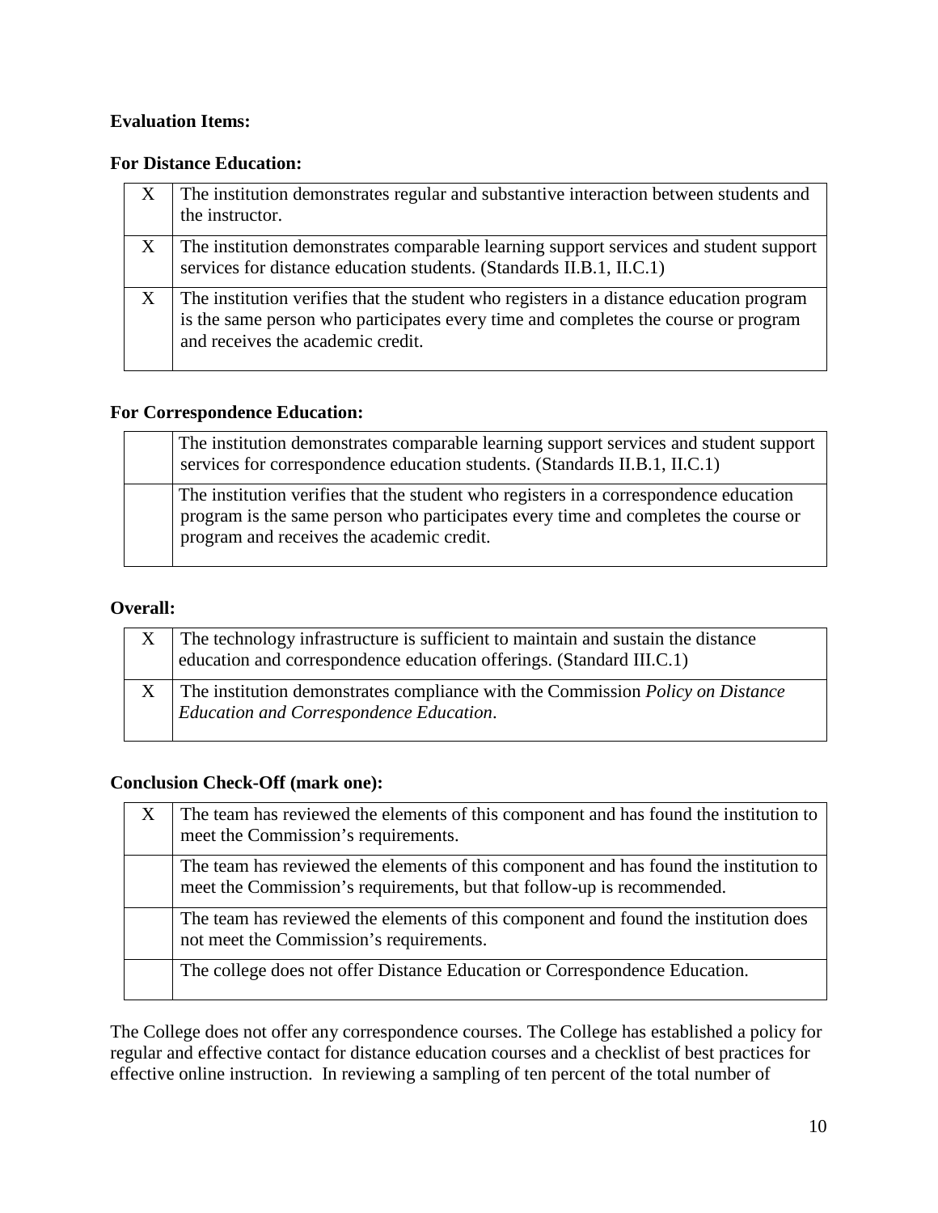**Evaluation Items:**

**For Distance Education:**

| | |
|---|---|
| X | The institution demonstrates regular and substantive interaction between students and the instructor. |
| X | The institution demonstrates comparable learning support services and student support services for distance education students. (Standards II.B.1, II.C.1) |
| X | The institution verifies that the student who registers in a distance education program is the same person who participates every time and completes the course or program and receives the academic credit. |

**For Correspondence Education:**

| | |
|---|---|
| | The institution demonstrates comparable learning support services and student support services for correspondence education students. (Standards II.B.1, II.C.1) |
| | The institution verifies that the student who registers in a correspondence education program is the same person who participates every time and completes the course or program and receives the academic credit. |

**Overall:**

| | |
|---|---|
| X | The technology infrastructure is sufficient to maintain and sustain the distance education and correspondence education offerings. (Standard III.C.1) |
| X | The institution demonstrates compliance with the Commission *Policy on Distance Education and Correspondence Education*. |

**Conclusion Check-Off (mark one):**

| | |
|---|---|
| X | The team has reviewed the elements of this component and has found the institution to meet the Commission's requirements. |
| | The team has reviewed the elements of this component and has found the institution to meet the Commission's requirements, but that follow-up is recommended. |
| | The team has reviewed the elements of this component and found the institution does not meet the Commission's requirements. |
| | The college does not offer Distance Education or Correspondence Education. |

The College does not offer any correspondence courses. The College has established a policy for regular and effective contact for distance education courses and a checklist of best practices for effective online instruction. In reviewing a sampling of ten percent of the total number of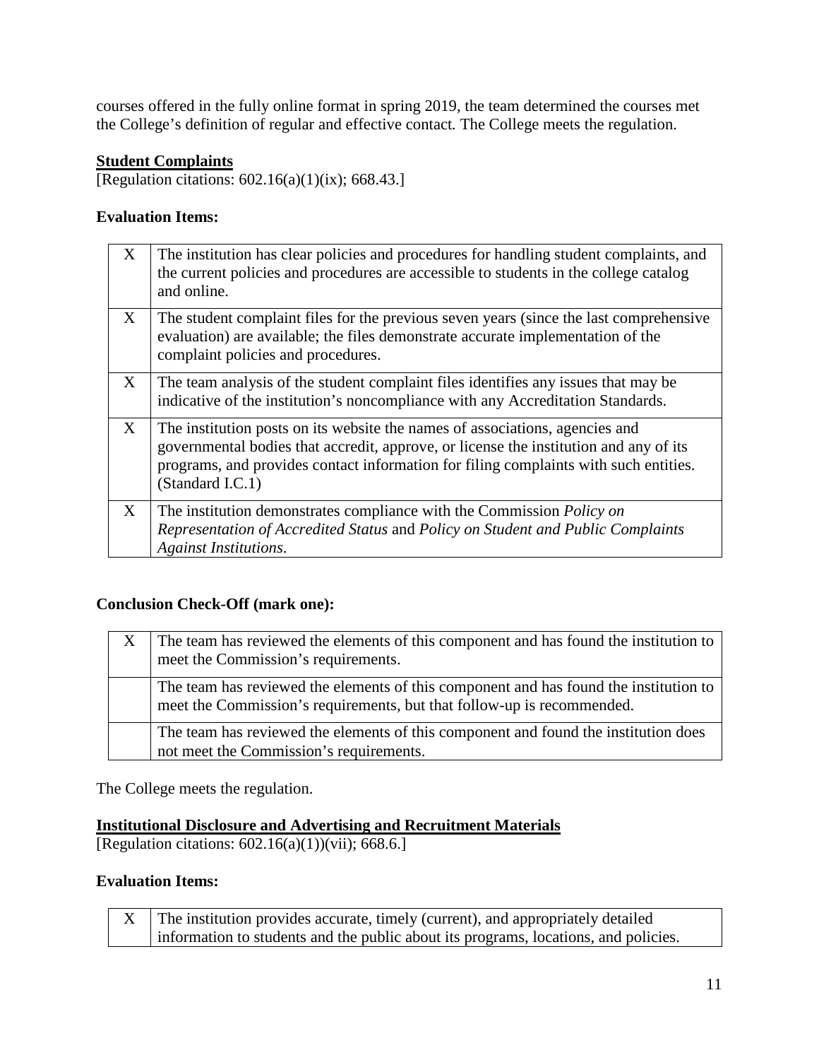courses offered in the fully online format in spring 2019, the team determined the courses met the College's definition of regular and effective contact*.* The College meets the regulation.

**Student Complaints**

[Regulation citations: 602.16(a)(1)(ix); 668.43.]

**Evaluation Items:**

| | |
|---|---|
| X | The institution has clear policies and procedures for handling student complaints, and the current policies and procedures are accessible to students in the college catalog and online. |
| X | The student complaint files for the previous seven years (since the last comprehensive evaluation) are available; the files demonstrate accurate implementation of the complaint policies and procedures. |
| X | The team analysis of the student complaint files identifies any issues that may be indicative of the institution's noncompliance with any Accreditation Standards. |
| X | The institution posts on its website the names of associations, agencies and governmental bodies that accredit, approve, or license the institution and any of its programs, and provides contact information for filing complaints with such entities. (Standard I.C.1) |
| X | The institution demonstrates compliance with the Commission *Policy on Representation of Accredited Status* and *Policy on Student and Public Complaints Against Institutions*. |

**Conclusion Check-Off (mark one):**

| | |
|---|---|
| X | The team has reviewed the elements of this component and has found the institution to meet the Commission's requirements. |
| | The team has reviewed the elements of this component and has found the institution to meet the Commission's requirements, but that follow-up is recommended. |
| | The team has reviewed the elements of this component and found the institution does not meet the Commission's requirements. |

The College meets the regulation.

**Institutional Disclosure and Advertising and Recruitment Materials**

[Regulation citations: 602.16(a)(1))(vii); 668.6.]

**Evaluation Items:**

| | |
|---|---|
| X | The institution provides accurate, timely (current), and appropriately detailed information to students and the public about its programs, locations, and policies. |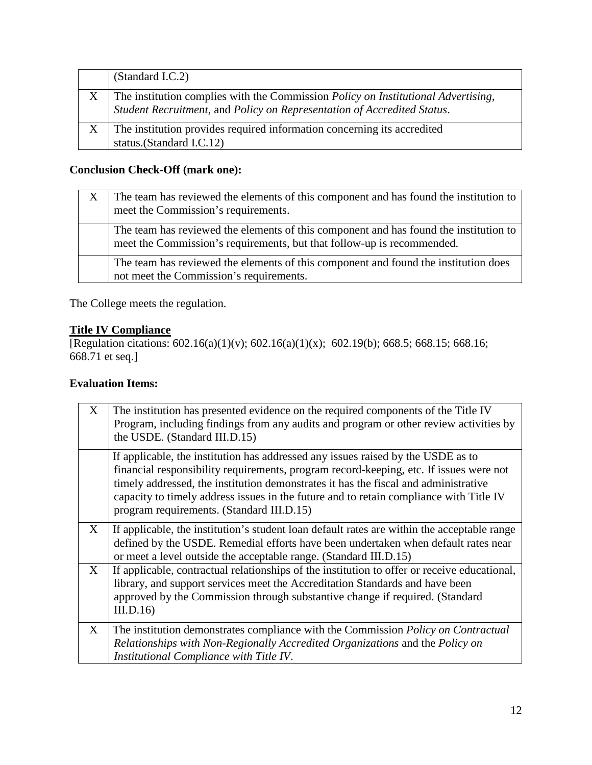| | |
|---|---|
| | (Standard I.C.2) |
| X | The institution complies with the Commission *Policy on Institutional Advertising, Student Recruitment*, and *Policy on Representation of Accredited Status*. |
| X | The institution provides required information concerning its accredited status.(Standard I.C.12) |

**Conclusion Check-Off (mark one):**

| | |
|---|---|
| X | The team has reviewed the elements of this component and has found the institution to meet the Commission's requirements. |
| | The team has reviewed the elements of this component and has found the institution to meet the Commission's requirements, but that follow-up is recommended. |
| | The team has reviewed the elements of this component and found the institution does not meet the Commission's requirements. |

The College meets the regulation.

**Title IV Compliance**

[Regulation citations: 602.16(a)(1)(v); 602.16(a)(1)(x); 602.19(b); 668.5; 668.15; 668.16; 668.71 et seq.]

**Evaluation Items:**

| | |
|---|---|
| X | The institution has presented evidence on the required components of the Title IV Program, including findings from any audits and program or other review activities by the USDE. (Standard III.D.15) |
| | If applicable, the institution has addressed any issues raised by the USDE as to financial responsibility requirements, program record-keeping, etc. If issues were not timely addressed, the institution demonstrates it has the fiscal and administrative capacity to timely address issues in the future and to retain compliance with Title IV program requirements. (Standard III.D.15) |
| X | If applicable, the institution's student loan default rates are within the acceptable range defined by the USDE. Remedial efforts have been undertaken when default rates near or meet a level outside the acceptable range. (Standard III.D.15) |
| X | If applicable, contractual relationships of the institution to offer or receive educational, library, and support services meet the Accreditation Standards and have been approved by the Commission through substantive change if required. (Standard III.D.16) |
| X | The institution demonstrates compliance with the Commission *Policy on Contractual Relationships with Non-Regionally Accredited Organizations* and the *Policy on Institutional Compliance with Title IV*. |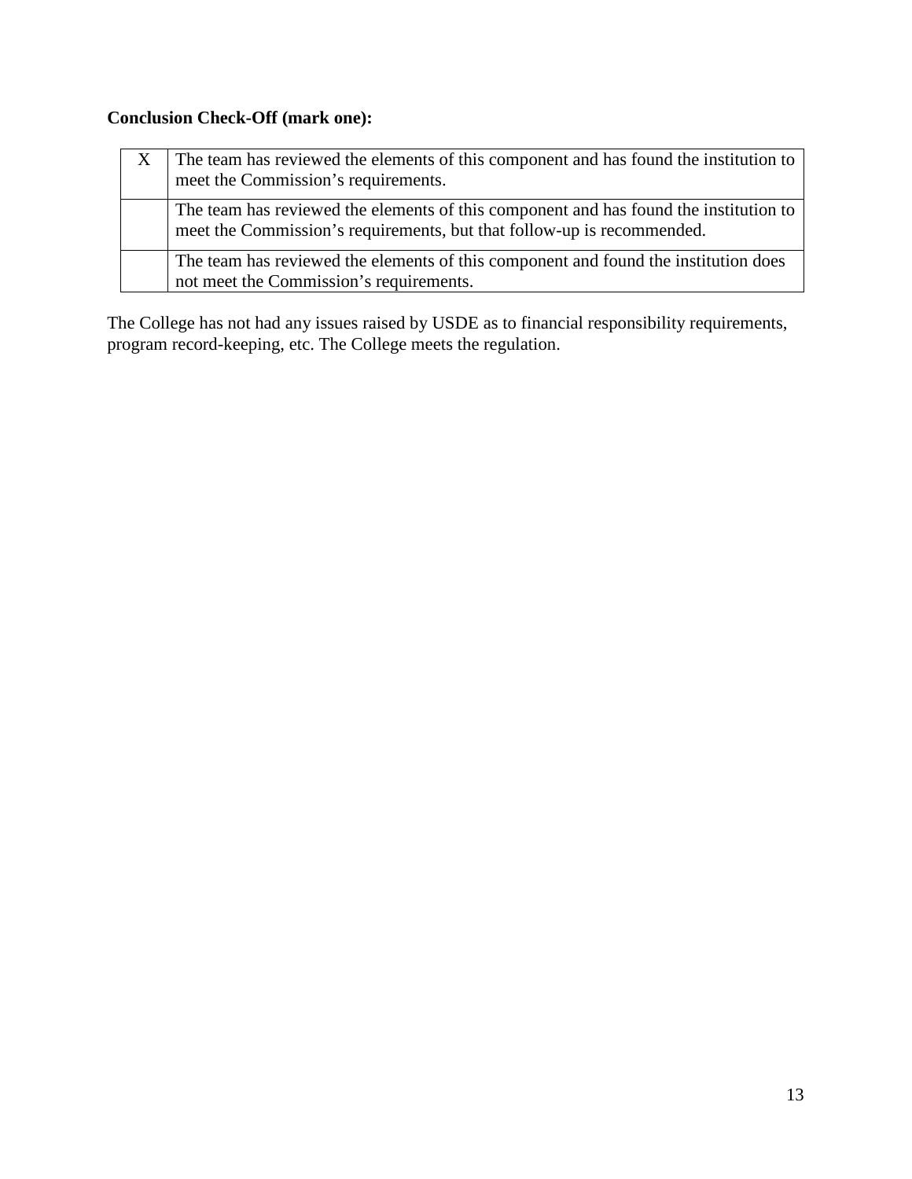**Conclusion Check-Off (mark one):**

| | |
|---|---|
| X | The team has reviewed the elements of this component and has found the institution to meet the Commission's requirements. |
| | The team has reviewed the elements of this component and has found the institution to meet the Commission's requirements, but that follow-up is recommended. |
| | The team has reviewed the elements of this component and found the institution does not meet the Commission's requirements. |

The College has not had any issues raised by USDE as to financial responsibility requirements, program record-keeping, etc. The College meets the regulation.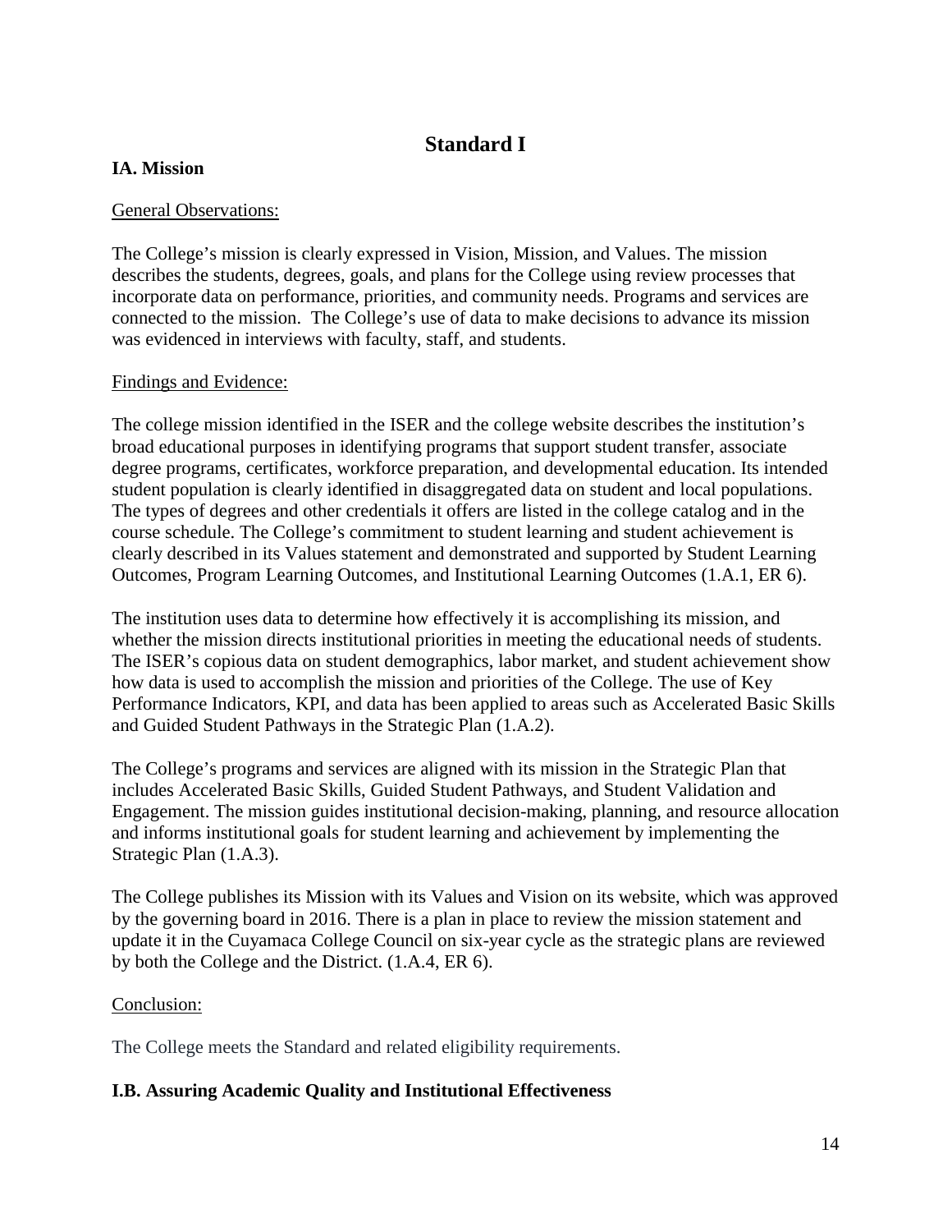# Standard I

## IA. Mission

General Observations:

The College's mission is clearly expressed in Vision, Mission, and Values. The mission describes the students, degrees, goals, and plans for the College using review processes that incorporate data on performance, priorities, and community needs. Programs and services are connected to the mission. The College's use of data to make decisions to advance its mission was evidenced in interviews with faculty, staff, and students.

Findings and Evidence:

The college mission identified in the ISER and the college website describes the institution's broad educational purposes in identifying programs that support student transfer, associate degree programs, certificates, workforce preparation, and developmental education. Its intended student population is clearly identified in disaggregated data on student and local populations. The types of degrees and other credentials it offers are listed in the college catalog and in the course schedule. The College's commitment to student learning and student achievement is clearly described in its Values statement and demonstrated and supported by Student Learning Outcomes, Program Learning Outcomes, and Institutional Learning Outcomes (1.A.1, ER 6).

The institution uses data to determine how effectively it is accomplishing its mission, and whether the mission directs institutional priorities in meeting the educational needs of students. The ISER's copious data on student demographics, labor market, and student achievement show how data is used to accomplish the mission and priorities of the College. The use of Key Performance Indicators, KPI, and data has been applied to areas such as Accelerated Basic Skills and Guided Student Pathways in the Strategic Plan (1.A.2).

The College's programs and services are aligned with its mission in the Strategic Plan that includes Accelerated Basic Skills, Guided Student Pathways, and Student Validation and Engagement. The mission guides institutional decision-making, planning, and resource allocation and informs institutional goals for student learning and achievement by implementing the Strategic Plan (1.A.3).

The College publishes its Mission with its Values and Vision on its website, which was approved by the governing board in 2016. There is a plan in place to review the mission statement and update it in the Cuyamaca College Council on six-year cycle as the strategic plans are reviewed by both the College and the District. (1.A.4, ER 6).

Conclusion:

The College meets the Standard and related eligibility requirements.

## I.B. Assuring Academic Quality and Institutional Effectiveness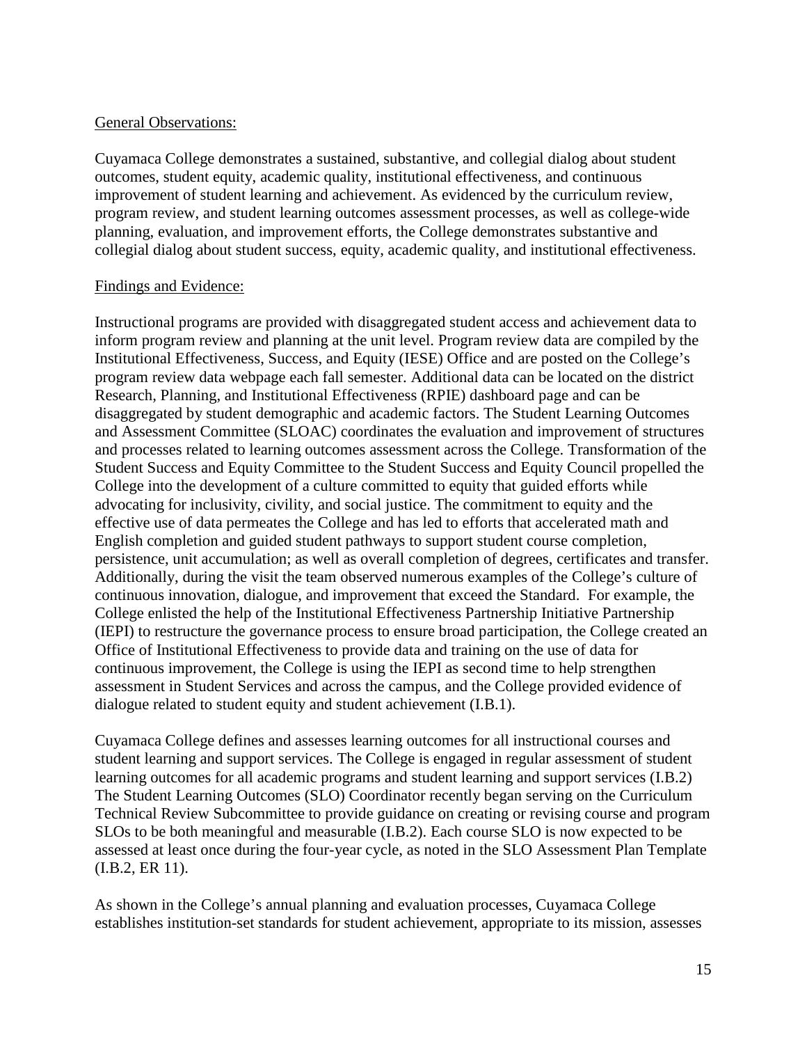General Observations:

Cuyamaca College demonstrates a sustained, substantive, and collegial dialog about student outcomes, student equity, academic quality, institutional effectiveness, and continuous improvement of student learning and achievement. As evidenced by the curriculum review, program review, and student learning outcomes assessment processes, as well as college-wide planning, evaluation, and improvement efforts, the College demonstrates substantive and collegial dialog about student success, equity, academic quality, and institutional effectiveness.

Findings and Evidence:

Instructional programs are provided with disaggregated student access and achievement data to inform program review and planning at the unit level. Program review data are compiled by the Institutional Effectiveness, Success, and Equity (IESE) Office and are posted on the College's program review data webpage each fall semester. Additional data can be located on the district Research, Planning, and Institutional Effectiveness (RPIE) dashboard page and can be disaggregated by student demographic and academic factors. The Student Learning Outcomes and Assessment Committee (SLOAC) coordinates the evaluation and improvement of structures and processes related to learning outcomes assessment across the College. Transformation of the Student Success and Equity Committee to the Student Success and Equity Council propelled the College into the development of a culture committed to equity that guided efforts while advocating for inclusivity, civility, and social justice. The commitment to equity and the effective use of data permeates the College and has led to efforts that accelerated math and English completion and guided student pathways to support student course completion, persistence, unit accumulation; as well as overall completion of degrees, certificates and transfer. Additionally, during the visit the team observed numerous examples of the College's culture of continuous innovation, dialogue, and improvement that exceed the Standard. For example, the College enlisted the help of the Institutional Effectiveness Partnership Initiative Partnership (IEPI) to restructure the governance process to ensure broad participation, the College created an Office of Institutional Effectiveness to provide data and training on the use of data for continuous improvement, the College is using the IEPI as second time to help strengthen assessment in Student Services and across the campus, and the College provided evidence of dialogue related to student equity and student achievement (I.B.1).

Cuyamaca College defines and assesses learning outcomes for all instructional courses and student learning and support services. The College is engaged in regular assessment of student learning outcomes for all academic programs and student learning and support services (I.B.2) The Student Learning Outcomes (SLO) Coordinator recently began serving on the Curriculum Technical Review Subcommittee to provide guidance on creating or revising course and program SLOs to be both meaningful and measurable (I.B.2). Each course SLO is now expected to be assessed at least once during the four-year cycle, as noted in the SLO Assessment Plan Template (I.B.2, ER 11).

As shown in the College's annual planning and evaluation processes, Cuyamaca College establishes institution-set standards for student achievement, appropriate to its mission, assesses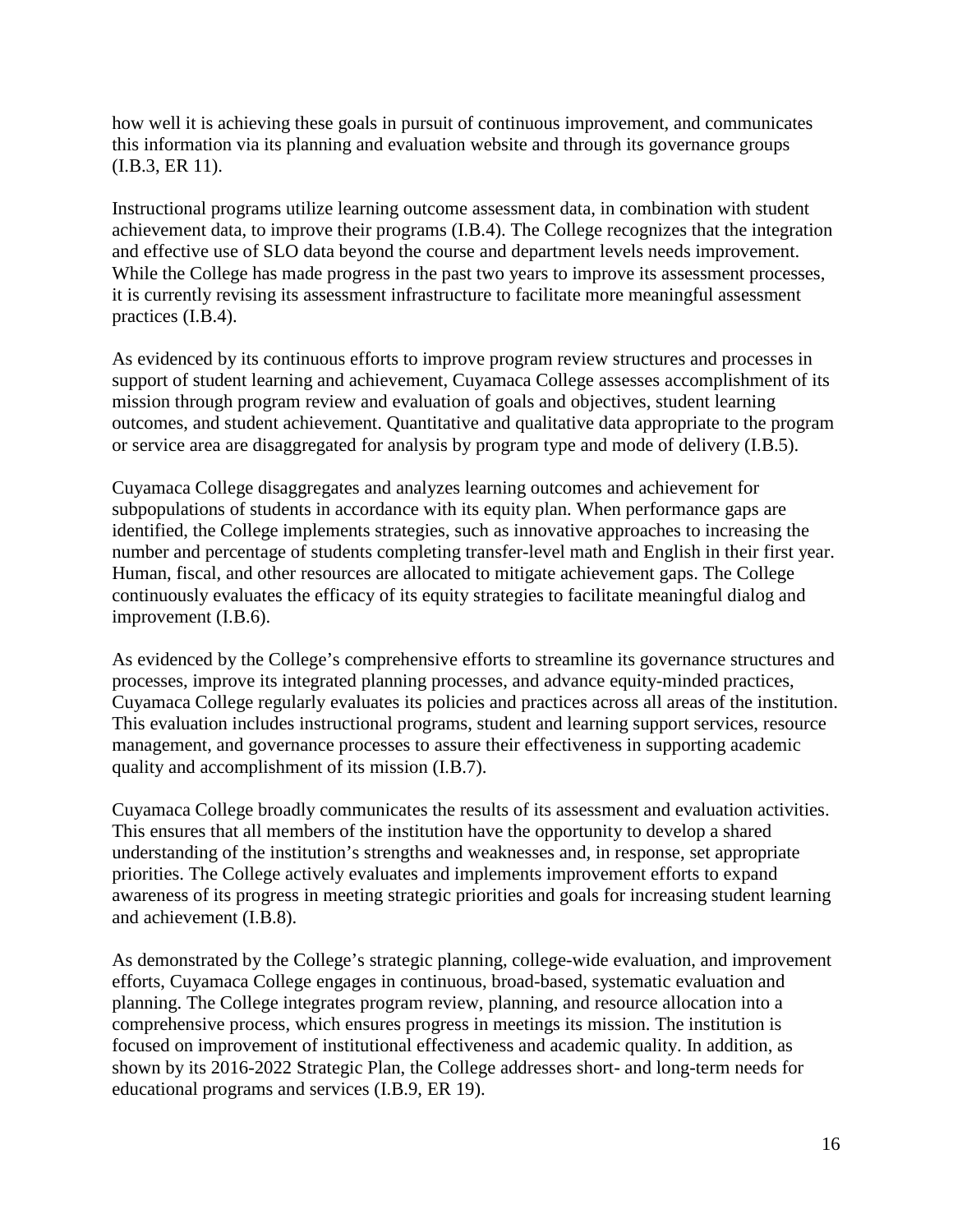how well it is achieving these goals in pursuit of continuous improvement, and communicates this information via its planning and evaluation website and through its governance groups (I.B.3, ER 11).

Instructional programs utilize learning outcome assessment data, in combination with student achievement data, to improve their programs (I.B.4). The College recognizes that the integration and effective use of SLO data beyond the course and department levels needs improvement. While the College has made progress in the past two years to improve its assessment processes, it is currently revising its assessment infrastructure to facilitate more meaningful assessment practices (I.B.4).

As evidenced by its continuous efforts to improve program review structures and processes in support of student learning and achievement, Cuyamaca College assesses accomplishment of its mission through program review and evaluation of goals and objectives, student learning outcomes, and student achievement. Quantitative and qualitative data appropriate to the program or service area are disaggregated for analysis by program type and mode of delivery (I.B.5).

Cuyamaca College disaggregates and analyzes learning outcomes and achievement for subpopulations of students in accordance with its equity plan. When performance gaps are identified, the College implements strategies, such as innovative approaches to increasing the number and percentage of students completing transfer-level math and English in their first year. Human, fiscal, and other resources are allocated to mitigate achievement gaps. The College continuously evaluates the efficacy of its equity strategies to facilitate meaningful dialog and improvement (I.B.6).

As evidenced by the College's comprehensive efforts to streamline its governance structures and processes, improve its integrated planning processes, and advance equity-minded practices, Cuyamaca College regularly evaluates its policies and practices across all areas of the institution. This evaluation includes instructional programs, student and learning support services, resource management, and governance processes to assure their effectiveness in supporting academic quality and accomplishment of its mission (I.B.7).

Cuyamaca College broadly communicates the results of its assessment and evaluation activities. This ensures that all members of the institution have the opportunity to develop a shared understanding of the institution's strengths and weaknesses and, in response, set appropriate priorities. The College actively evaluates and implements improvement efforts to expand awareness of its progress in meeting strategic priorities and goals for increasing student learning and achievement (I.B.8).

As demonstrated by the College's strategic planning, college-wide evaluation, and improvement efforts, Cuyamaca College engages in continuous, broad-based, systematic evaluation and planning. The College integrates program review, planning, and resource allocation into a comprehensive process, which ensures progress in meetings its mission. The institution is focused on improvement of institutional effectiveness and academic quality. In addition, as shown by its 2016-2022 Strategic Plan, the College addresses short- and long-term needs for educational programs and services (I.B.9, ER 19).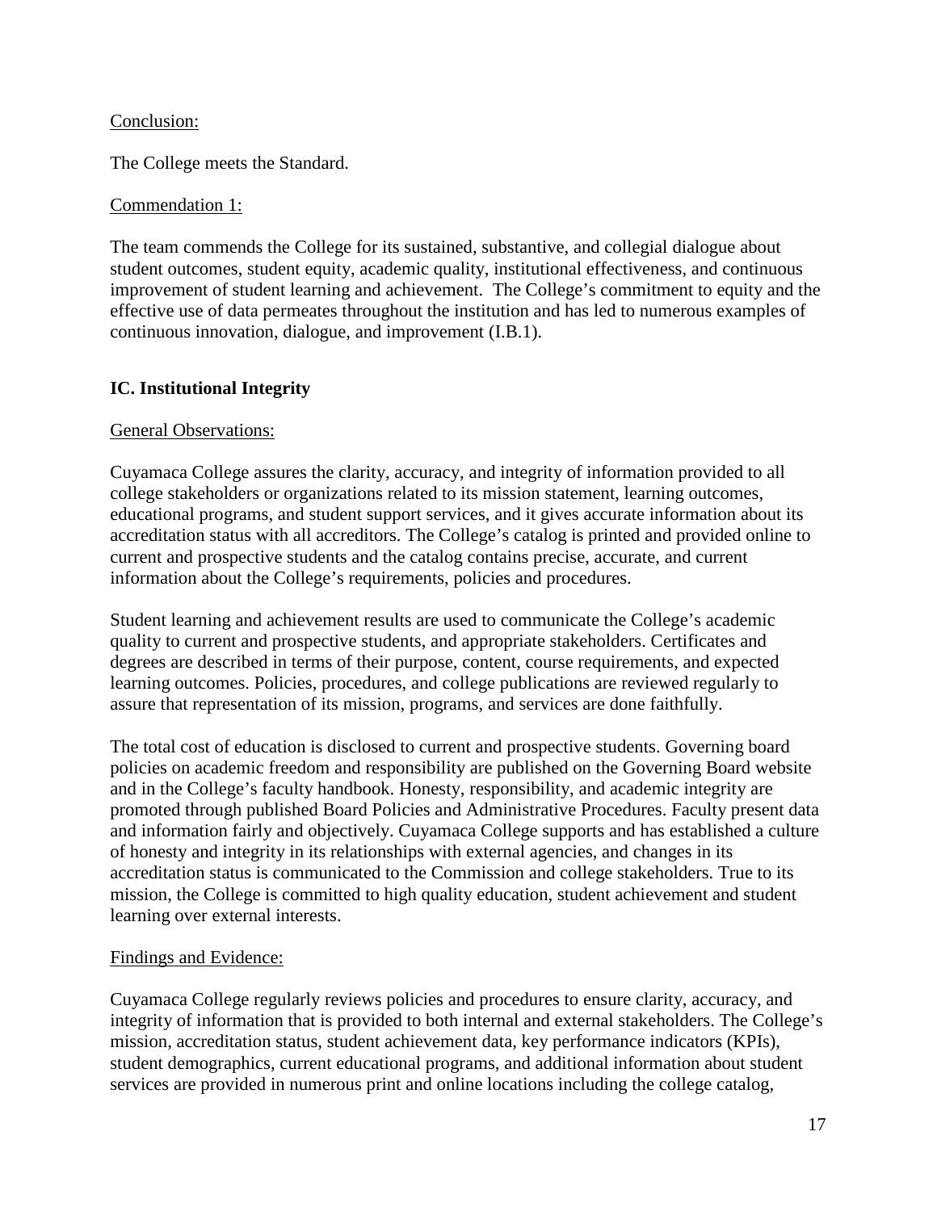Conclusion:

The College meets the Standard.

Commendation 1:

The team commends the College for its sustained, substantive, and collegial dialogue about student outcomes, student equity, academic quality, institutional effectiveness, and continuous improvement of student learning and achievement. The College's commitment to equity and the effective use of data permeates throughout the institution and has led to numerous examples of continuous innovation, dialogue, and improvement (I.B.1).

## IC. Institutional Integrity

General Observations:

Cuyamaca College assures the clarity, accuracy, and integrity of information provided to all college stakeholders or organizations related to its mission statement, learning outcomes, educational programs, and student support services, and it gives accurate information about its accreditation status with all accreditors. The College's catalog is printed and provided online to current and prospective students and the catalog contains precise, accurate, and current information about the College's requirements, policies and procedures.

Student learning and achievement results are used to communicate the College's academic quality to current and prospective students, and appropriate stakeholders. Certificates and degrees are described in terms of their purpose, content, course requirements, and expected learning outcomes. Policies, procedures, and college publications are reviewed regularly to assure that representation of its mission, programs, and services are done faithfully.

The total cost of education is disclosed to current and prospective students. Governing board policies on academic freedom and responsibility are published on the Governing Board website and in the College's faculty handbook. Honesty, responsibility, and academic integrity are promoted through published Board Policies and Administrative Procedures. Faculty present data and information fairly and objectively. Cuyamaca College supports and has established a culture of honesty and integrity in its relationships with external agencies, and changes in its accreditation status is communicated to the Commission and college stakeholders. True to its mission, the College is committed to high quality education, student achievement and student learning over external interests.

Findings and Evidence:

Cuyamaca College regularly reviews policies and procedures to ensure clarity, accuracy, and integrity of information that is provided to both internal and external stakeholders. The College's mission, accreditation status, student achievement data, key performance indicators (KPIs), student demographics, current educational programs, and additional information about student services are provided in numerous print and online locations including the college catalog,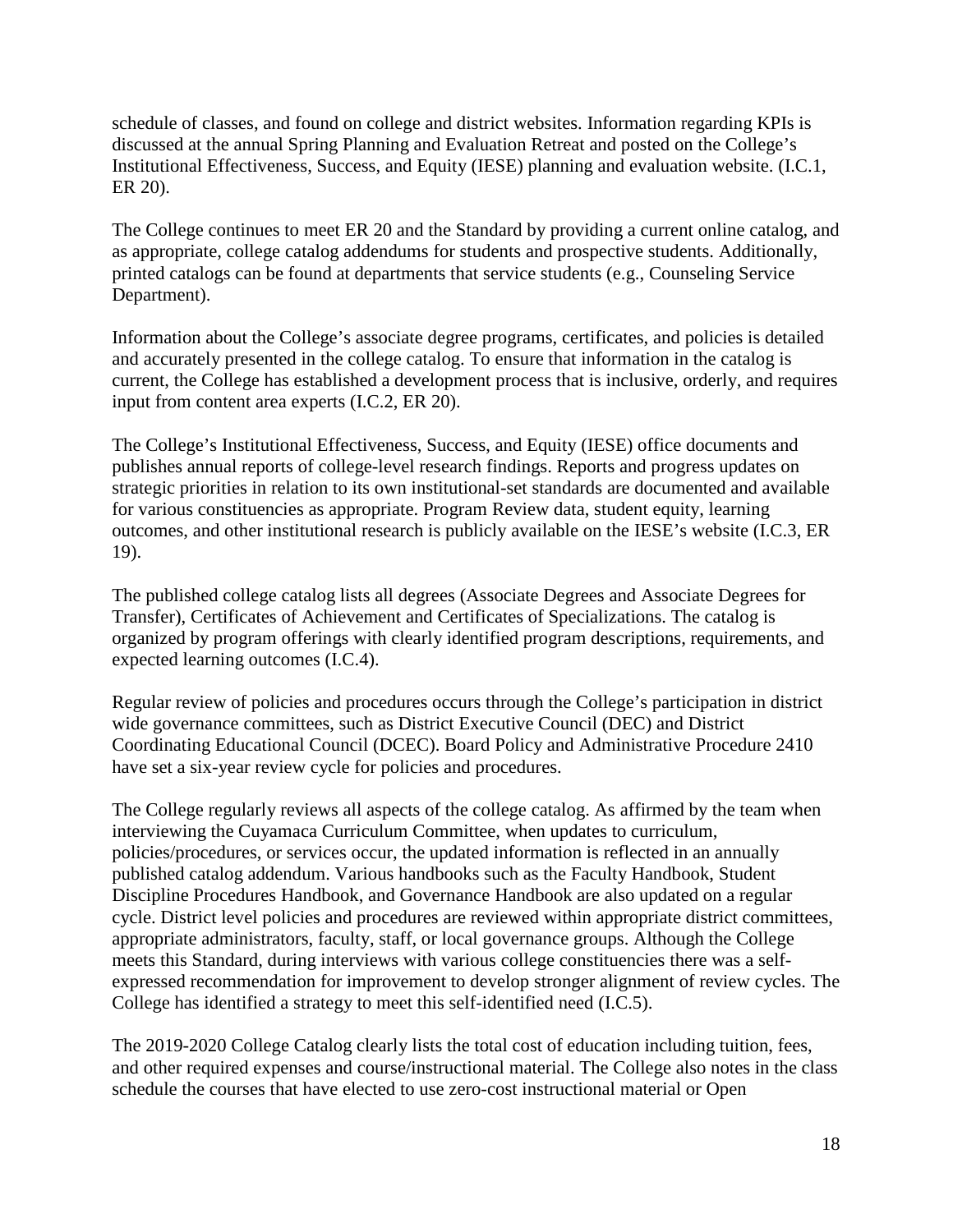schedule of classes, and found on college and district websites. Information regarding KPIs is discussed at the annual Spring Planning and Evaluation Retreat and posted on the College's Institutional Effectiveness, Success, and Equity (IESE) planning and evaluation website. (I.C.1, ER 20).

The College continues to meet ER 20 and the Standard by providing a current online catalog, and as appropriate, college catalog addendums for students and prospective students. Additionally, printed catalogs can be found at departments that service students (e.g., Counseling Service Department).

Information about the College's associate degree programs, certificates, and policies is detailed and accurately presented in the college catalog. To ensure that information in the catalog is current, the College has established a development process that is inclusive, orderly, and requires input from content area experts (I.C.2, ER 20).

The College's Institutional Effectiveness, Success, and Equity (IESE) office documents and publishes annual reports of college-level research findings. Reports and progress updates on strategic priorities in relation to its own institutional-set standards are documented and available for various constituencies as appropriate. Program Review data, student equity, learning outcomes, and other institutional research is publicly available on the IESE's website (I.C.3, ER 19).

The published college catalog lists all degrees (Associate Degrees and Associate Degrees for Transfer), Certificates of Achievement and Certificates of Specializations. The catalog is organized by program offerings with clearly identified program descriptions, requirements, and expected learning outcomes (I.C.4).

Regular review of policies and procedures occurs through the College's participation in district wide governance committees, such as District Executive Council (DEC) and District Coordinating Educational Council (DCEC). Board Policy and Administrative Procedure 2410 have set a six-year review cycle for policies and procedures.

The College regularly reviews all aspects of the college catalog. As affirmed by the team when interviewing the Cuyamaca Curriculum Committee, when updates to curriculum, policies/procedures, or services occur, the updated information is reflected in an annually published catalog addendum. Various handbooks such as the Faculty Handbook, Student Discipline Procedures Handbook, and Governance Handbook are also updated on a regular cycle. District level policies and procedures are reviewed within appropriate district committees, appropriate administrators, faculty, staff, or local governance groups. Although the College meets this Standard, during interviews with various college constituencies there was a self-expressed recommendation for improvement to develop stronger alignment of review cycles. The College has identified a strategy to meet this self-identified need (I.C.5).

The 2019-2020 College Catalog clearly lists the total cost of education including tuition, fees, and other required expenses and course/instructional material. The College also notes in the class schedule the courses that have elected to use zero-cost instructional material or Open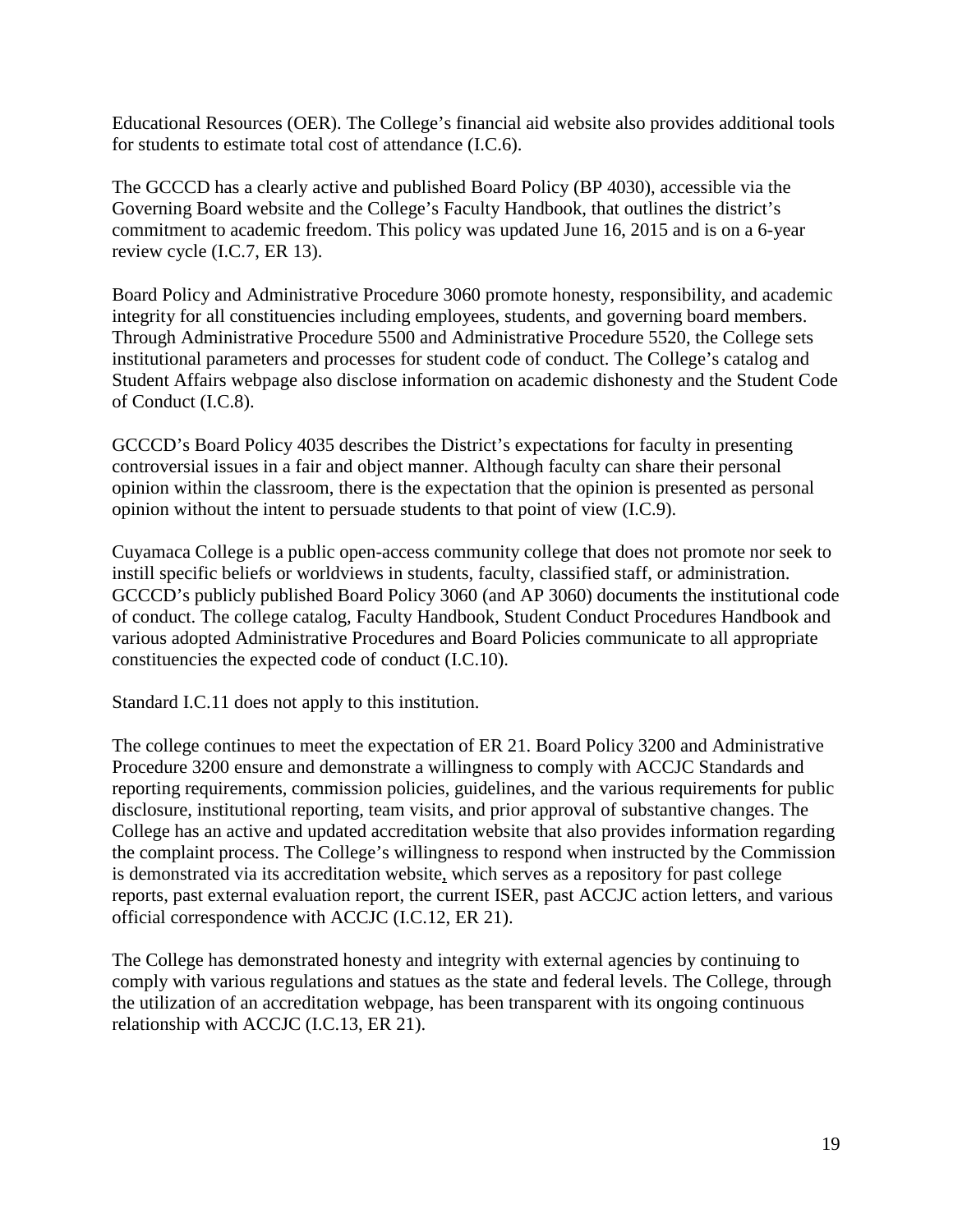Educational Resources (OER). The College's financial aid website also provides additional tools for students to estimate total cost of attendance (I.C.6).

The GCCCD has a clearly active and published Board Policy (BP 4030), accessible via the Governing Board website and the College's Faculty Handbook, that outlines the district's commitment to academic freedom. This policy was updated June 16, 2015 and is on a 6-year review cycle (I.C.7, ER 13).

Board Policy and Administrative Procedure 3060 promote honesty, responsibility, and academic integrity for all constituencies including employees, students, and governing board members. Through Administrative Procedure 5500 and Administrative Procedure 5520, the College sets institutional parameters and processes for student code of conduct. The College's catalog and Student Affairs webpage also disclose information on academic dishonesty and the Student Code of Conduct (I.C.8).

GCCCD's Board Policy 4035 describes the District's expectations for faculty in presenting controversial issues in a fair and object manner. Although faculty can share their personal opinion within the classroom, there is the expectation that the opinion is presented as personal opinion without the intent to persuade students to that point of view (I.C.9).

Cuyamaca College is a public open-access community college that does not promote nor seek to instill specific beliefs or worldviews in students, faculty, classified staff, or administration. GCCCD's publicly published Board Policy 3060 (and AP 3060) documents the institutional code of conduct. The college catalog, Faculty Handbook, Student Conduct Procedures Handbook and various adopted Administrative Procedures and Board Policies communicate to all appropriate constituencies the expected code of conduct (I.C.10).

Standard I.C.11 does not apply to this institution.

The college continues to meet the expectation of ER 21. Board Policy 3200 and Administrative Procedure 3200 ensure and demonstrate a willingness to comply with ACCJC Standards and reporting requirements, commission policies, guidelines, and the various requirements for public disclosure, institutional reporting, team visits, and prior approval of substantive changes. The College has an active and updated accreditation website that also provides information regarding the complaint process. The College's willingness to respond when instructed by the Commission is demonstrated via its accreditation website, which serves as a repository for past college reports, past external evaluation report, the current ISER, past ACCJC action letters, and various official correspondence with ACCJC (I.C.12, ER 21).

The College has demonstrated honesty and integrity with external agencies by continuing to comply with various regulations and statues as the state and federal levels. The College, through the utilization of an accreditation webpage, has been transparent with its ongoing continuous relationship with ACCJC (I.C.13, ER 21).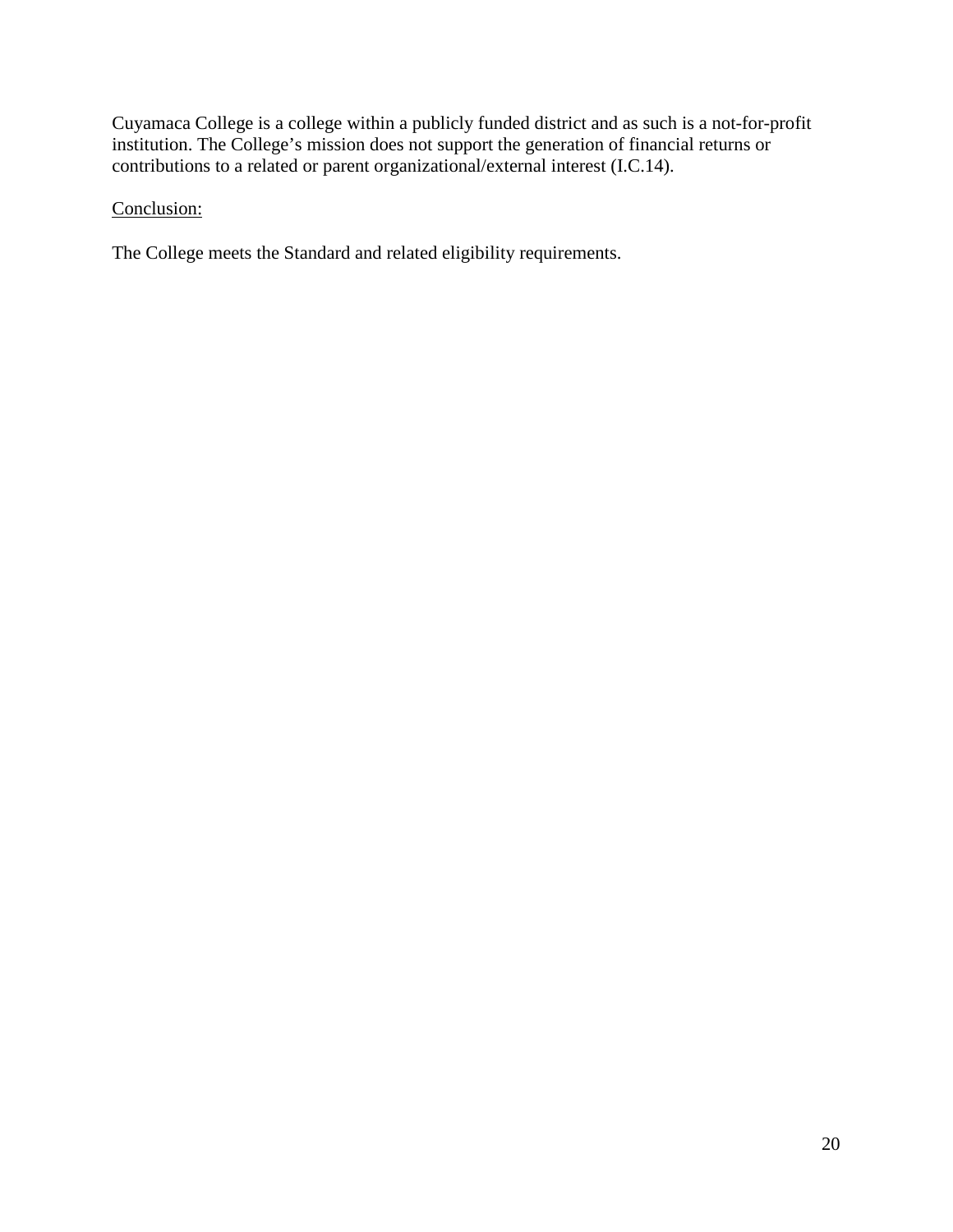Cuyamaca College is a college within a publicly funded district and as such is a not-for-profit institution. The College's mission does not support the generation of financial returns or contributions to a related or parent organizational/external interest (I.C.14).

<u>Conclusion:</u>

The College meets the Standard and related eligibility requirements.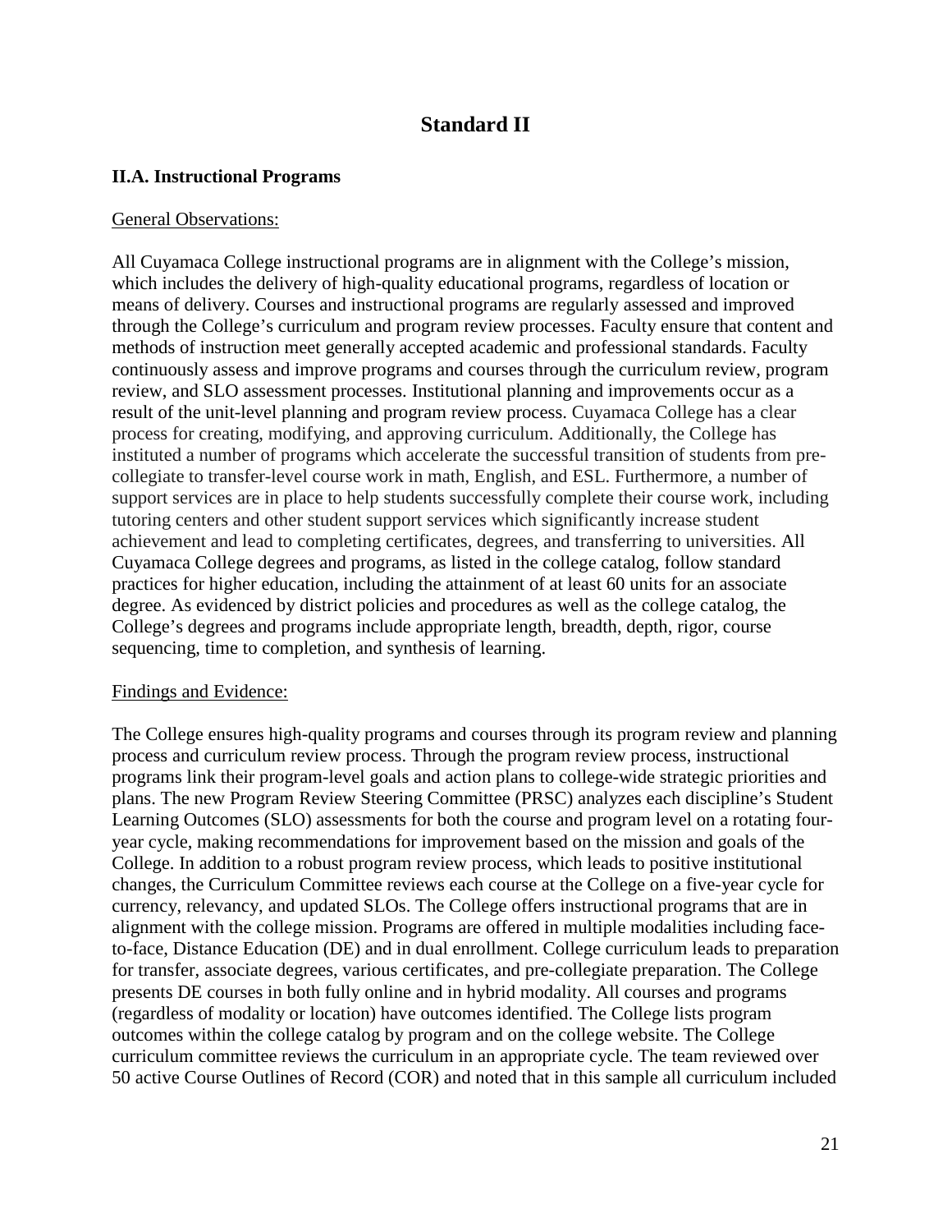# Standard II

## II.A. Instructional Programs

General Observations:

All Cuyamaca College instructional programs are in alignment with the College's mission, which includes the delivery of high-quality educational programs, regardless of location or means of delivery. Courses and instructional programs are regularly assessed and improved through the College's curriculum and program review processes. Faculty ensure that content and methods of instruction meet generally accepted academic and professional standards. Faculty continuously assess and improve programs and courses through the curriculum review, program review, and SLO assessment processes. Institutional planning and improvements occur as a result of the unit-level planning and program review process. Cuyamaca College has a clear process for creating, modifying, and approving curriculum. Additionally, the College has instituted a number of programs which accelerate the successful transition of students from pre-collegiate to transfer-level course work in math, English, and ESL. Furthermore, a number of support services are in place to help students successfully complete their course work, including tutoring centers and other student support services which significantly increase student achievement and lead to completing certificates, degrees, and transferring to universities. All Cuyamaca College degrees and programs, as listed in the college catalog, follow standard practices for higher education, including the attainment of at least 60 units for an associate degree. As evidenced by district policies and procedures as well as the college catalog, the College's degrees and programs include appropriate length, breadth, depth, rigor, course sequencing, time to completion, and synthesis of learning.

Findings and Evidence:

The College ensures high-quality programs and courses through its program review and planning process and curriculum review process. Through the program review process, instructional programs link their program-level goals and action plans to college-wide strategic priorities and plans. The new Program Review Steering Committee (PRSC) analyzes each discipline's Student Learning Outcomes (SLO) assessments for both the course and program level on a rotating four-year cycle, making recommendations for improvement based on the mission and goals of the College. In addition to a robust program review process, which leads to positive institutional changes, the Curriculum Committee reviews each course at the College on a five-year cycle for currency, relevancy, and updated SLOs. The College offers instructional programs that are in alignment with the college mission. Programs are offered in multiple modalities including face-to-face, Distance Education (DE) and in dual enrollment. College curriculum leads to preparation for transfer, associate degrees, various certificates, and pre-collegiate preparation. The College presents DE courses in both fully online and in hybrid modality. All courses and programs (regardless of modality or location) have outcomes identified. The College lists program outcomes within the college catalog by program and on the college website. The College curriculum committee reviews the curriculum in an appropriate cycle. The team reviewed over 50 active Course Outlines of Record (COR) and noted that in this sample all curriculum included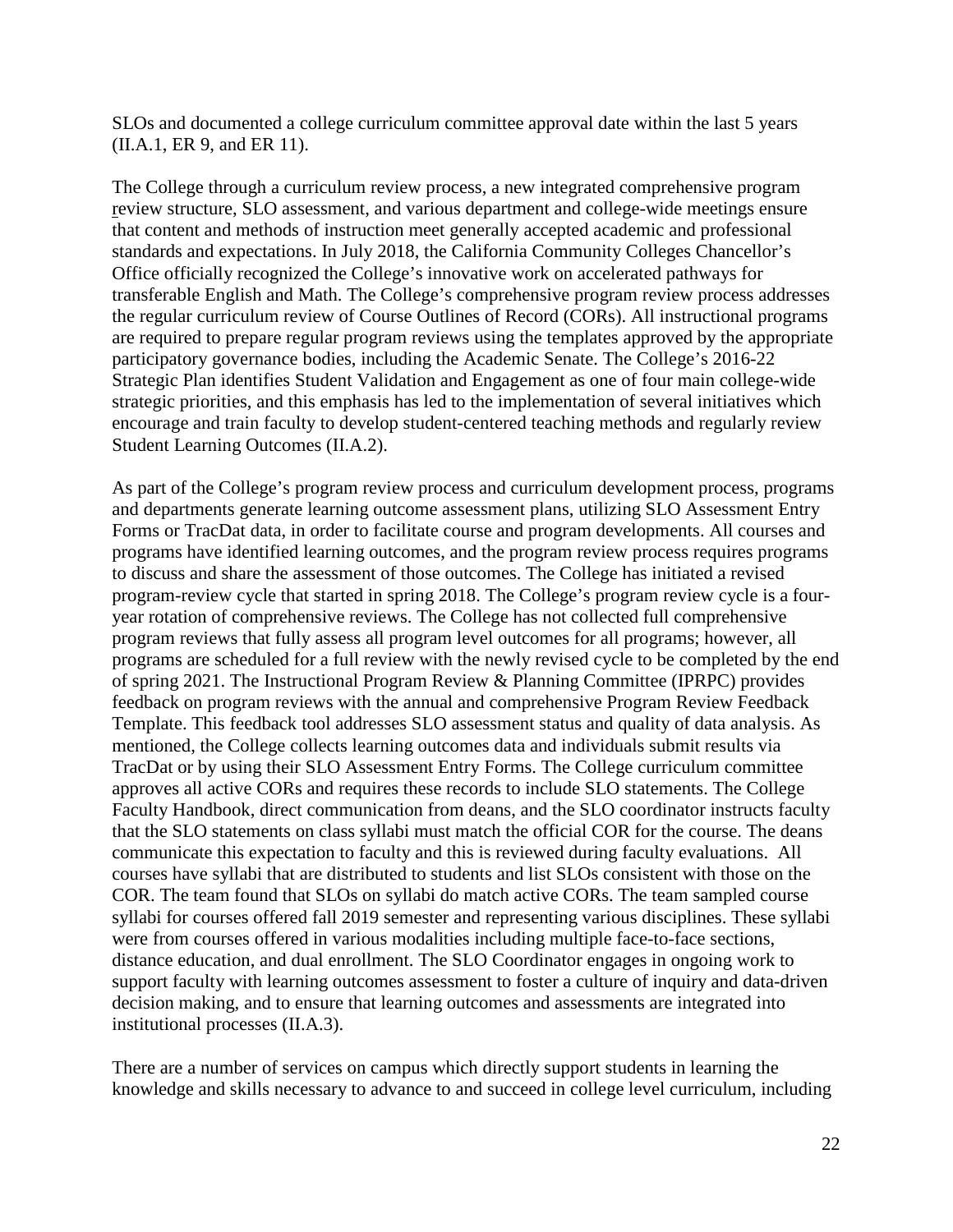SLOs and documented a college curriculum committee approval date within the last 5 years (II.A.1, ER 9, and ER 11).

The College through a curriculum review process, a new integrated comprehensive program review structure, SLO assessment, and various department and college-wide meetings ensure that content and methods of instruction meet generally accepted academic and professional standards and expectations. In July 2018, the California Community Colleges Chancellor's Office officially recognized the College's innovative work on accelerated pathways for transferable English and Math. The College's comprehensive program review process addresses the regular curriculum review of Course Outlines of Record (CORs). All instructional programs are required to prepare regular program reviews using the templates approved by the appropriate participatory governance bodies, including the Academic Senate. The College's 2016-22 Strategic Plan identifies Student Validation and Engagement as one of four main college-wide strategic priorities, and this emphasis has led to the implementation of several initiatives which encourage and train faculty to develop student-centered teaching methods and regularly review Student Learning Outcomes (II.A.2).

As part of the College's program review process and curriculum development process, programs and departments generate learning outcome assessment plans, utilizing SLO Assessment Entry Forms or TracDat data, in order to facilitate course and program developments. All courses and programs have identified learning outcomes, and the program review process requires programs to discuss and share the assessment of those outcomes. The College has initiated a revised program-review cycle that started in spring 2018. The College's program review cycle is a four-year rotation of comprehensive reviews. The College has not collected full comprehensive program reviews that fully assess all program level outcomes for all programs; however, all programs are scheduled for a full review with the newly revised cycle to be completed by the end of spring 2021. The Instructional Program Review & Planning Committee (IPRPC) provides feedback on program reviews with the annual and comprehensive Program Review Feedback Template. This feedback tool addresses SLO assessment status and quality of data analysis. As mentioned, the College collects learning outcomes data and individuals submit results via TracDat or by using their SLO Assessment Entry Forms. The College curriculum committee approves all active CORs and requires these records to include SLO statements. The College Faculty Handbook, direct communication from deans, and the SLO coordinator instructs faculty that the SLO statements on class syllabi must match the official COR for the course. The deans communicate this expectation to faculty and this is reviewed during faculty evaluations. All courses have syllabi that are distributed to students and list SLOs consistent with those on the COR. The team found that SLOs on syllabi do match active CORs. The team sampled course syllabi for courses offered fall 2019 semester and representing various disciplines. These syllabi were from courses offered in various modalities including multiple face-to-face sections, distance education, and dual enrollment. The SLO Coordinator engages in ongoing work to support faculty with learning outcomes assessment to foster a culture of inquiry and data-driven decision making, and to ensure that learning outcomes and assessments are integrated into institutional processes (II.A.3).

There are a number of services on campus which directly support students in learning the knowledge and skills necessary to advance to and succeed in college level curriculum, including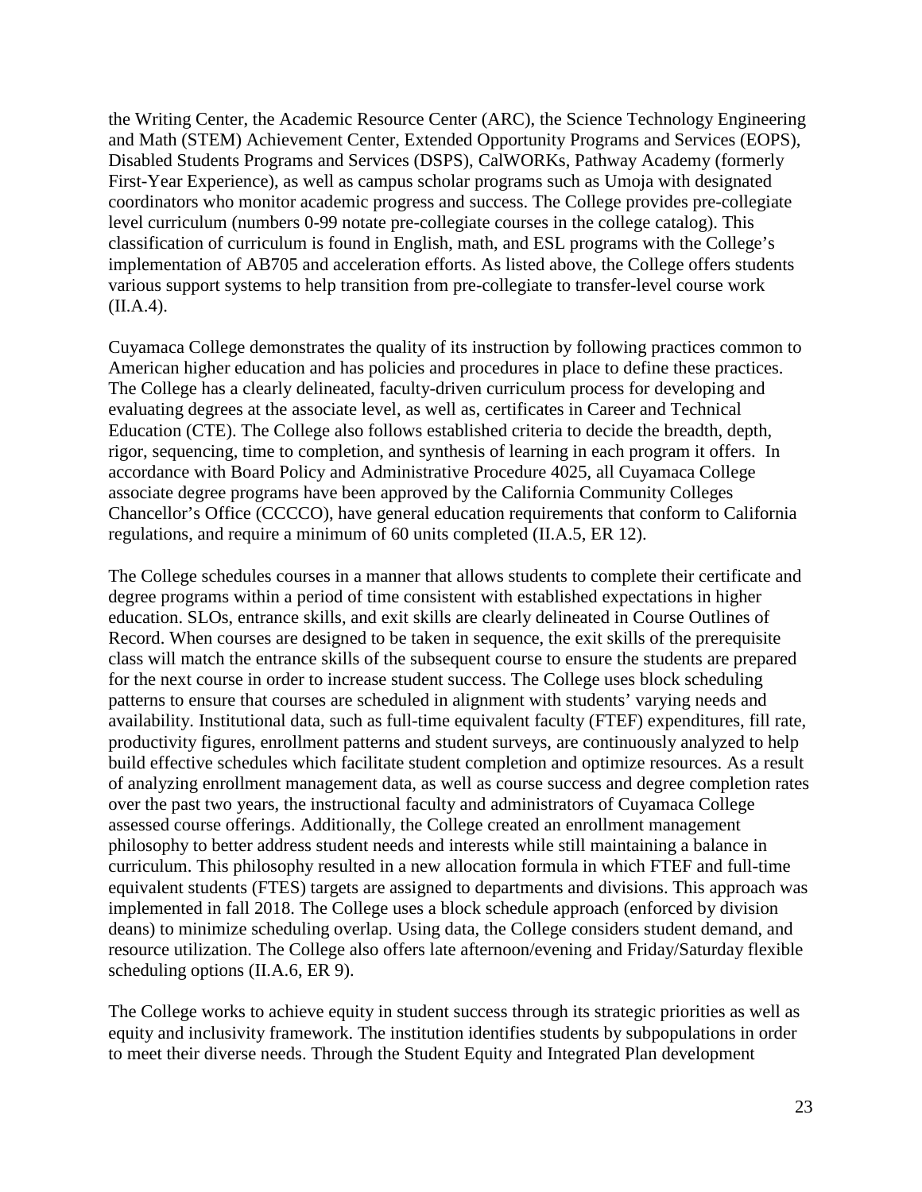the Writing Center, the Academic Resource Center (ARC), the Science Technology Engineering and Math (STEM) Achievement Center, Extended Opportunity Programs and Services (EOPS), Disabled Students Programs and Services (DSPS), CalWORKs, Pathway Academy (formerly First-Year Experience), as well as campus scholar programs such as Umoja with designated coordinators who monitor academic progress and success. The College provides pre-collegiate level curriculum (numbers 0-99 notate pre-collegiate courses in the college catalog). This classification of curriculum is found in English, math, and ESL programs with the College's implementation of AB705 and acceleration efforts. As listed above, the College offers students various support systems to help transition from pre-collegiate to transfer-level course work (II.A.4).

Cuyamaca College demonstrates the quality of its instruction by following practices common to American higher education and has policies and procedures in place to define these practices. The College has a clearly delineated, faculty-driven curriculum process for developing and evaluating degrees at the associate level, as well as, certificates in Career and Technical Education (CTE). The College also follows established criteria to decide the breadth, depth, rigor, sequencing, time to completion, and synthesis of learning in each program it offers. In accordance with Board Policy and Administrative Procedure 4025, all Cuyamaca College associate degree programs have been approved by the California Community Colleges Chancellor's Office (CCCCO), have general education requirements that conform to California regulations, and require a minimum of 60 units completed (II.A.5, ER 12).

The College schedules courses in a manner that allows students to complete their certificate and degree programs within a period of time consistent with established expectations in higher education. SLOs, entrance skills, and exit skills are clearly delineated in Course Outlines of Record. When courses are designed to be taken in sequence, the exit skills of the prerequisite class will match the entrance skills of the subsequent course to ensure the students are prepared for the next course in order to increase student success. The College uses block scheduling patterns to ensure that courses are scheduled in alignment with students' varying needs and availability. Institutional data, such as full-time equivalent faculty (FTEF) expenditures, fill rate, productivity figures, enrollment patterns and student surveys, are continuously analyzed to help build effective schedules which facilitate student completion and optimize resources. As a result of analyzing enrollment management data, as well as course success and degree completion rates over the past two years, the instructional faculty and administrators of Cuyamaca College assessed course offerings. Additionally, the College created an enrollment management philosophy to better address student needs and interests while still maintaining a balance in curriculum. This philosophy resulted in a new allocation formula in which FTEF and full-time equivalent students (FTES) targets are assigned to departments and divisions. This approach was implemented in fall 2018. The College uses a block schedule approach (enforced by division deans) to minimize scheduling overlap. Using data, the College considers student demand, and resource utilization. The College also offers late afternoon/evening and Friday/Saturday flexible scheduling options (II.A.6, ER 9).

The College works to achieve equity in student success through its strategic priorities as well as equity and inclusivity framework. The institution identifies students by subpopulations in order to meet their diverse needs. Through the Student Equity and Integrated Plan development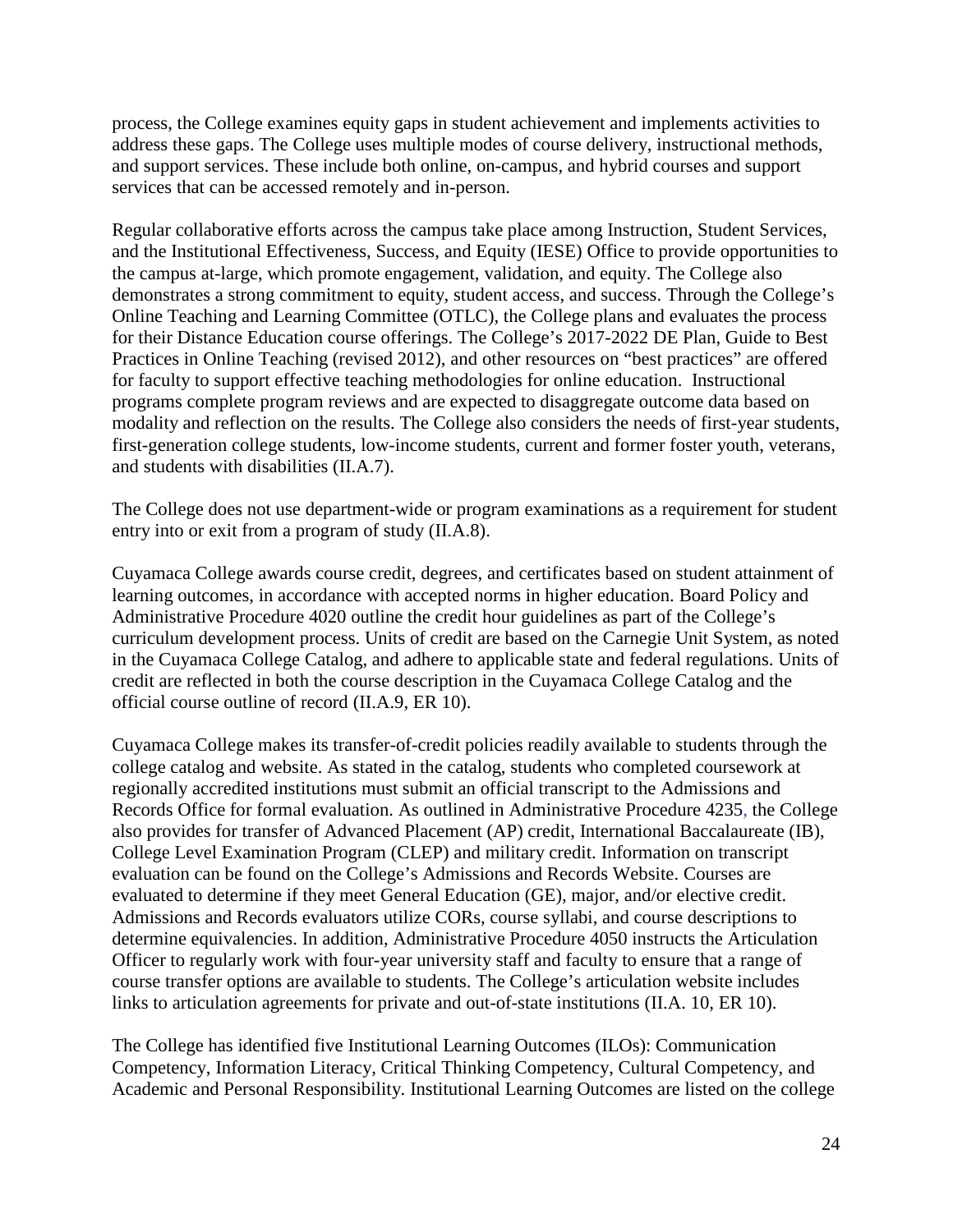process, the College examines equity gaps in student achievement and implements activities to address these gaps. The College uses multiple modes of course delivery, instructional methods, and support services. These include both online, on-campus, and hybrid courses and support services that can be accessed remotely and in-person.

Regular collaborative efforts across the campus take place among Instruction, Student Services, and the Institutional Effectiveness, Success, and Equity (IESE) Office to provide opportunities to the campus at-large, which promote engagement, validation, and equity. The College also demonstrates a strong commitment to equity, student access, and success. Through the College's Online Teaching and Learning Committee (OTLC), the College plans and evaluates the process for their Distance Education course offerings. The College's 2017-2022 DE Plan, Guide to Best Practices in Online Teaching (revised 2012), and other resources on "best practices" are offered for faculty to support effective teaching methodologies for online education. Instructional programs complete program reviews and are expected to disaggregate outcome data based on modality and reflection on the results. The College also considers the needs of first-year students, first-generation college students, low-income students, current and former foster youth, veterans, and students with disabilities (II.A.7).

The College does not use department-wide or program examinations as a requirement for student entry into or exit from a program of study (II.A.8).

Cuyamaca College awards course credit, degrees, and certificates based on student attainment of learning outcomes, in accordance with accepted norms in higher education. Board Policy and Administrative Procedure 4020 outline the credit hour guidelines as part of the College's curriculum development process. Units of credit are based on the Carnegie Unit System, as noted in the Cuyamaca College Catalog, and adhere to applicable state and federal regulations. Units of credit are reflected in both the course description in the Cuyamaca College Catalog and the official course outline of record (II.A.9, ER 10).

Cuyamaca College makes its transfer-of-credit policies readily available to students through the college catalog and website. As stated in the catalog, students who completed coursework at regionally accredited institutions must submit an official transcript to the Admissions and Records Office for formal evaluation. As outlined in Administrative Procedure 4235, the College also provides for transfer of Advanced Placement (AP) credit, International Baccalaureate (IB), College Level Examination Program (CLEP) and military credit. Information on transcript evaluation can be found on the College's Admissions and Records Website. Courses are evaluated to determine if they meet General Education (GE), major, and/or elective credit. Admissions and Records evaluators utilize CORs, course syllabi, and course descriptions to determine equivalencies. In addition, Administrative Procedure 4050 instructs the Articulation Officer to regularly work with four-year university staff and faculty to ensure that a range of course transfer options are available to students. The College's articulation website includes links to articulation agreements for private and out-of-state institutions (II.A. 10, ER 10).

The College has identified five Institutional Learning Outcomes (ILOs): Communication Competency, Information Literacy, Critical Thinking Competency, Cultural Competency, and Academic and Personal Responsibility. Institutional Learning Outcomes are listed on the college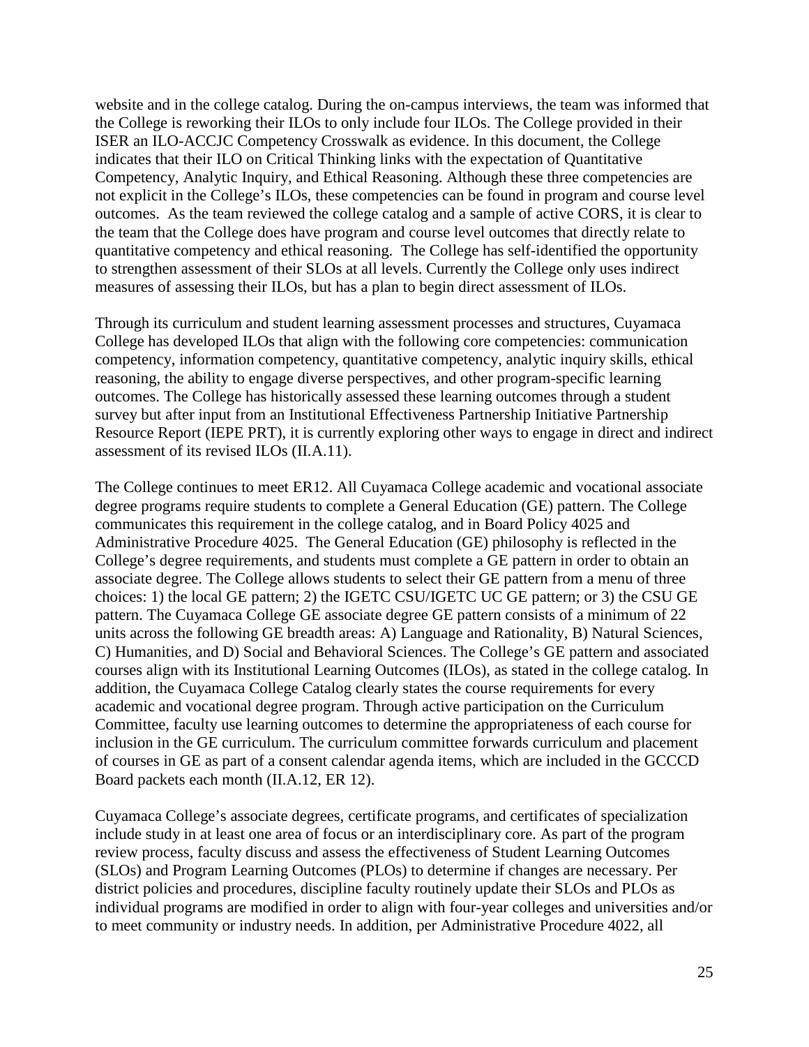website and in the college catalog. During the on-campus interviews, the team was informed that the College is reworking their ILOs to only include four ILOs. The College provided in their ISER an ILO-ACCJC Competency Crosswalk as evidence. In this document, the College indicates that their ILO on Critical Thinking links with the expectation of Quantitative Competency, Analytic Inquiry, and Ethical Reasoning. Although these three competencies are not explicit in the College's ILOs, these competencies can be found in program and course level outcomes. As the team reviewed the college catalog and a sample of active CORS, it is clear to the team that the College does have program and course level outcomes that directly relate to quantitative competency and ethical reasoning. The College has self-identified the opportunity to strengthen assessment of their SLOs at all levels. Currently the College only uses indirect measures of assessing their ILOs, but has a plan to begin direct assessment of ILOs.

Through its curriculum and student learning assessment processes and structures, Cuyamaca College has developed ILOs that align with the following core competencies: communication competency, information competency, quantitative competency, analytic inquiry skills, ethical reasoning, the ability to engage diverse perspectives, and other program-specific learning outcomes. The College has historically assessed these learning outcomes through a student survey but after input from an Institutional Effectiveness Partnership Initiative Partnership Resource Report (IEPE PRT), it is currently exploring other ways to engage in direct and indirect assessment of its revised ILOs (II.A.11).

The College continues to meet ER12. All Cuyamaca College academic and vocational associate degree programs require students to complete a General Education (GE) pattern. The College communicates this requirement in the college catalog, and in Board Policy 4025 and Administrative Procedure 4025. The General Education (GE) philosophy is reflected in the College's degree requirements, and students must complete a GE pattern in order to obtain an associate degree. The College allows students to select their GE pattern from a menu of three choices: 1) the local GE pattern; 2) the IGETC CSU/IGETC UC GE pattern; or 3) the CSU GE pattern. The Cuyamaca College GE associate degree GE pattern consists of a minimum of 22 units across the following GE breadth areas: A) Language and Rationality, B) Natural Sciences, C) Humanities, and D) Social and Behavioral Sciences. The College's GE pattern and associated courses align with its Institutional Learning Outcomes (ILOs), as stated in the college catalog. In addition, the Cuyamaca College Catalog clearly states the course requirements for every academic and vocational degree program. Through active participation on the Curriculum Committee, faculty use learning outcomes to determine the appropriateness of each course for inclusion in the GE curriculum. The curriculum committee forwards curriculum and placement of courses in GE as part of a consent calendar agenda items, which are included in the GCCCD Board packets each month (II.A.12, ER 12).

Cuyamaca College's associate degrees, certificate programs, and certificates of specialization include study in at least one area of focus or an interdisciplinary core. As part of the program review process, faculty discuss and assess the effectiveness of Student Learning Outcomes (SLOs) and Program Learning Outcomes (PLOs) to determine if changes are necessary. Per district policies and procedures, discipline faculty routinely update their SLOs and PLOs as individual programs are modified in order to align with four-year colleges and universities and/or to meet community or industry needs. In addition, per Administrative Procedure 4022, all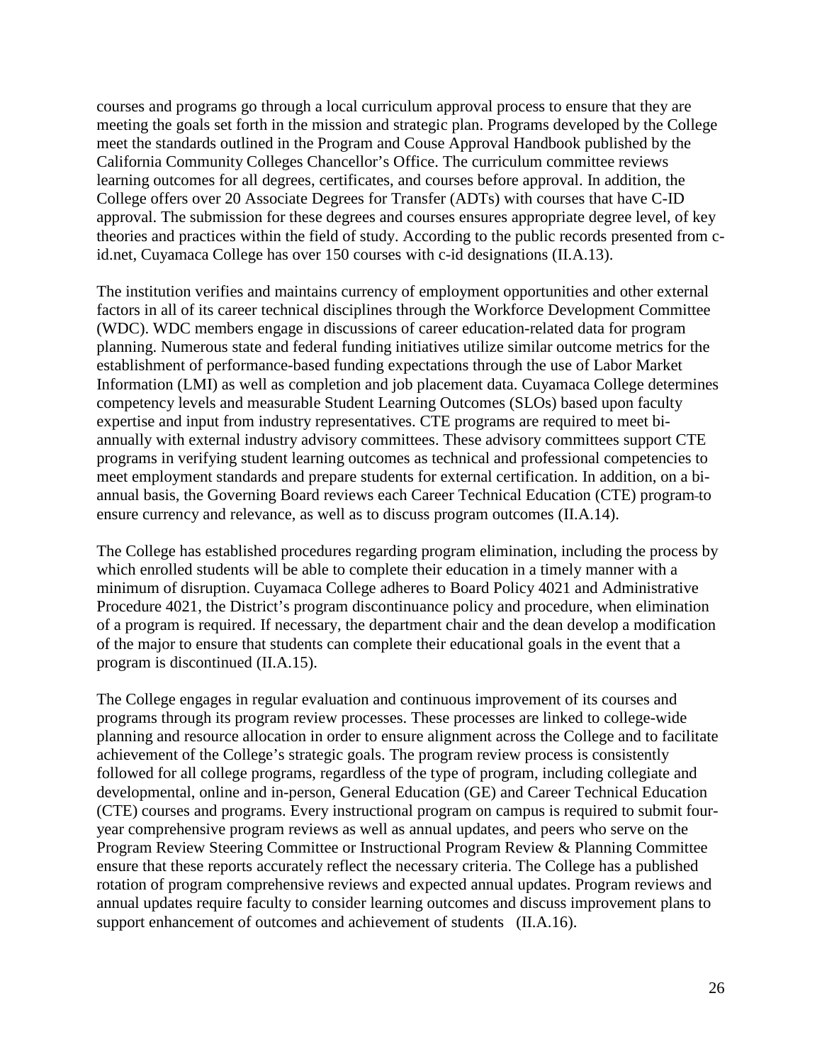courses and programs go through a local curriculum approval process to ensure that they are meeting the goals set forth in the mission and strategic plan. Programs developed by the College meet the standards outlined in the Program and Couse Approval Handbook published by the California Community Colleges Chancellor's Office. The curriculum committee reviews learning outcomes for all degrees, certificates, and courses before approval. In addition, the College offers over 20 Associate Degrees for Transfer (ADTs) with courses that have C-ID approval. The submission for these degrees and courses ensures appropriate degree level, of key theories and practices within the field of study. According to the public records presented from c-id.net, Cuyamaca College has over 150 courses with c-id designations (II.A.13).

The institution verifies and maintains currency of employment opportunities and other external factors in all of its career technical disciplines through the Workforce Development Committee (WDC). WDC members engage in discussions of career education-related data for program planning. Numerous state and federal funding initiatives utilize similar outcome metrics for the establishment of performance-based funding expectations through the use of Labor Market Information (LMI) as well as completion and job placement data. Cuyamaca College determines competency levels and measurable Student Learning Outcomes (SLOs) based upon faculty expertise and input from industry representatives. CTE programs are required to meet bi-annually with external industry advisory committees. These advisory committees support CTE programs in verifying student learning outcomes as technical and professional competencies to meet employment standards and prepare students for external certification. In addition, on a bi-annual basis, the Governing Board reviews each Career Technical Education (CTE) program to ensure currency and relevance, as well as to discuss program outcomes (II.A.14).

The College has established procedures regarding program elimination, including the process by which enrolled students will be able to complete their education in a timely manner with a minimum of disruption. Cuyamaca College adheres to Board Policy 4021 and Administrative Procedure 4021, the District's program discontinuance policy and procedure, when elimination of a program is required. If necessary, the department chair and the dean develop a modification of the major to ensure that students can complete their educational goals in the event that a program is discontinued (II.A.15).

The College engages in regular evaluation and continuous improvement of its courses and programs through its program review processes. These processes are linked to college-wide planning and resource allocation in order to ensure alignment across the College and to facilitate achievement of the College's strategic goals. The program review process is consistently followed for all college programs, regardless of the type of program, including collegiate and developmental, online and in-person, General Education (GE) and Career Technical Education (CTE) courses and programs. Every instructional program on campus is required to submit four-year comprehensive program reviews as well as annual updates, and peers who serve on the Program Review Steering Committee or Instructional Program Review & Planning Committee ensure that these reports accurately reflect the necessary criteria. The College has a published rotation of program comprehensive reviews and expected annual updates. Program reviews and annual updates require faculty to consider learning outcomes and discuss improvement plans to support enhancement of outcomes and achievement of students (II.A.16).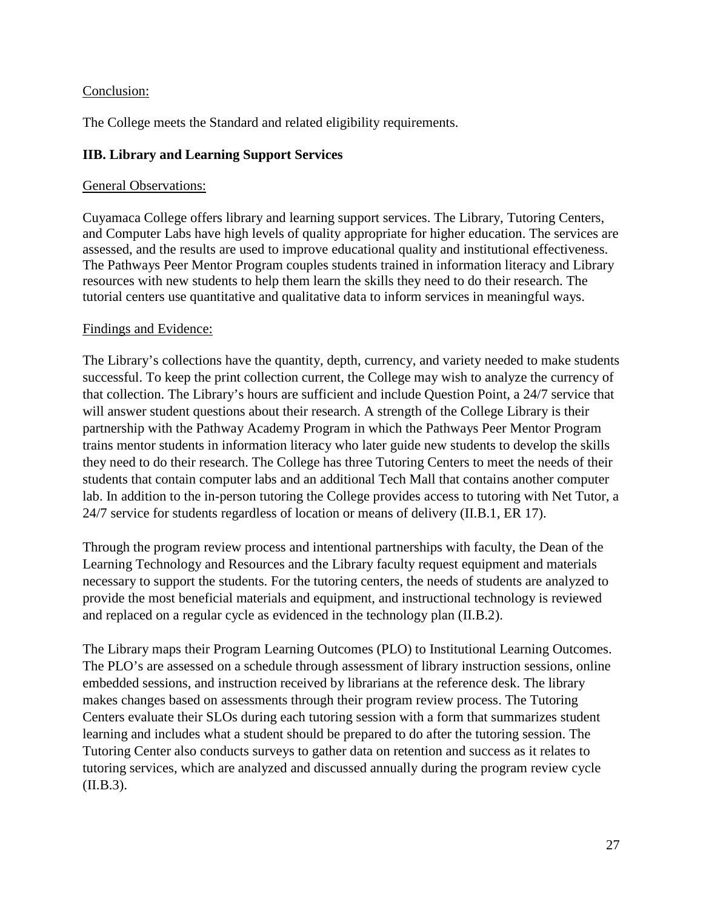Conclusion:

The College meets the Standard and related eligibility requirements.

**IIB. Library and Learning Support Services**

General Observations:

Cuyamaca College offers library and learning support services. The Library, Tutoring Centers, and Computer Labs have high levels of quality appropriate for higher education. The services are assessed, and the results are used to improve educational quality and institutional effectiveness. The Pathways Peer Mentor Program couples students trained in information literacy and Library resources with new students to help them learn the skills they need to do their research. The tutorial centers use quantitative and qualitative data to inform services in meaningful ways.

Findings and Evidence:

The Library's collections have the quantity, depth, currency, and variety needed to make students successful. To keep the print collection current, the College may wish to analyze the currency of that collection. The Library's hours are sufficient and include Question Point, a 24/7 service that will answer student questions about their research. A strength of the College Library is their partnership with the Pathway Academy Program in which the Pathways Peer Mentor Program trains mentor students in information literacy who later guide new students to develop the skills they need to do their research. The College has three Tutoring Centers to meet the needs of their students that contain computer labs and an additional Tech Mall that contains another computer lab. In addition to the in-person tutoring the College provides access to tutoring with Net Tutor, a 24/7 service for students regardless of location or means of delivery (II.B.1, ER 17).

Through the program review process and intentional partnerships with faculty, the Dean of the Learning Technology and Resources and the Library faculty request equipment and materials necessary to support the students. For the tutoring centers, the needs of students are analyzed to provide the most beneficial materials and equipment, and instructional technology is reviewed and replaced on a regular cycle as evidenced in the technology plan (II.B.2).

The Library maps their Program Learning Outcomes (PLO) to Institutional Learning Outcomes. The PLO's are assessed on a schedule through assessment of library instruction sessions, online embedded sessions, and instruction received by librarians at the reference desk. The library makes changes based on assessments through their program review process. The Tutoring Centers evaluate their SLOs during each tutoring session with a form that summarizes student learning and includes what a student should be prepared to do after the tutoring session. The Tutoring Center also conducts surveys to gather data on retention and success as it relates to tutoring services, which are analyzed and discussed annually during the program review cycle (II.B.3).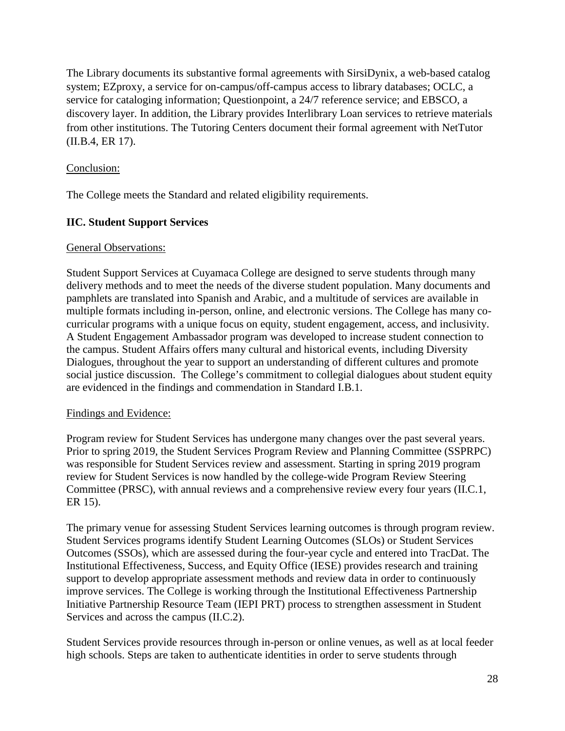The Library documents its substantive formal agreements with SirsiDynix, a web-based catalog system; EZproxy, a service for on-campus/off-campus access to library databases; OCLC, a service for cataloging information; Questionpoint, a 24/7 reference service; and EBSCO, a discovery layer. In addition, the Library provides Interlibrary Loan services to retrieve materials from other institutions. The Tutoring Centers document their formal agreement with NetTutor (II.B.4, ER 17).

<u>Conclusion:</u>

The College meets the Standard and related eligibility requirements.

**IIC. Student Support Services**

<u>General Observations:</u>

Student Support Services at Cuyamaca College are designed to serve students through many delivery methods and to meet the needs of the diverse student population. Many documents and pamphlets are translated into Spanish and Arabic, and a multitude of services are available in multiple formats including in-person, online, and electronic versions. The College has many co-curricular programs with a unique focus on equity, student engagement, access, and inclusivity. A Student Engagement Ambassador program was developed to increase student connection to the campus. Student Affairs offers many cultural and historical events, including Diversity Dialogues, throughout the year to support an understanding of different cultures and promote social justice discussion. The College's commitment to collegial dialogues about student equity are evidenced in the findings and commendation in Standard I.B.1.

<u>Findings and Evidence:</u>

Program review for Student Services has undergone many changes over the past several years. Prior to spring 2019, the Student Services Program Review and Planning Committee (SSPRPC) was responsible for Student Services review and assessment. Starting in spring 2019 program review for Student Services is now handled by the college-wide Program Review Steering Committee (PRSC), with annual reviews and a comprehensive review every four years (II.C.1, ER 15).

The primary venue for assessing Student Services learning outcomes is through program review. Student Services programs identify Student Learning Outcomes (SLOs) or Student Services Outcomes (SSOs), which are assessed during the four-year cycle and entered into TracDat. The Institutional Effectiveness, Success, and Equity Office (IESE) provides research and training support to develop appropriate assessment methods and review data in order to continuously improve services. The College is working through the Institutional Effectiveness Partnership Initiative Partnership Resource Team (IEPI PRT) process to strengthen assessment in Student Services and across the campus (II.C.2).

Student Services provide resources through in-person or online venues, as well as at local feeder high schools. Steps are taken to authenticate identities in order to serve students through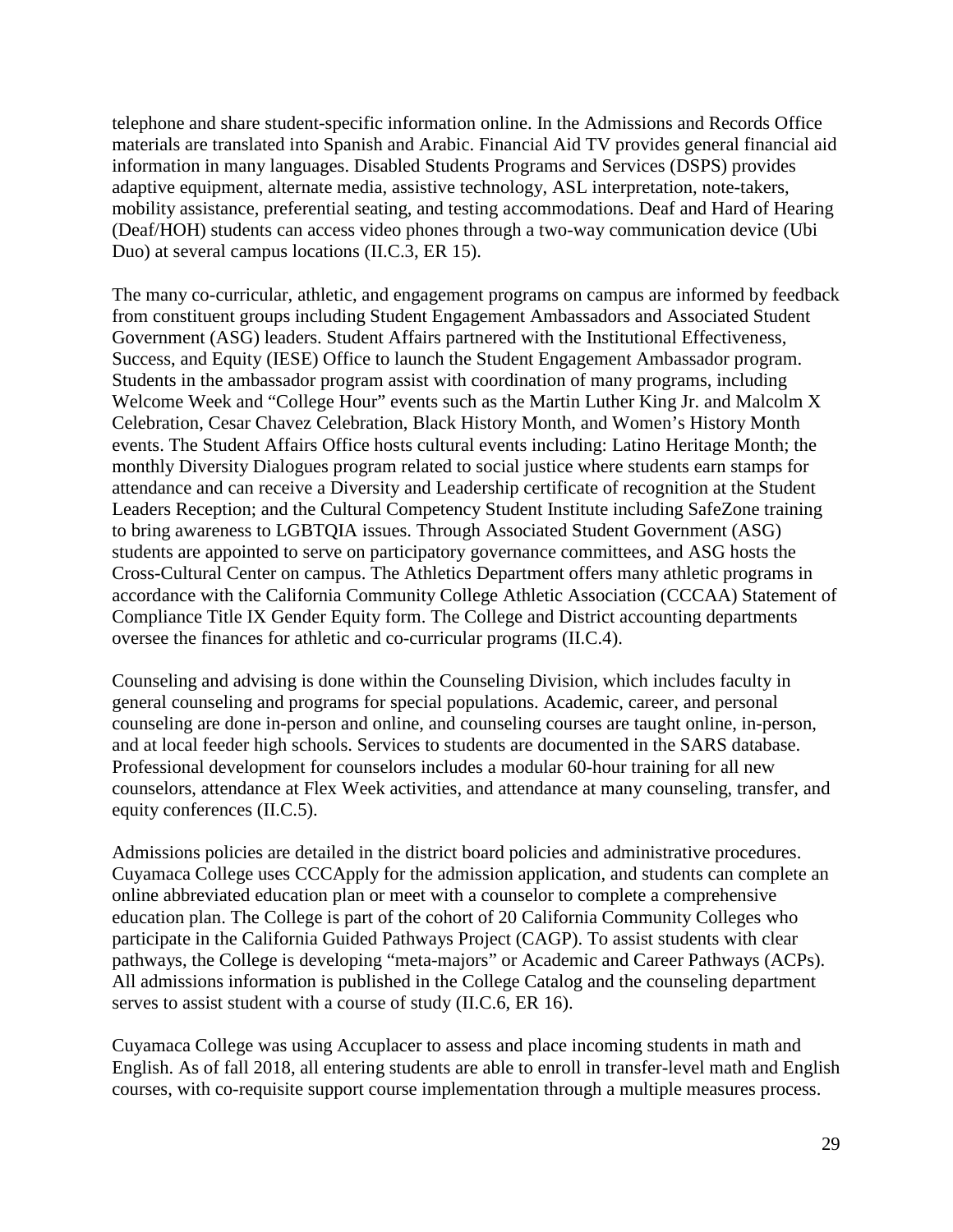telephone and share student-specific information online. In the Admissions and Records Office materials are translated into Spanish and Arabic. Financial Aid TV provides general financial aid information in many languages. Disabled Students Programs and Services (DSPS) provides adaptive equipment, alternate media, assistive technology, ASL interpretation, note-takers, mobility assistance, preferential seating, and testing accommodations. Deaf and Hard of Hearing (Deaf/HOH) students can access video phones through a two-way communication device (Ubi Duo) at several campus locations (II.C.3, ER 15).

The many co-curricular, athletic, and engagement programs on campus are informed by feedback from constituent groups including Student Engagement Ambassadors and Associated Student Government (ASG) leaders. Student Affairs partnered with the Institutional Effectiveness, Success, and Equity (IESE) Office to launch the Student Engagement Ambassador program. Students in the ambassador program assist with coordination of many programs, including Welcome Week and "College Hour" events such as the Martin Luther King Jr. and Malcolm X Celebration, Cesar Chavez Celebration, Black History Month, and Women's History Month events. The Student Affairs Office hosts cultural events including: Latino Heritage Month; the monthly Diversity Dialogues program related to social justice where students earn stamps for attendance and can receive a Diversity and Leadership certificate of recognition at the Student Leaders Reception; and the Cultural Competency Student Institute including SafeZone training to bring awareness to LGBTQIA issues. Through Associated Student Government (ASG) students are appointed to serve on participatory governance committees, and ASG hosts the Cross-Cultural Center on campus. The Athletics Department offers many athletic programs in accordance with the California Community College Athletic Association (CCCAA) Statement of Compliance Title IX Gender Equity form. The College and District accounting departments oversee the finances for athletic and co-curricular programs (II.C.4).

Counseling and advising is done within the Counseling Division, which includes faculty in general counseling and programs for special populations. Academic, career, and personal counseling are done in-person and online, and counseling courses are taught online, in-person, and at local feeder high schools. Services to students are documented in the SARS database. Professional development for counselors includes a modular 60-hour training for all new counselors, attendance at Flex Week activities, and attendance at many counseling, transfer, and equity conferences (II.C.5).

Admissions policies are detailed in the district board policies and administrative procedures. Cuyamaca College uses CCCApply for the admission application, and students can complete an online abbreviated education plan or meet with a counselor to complete a comprehensive education plan. The College is part of the cohort of 20 California Community Colleges who participate in the California Guided Pathways Project (CAGP). To assist students with clear pathways, the College is developing "meta-majors" or Academic and Career Pathways (ACPs). All admissions information is published in the College Catalog and the counseling department serves to assist student with a course of study (II.C.6, ER 16).

Cuyamaca College was using Accuplacer to assess and place incoming students in math and English. As of fall 2018, all entering students are able to enroll in transfer-level math and English courses, with co-requisite support course implementation through a multiple measures process.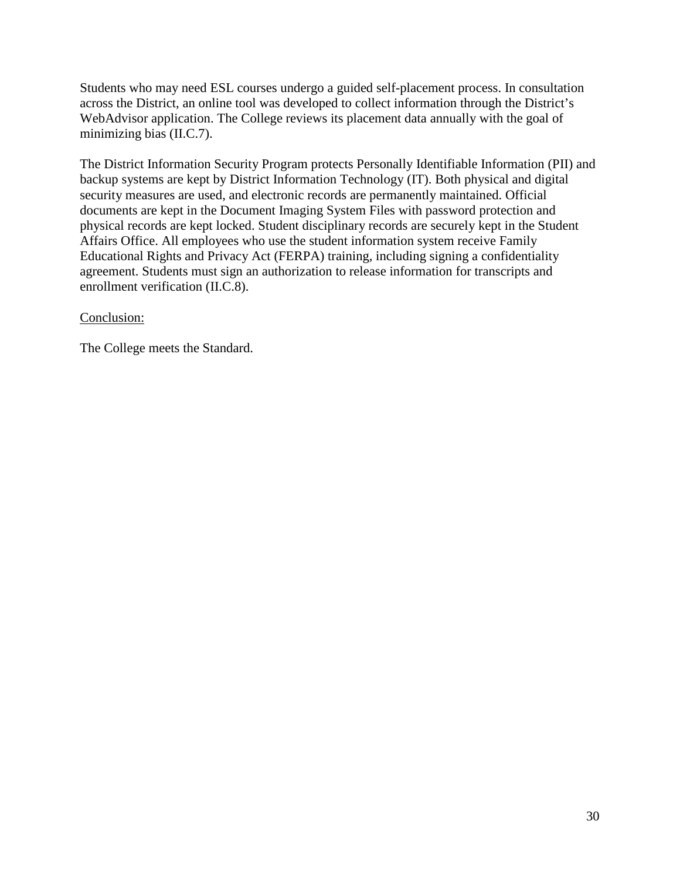Students who may need ESL courses undergo a guided self-placement process. In consultation across the District, an online tool was developed to collect information through the District's WebAdvisor application. The College reviews its placement data annually with the goal of minimizing bias (II.C.7).

The District Information Security Program protects Personally Identifiable Information (PII) and backup systems are kept by District Information Technology (IT). Both physical and digital security measures are used, and electronic records are permanently maintained. Official documents are kept in the Document Imaging System Files with password protection and physical records are kept locked. Student disciplinary records are securely kept in the Student Affairs Office. All employees who use the student information system receive Family Educational Rights and Privacy Act (FERPA) training, including signing a confidentiality agreement. Students must sign an authorization to release information for transcripts and enrollment verification (II.C.8).

<u>Conclusion:</u>

The College meets the Standard.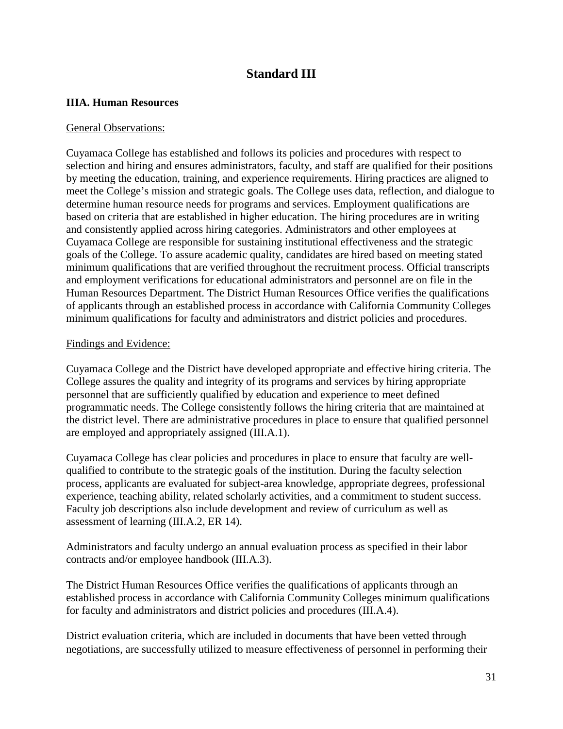# Standard III

## IIIA. Human Resources

General Observations:

Cuyamaca College has established and follows its policies and procedures with respect to selection and hiring and ensures administrators, faculty, and staff are qualified for their positions by meeting the education, training, and experience requirements. Hiring practices are aligned to meet the College's mission and strategic goals. The College uses data, reflection, and dialogue to determine human resource needs for programs and services. Employment qualifications are based on criteria that are established in higher education. The hiring procedures are in writing and consistently applied across hiring categories. Administrators and other employees at Cuyamaca College are responsible for sustaining institutional effectiveness and the strategic goals of the College. To assure academic quality, candidates are hired based on meeting stated minimum qualifications that are verified throughout the recruitment process. Official transcripts and employment verifications for educational administrators and personnel are on file in the Human Resources Department. The District Human Resources Office verifies the qualifications of applicants through an established process in accordance with California Community Colleges minimum qualifications for faculty and administrators and district policies and procedures.

Findings and Evidence:

Cuyamaca College and the District have developed appropriate and effective hiring criteria. The College assures the quality and integrity of its programs and services by hiring appropriate personnel that are sufficiently qualified by education and experience to meet defined programmatic needs. The College consistently follows the hiring criteria that are maintained at the district level. There are administrative procedures in place to ensure that qualified personnel are employed and appropriately assigned (III.A.1).

Cuyamaca College has clear policies and procedures in place to ensure that faculty are well-qualified to contribute to the strategic goals of the institution. During the faculty selection process, applicants are evaluated for subject-area knowledge, appropriate degrees, professional experience, teaching ability, related scholarly activities, and a commitment to student success. Faculty job descriptions also include development and review of curriculum as well as assessment of learning (III.A.2, ER 14).

Administrators and faculty undergo an annual evaluation process as specified in their labor contracts and/or employee handbook (III.A.3).

The District Human Resources Office verifies the qualifications of applicants through an established process in accordance with California Community Colleges minimum qualifications for faculty and administrators and district policies and procedures (III.A.4).

District evaluation criteria, which are included in documents that have been vetted through negotiations, are successfully utilized to measure effectiveness of personnel in performing their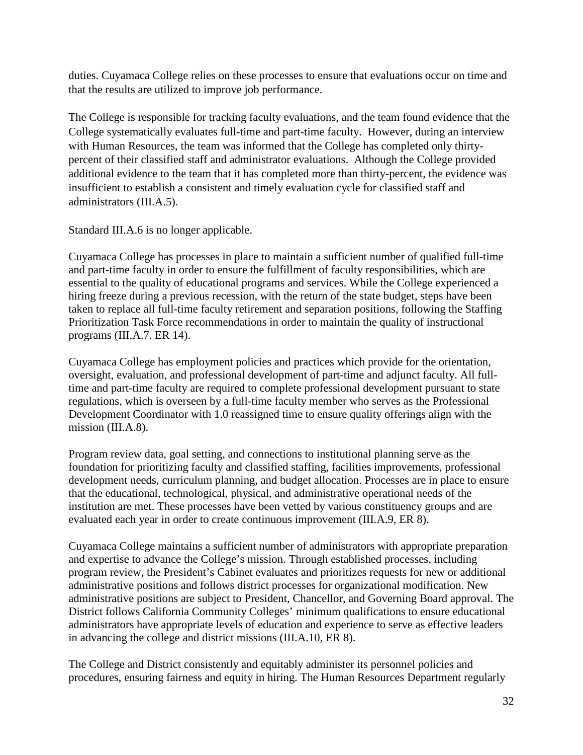duties. Cuyamaca College relies on these processes to ensure that evaluations occur on time and that the results are utilized to improve job performance.

The College is responsible for tracking faculty evaluations, and the team found evidence that the College systematically evaluates full-time and part-time faculty. However, during an interview with Human Resources, the team was informed that the College has completed only thirty-percent of their classified staff and administrator evaluations. Although the College provided additional evidence to the team that it has completed more than thirty-percent, the evidence was insufficient to establish a consistent and timely evaluation cycle for classified staff and administrators (III.A.5).

Standard III.A.6 is no longer applicable.

Cuyamaca College has processes in place to maintain a sufficient number of qualified full-time and part-time faculty in order to ensure the fulfillment of faculty responsibilities, which are essential to the quality of educational programs and services. While the College experienced a hiring freeze during a previous recession, with the return of the state budget, steps have been taken to replace all full-time faculty retirement and separation positions, following the Staffing Prioritization Task Force recommendations in order to maintain the quality of instructional programs (III.A.7. ER 14).

Cuyamaca College has employment policies and practices which provide for the orientation, oversight, evaluation, and professional development of part-time and adjunct faculty. All full-time and part-time faculty are required to complete professional development pursuant to state regulations, which is overseen by a full-time faculty member who serves as the Professional Development Coordinator with 1.0 reassigned time to ensure quality offerings align with the mission (III.A.8).

Program review data, goal setting, and connections to institutional planning serve as the foundation for prioritizing faculty and classified staffing, facilities improvements, professional development needs, curriculum planning, and budget allocation. Processes are in place to ensure that the educational, technological, physical, and administrative operational needs of the institution are met. These processes have been vetted by various constituency groups and are evaluated each year in order to create continuous improvement (III.A.9, ER 8).

Cuyamaca College maintains a sufficient number of administrators with appropriate preparation and expertise to advance the College's mission. Through established processes, including program review, the President's Cabinet evaluates and prioritizes requests for new or additional administrative positions and follows district processes for organizational modification. New administrative positions are subject to President, Chancellor, and Governing Board approval. The District follows California Community Colleges' minimum qualifications to ensure educational administrators have appropriate levels of education and experience to serve as effective leaders in advancing the college and district missions (III.A.10, ER 8).

The College and District consistently and equitably administer its personnel policies and procedures, ensuring fairness and equity in hiring. The Human Resources Department regularly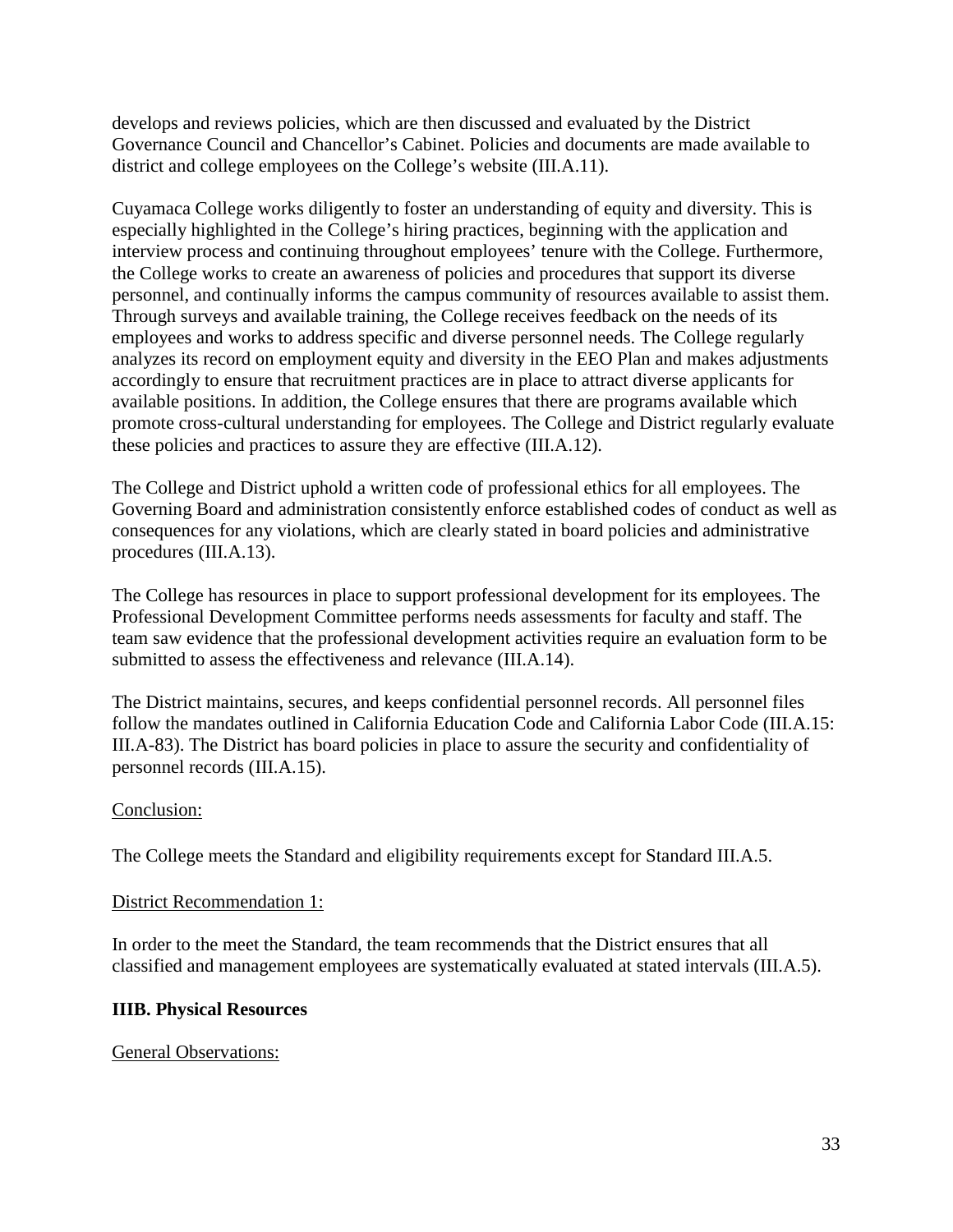develops and reviews policies, which are then discussed and evaluated by the District Governance Council and Chancellor's Cabinet. Policies and documents are made available to district and college employees on the College's website (III.A.11).

Cuyamaca College works diligently to foster an understanding of equity and diversity. This is especially highlighted in the College's hiring practices, beginning with the application and interview process and continuing throughout employees' tenure with the College. Furthermore, the College works to create an awareness of policies and procedures that support its diverse personnel, and continually informs the campus community of resources available to assist them. Through surveys and available training, the College receives feedback on the needs of its employees and works to address specific and diverse personnel needs. The College regularly analyzes its record on employment equity and diversity in the EEO Plan and makes adjustments accordingly to ensure that recruitment practices are in place to attract diverse applicants for available positions. In addition, the College ensures that there are programs available which promote cross-cultural understanding for employees. The College and District regularly evaluate these policies and practices to assure they are effective (III.A.12).

The College and District uphold a written code of professional ethics for all employees. The Governing Board and administration consistently enforce established codes of conduct as well as consequences for any violations, which are clearly stated in board policies and administrative procedures (III.A.13).

The College has resources in place to support professional development for its employees. The Professional Development Committee performs needs assessments for faculty and staff. The team saw evidence that the professional development activities require an evaluation form to be submitted to assess the effectiveness and relevance (III.A.14).

The District maintains, secures, and keeps confidential personnel records. All personnel files follow the mandates outlined in California Education Code and California Labor Code (III.A.15: III.A-83). The District has board policies in place to assure the security and confidentiality of personnel records (III.A.15).

Conclusion:

The College meets the Standard and eligibility requirements except for Standard III.A.5.

District Recommendation 1:

In order to the meet the Standard, the team recommends that the District ensures that all classified and management employees are systematically evaluated at stated intervals (III.A.5).

**IIIB. Physical Resources**

General Observations: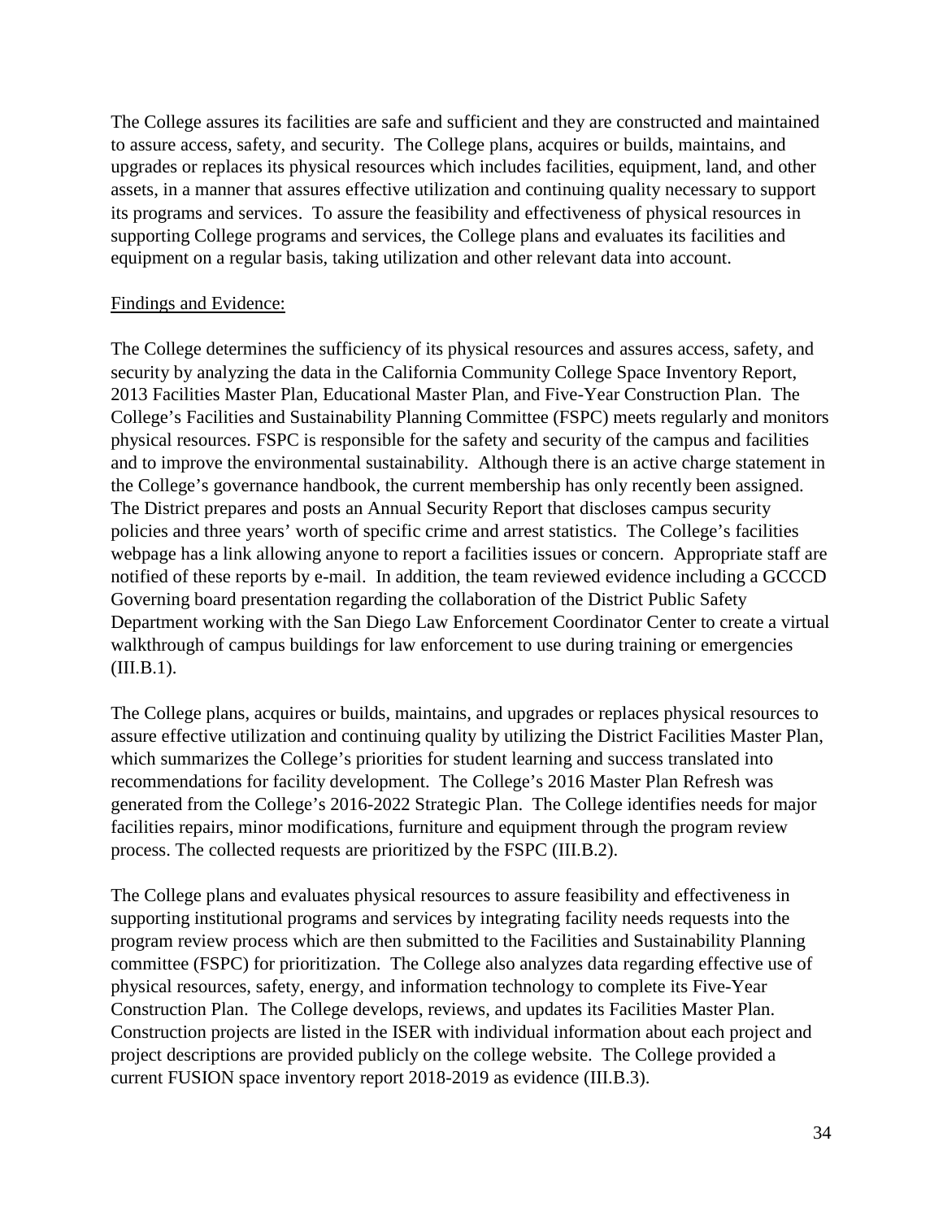The College assures its facilities are safe and sufficient and they are constructed and maintained to assure access, safety, and security. The College plans, acquires or builds, maintains, and upgrades or replaces its physical resources which includes facilities, equipment, land, and other assets, in a manner that assures effective utilization and continuing quality necessary to support its programs and services. To assure the feasibility and effectiveness of physical resources in supporting College programs and services, the College plans and evaluates its facilities and equipment on a regular basis, taking utilization and other relevant data into account.

<u>Findings and Evidence:</u>

The College determines the sufficiency of its physical resources and assures access, safety, and security by analyzing the data in the California Community College Space Inventory Report, 2013 Facilities Master Plan, Educational Master Plan, and Five-Year Construction Plan. The College's Facilities and Sustainability Planning Committee (FSPC) meets regularly and monitors physical resources. FSPC is responsible for the safety and security of the campus and facilities and to improve the environmental sustainability. Although there is an active charge statement in the College's governance handbook, the current membership has only recently been assigned. The District prepares and posts an Annual Security Report that discloses campus security policies and three years' worth of specific crime and arrest statistics. The College's facilities webpage has a link allowing anyone to report a facilities issues or concern. Appropriate staff are notified of these reports by e-mail. In addition, the team reviewed evidence including a GCCCD Governing board presentation regarding the collaboration of the District Public Safety Department working with the San Diego Law Enforcement Coordinator Center to create a virtual walkthrough of campus buildings for law enforcement to use during training or emergencies (III.B.1).

The College plans, acquires or builds, maintains, and upgrades or replaces physical resources to assure effective utilization and continuing quality by utilizing the District Facilities Master Plan, which summarizes the College's priorities for student learning and success translated into recommendations for facility development. The College's 2016 Master Plan Refresh was generated from the College's 2016-2022 Strategic Plan. The College identifies needs for major facilities repairs, minor modifications, furniture and equipment through the program review process. The collected requests are prioritized by the FSPC (III.B.2).

The College plans and evaluates physical resources to assure feasibility and effectiveness in supporting institutional programs and services by integrating facility needs requests into the program review process which are then submitted to the Facilities and Sustainability Planning committee (FSPC) for prioritization. The College also analyzes data regarding effective use of physical resources, safety, energy, and information technology to complete its Five-Year Construction Plan. The College develops, reviews, and updates its Facilities Master Plan. Construction projects are listed in the ISER with individual information about each project and project descriptions are provided publicly on the college website. The College provided a current FUSION space inventory report 2018-2019 as evidence (III.B.3).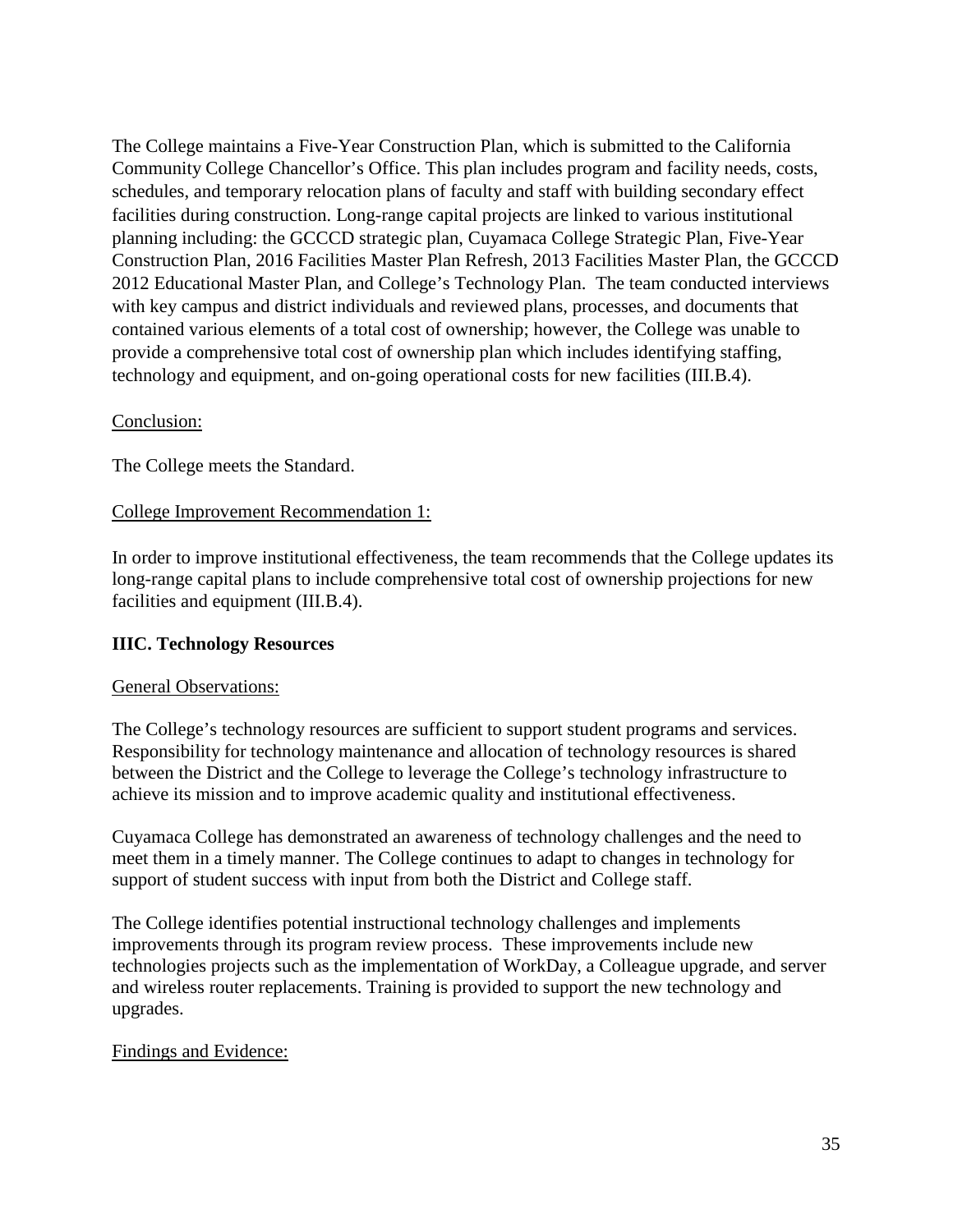The College maintains a Five-Year Construction Plan, which is submitted to the California Community College Chancellor's Office. This plan includes program and facility needs, costs, schedules, and temporary relocation plans of faculty and staff with building secondary effect facilities during construction. Long-range capital projects are linked to various institutional planning including: the GCCCD strategic plan, Cuyamaca College Strategic Plan, Five-Year Construction Plan, 2016 Facilities Master Plan Refresh, 2013 Facilities Master Plan, the GCCCD 2012 Educational Master Plan, and College's Technology Plan. The team conducted interviews with key campus and district individuals and reviewed plans, processes, and documents that contained various elements of a total cost of ownership; however, the College was unable to provide a comprehensive total cost of ownership plan which includes identifying staffing, technology and equipment, and on-going operational costs for new facilities (III.B.4).

Conclusion:

The College meets the Standard.

College Improvement Recommendation 1:

In order to improve institutional effectiveness, the team recommends that the College updates its long-range capital plans to include comprehensive total cost of ownership projections for new facilities and equipment (III.B.4).

**IIIC. Technology Resources**

General Observations:

The College's technology resources are sufficient to support student programs and services. Responsibility for technology maintenance and allocation of technology resources is shared between the District and the College to leverage the College's technology infrastructure to achieve its mission and to improve academic quality and institutional effectiveness.

Cuyamaca College has demonstrated an awareness of technology challenges and the need to meet them in a timely manner. The College continues to adapt to changes in technology for support of student success with input from both the District and College staff.

The College identifies potential instructional technology challenges and implements improvements through its program review process. These improvements include new technologies projects such as the implementation of WorkDay, a Colleague upgrade, and server and wireless router replacements. Training is provided to support the new technology and upgrades.

Findings and Evidence: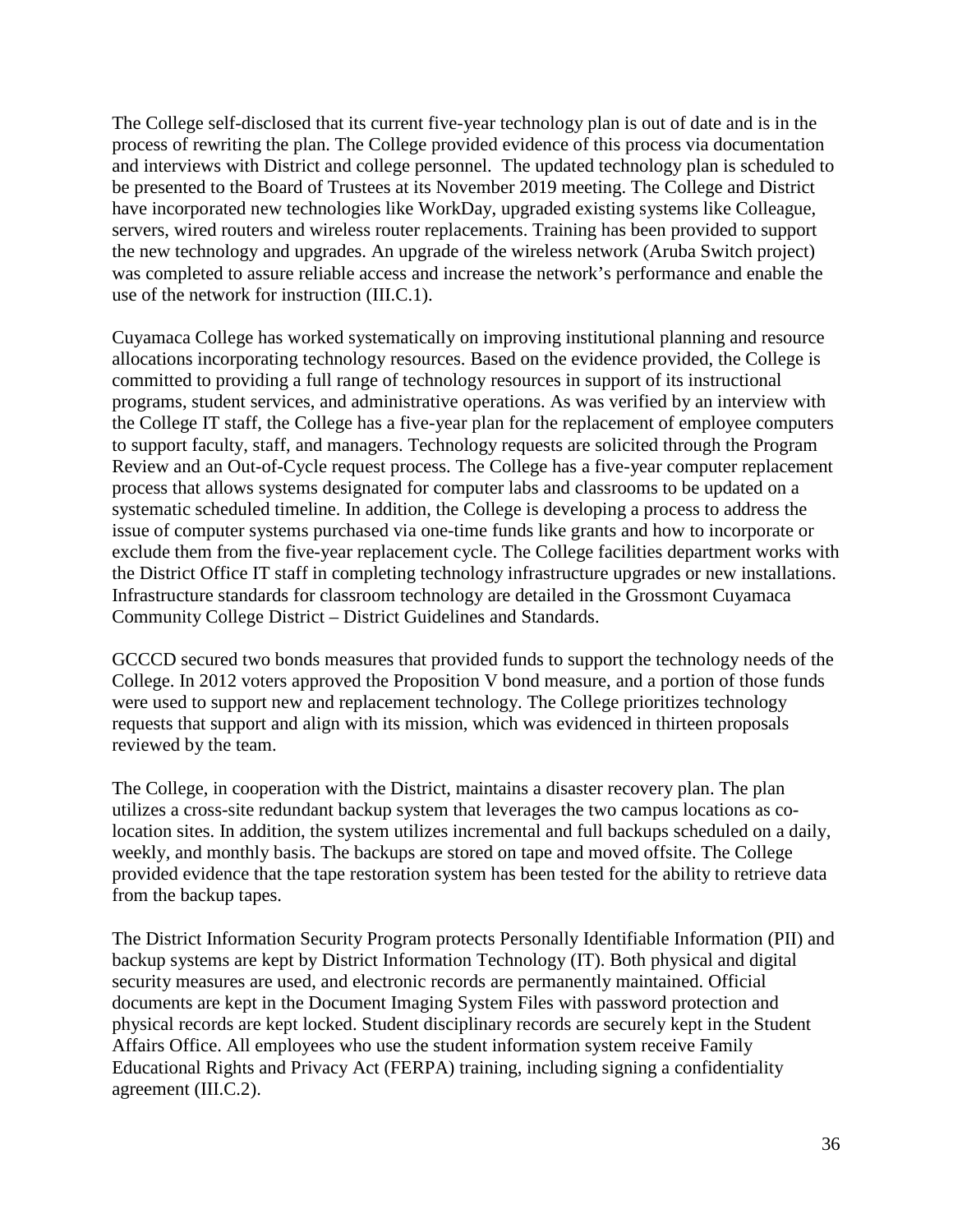The College self-disclosed that its current five-year technology plan is out of date and is in the process of rewriting the plan. The College provided evidence of this process via documentation and interviews with District and college personnel. The updated technology plan is scheduled to be presented to the Board of Trustees at its November 2019 meeting. The College and District have incorporated new technologies like WorkDay, upgraded existing systems like Colleague, servers, wired routers and wireless router replacements. Training has been provided to support the new technology and upgrades. An upgrade of the wireless network (Aruba Switch project) was completed to assure reliable access and increase the network's performance and enable the use of the network for instruction (III.C.1).

Cuyamaca College has worked systematically on improving institutional planning and resource allocations incorporating technology resources. Based on the evidence provided, the College is committed to providing a full range of technology resources in support of its instructional programs, student services, and administrative operations. As was verified by an interview with the College IT staff, the College has a five-year plan for the replacement of employee computers to support faculty, staff, and managers. Technology requests are solicited through the Program Review and an Out-of-Cycle request process. The College has a five-year computer replacement process that allows systems designated for computer labs and classrooms to be updated on a systematic scheduled timeline. In addition, the College is developing a process to address the issue of computer systems purchased via one-time funds like grants and how to incorporate or exclude them from the five-year replacement cycle. The College facilities department works with the District Office IT staff in completing technology infrastructure upgrades or new installations. Infrastructure standards for classroom technology are detailed in the Grossmont Cuyamaca Community College District – District Guidelines and Standards.

GCCCD secured two bonds measures that provided funds to support the technology needs of the College. In 2012 voters approved the Proposition V bond measure, and a portion of those funds were used to support new and replacement technology. The College prioritizes technology requests that support and align with its mission, which was evidenced in thirteen proposals reviewed by the team.

The College, in cooperation with the District, maintains a disaster recovery plan. The plan utilizes a cross-site redundant backup system that leverages the two campus locations as co-location sites. In addition, the system utilizes incremental and full backups scheduled on a daily, weekly, and monthly basis. The backups are stored on tape and moved offsite. The College provided evidence that the tape restoration system has been tested for the ability to retrieve data from the backup tapes.

The District Information Security Program protects Personally Identifiable Information (PII) and backup systems are kept by District Information Technology (IT). Both physical and digital security measures are used, and electronic records are permanently maintained. Official documents are kept in the Document Imaging System Files with password protection and physical records are kept locked. Student disciplinary records are securely kept in the Student Affairs Office. All employees who use the student information system receive Family Educational Rights and Privacy Act (FERPA) training, including signing a confidentiality agreement (III.C.2).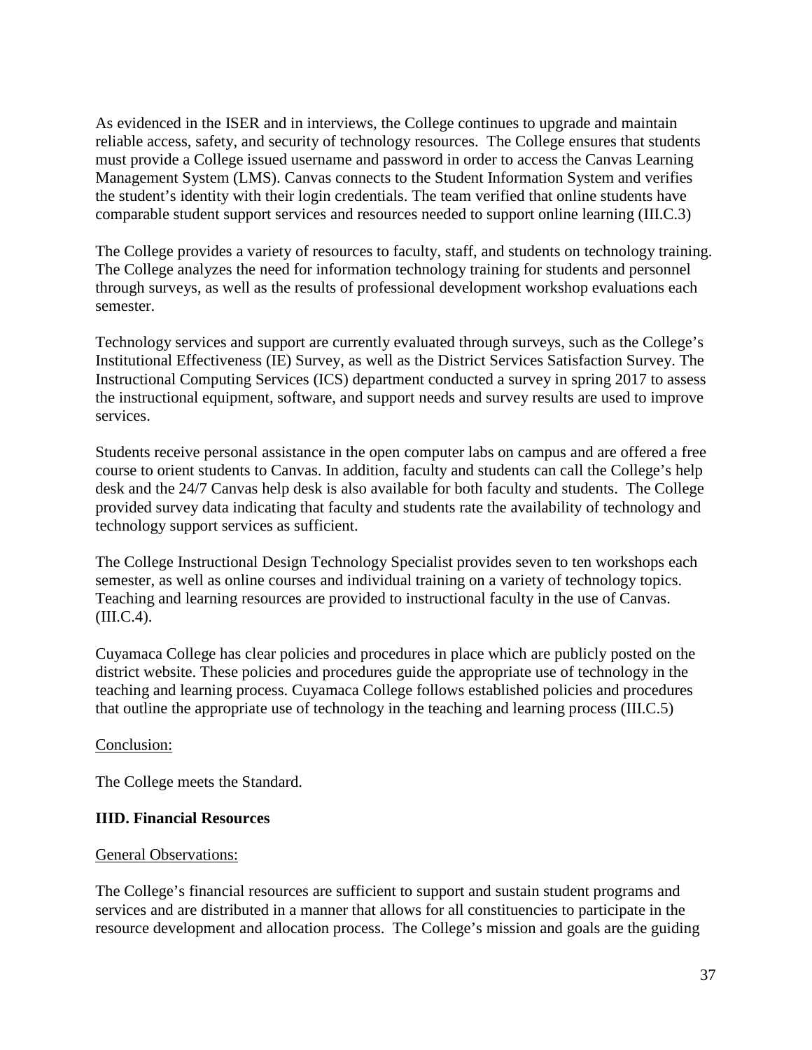As evidenced in the ISER and in interviews, the College continues to upgrade and maintain reliable access, safety, and security of technology resources. The College ensures that students must provide a College issued username and password in order to access the Canvas Learning Management System (LMS). Canvas connects to the Student Information System and verifies the student's identity with their login credentials. The team verified that online students have comparable student support services and resources needed to support online learning (III.C.3)

The College provides a variety of resources to faculty, staff, and students on technology training. The College analyzes the need for information technology training for students and personnel through surveys, as well as the results of professional development workshop evaluations each semester.

Technology services and support are currently evaluated through surveys, such as the College's Institutional Effectiveness (IE) Survey, as well as the District Services Satisfaction Survey. The Instructional Computing Services (ICS) department conducted a survey in spring 2017 to assess the instructional equipment, software, and support needs and survey results are used to improve services.

Students receive personal assistance in the open computer labs on campus and are offered a free course to orient students to Canvas. In addition, faculty and students can call the College's help desk and the 24/7 Canvas help desk is also available for both faculty and students. The College provided survey data indicating that faculty and students rate the availability of technology and technology support services as sufficient.

The College Instructional Design Technology Specialist provides seven to ten workshops each semester, as well as online courses and individual training on a variety of technology topics. Teaching and learning resources are provided to instructional faculty in the use of Canvas. (III.C.4).

Cuyamaca College has clear policies and procedures in place which are publicly posted on the district website. These policies and procedures guide the appropriate use of technology in the teaching and learning process. Cuyamaca College follows established policies and procedures that outline the appropriate use of technology in the teaching and learning process (III.C.5)

Conclusion:

The College meets the Standard.

**IIID. Financial Resources**

General Observations:

The College's financial resources are sufficient to support and sustain student programs and services and are distributed in a manner that allows for all constituencies to participate in the resource development and allocation process. The College's mission and goals are the guiding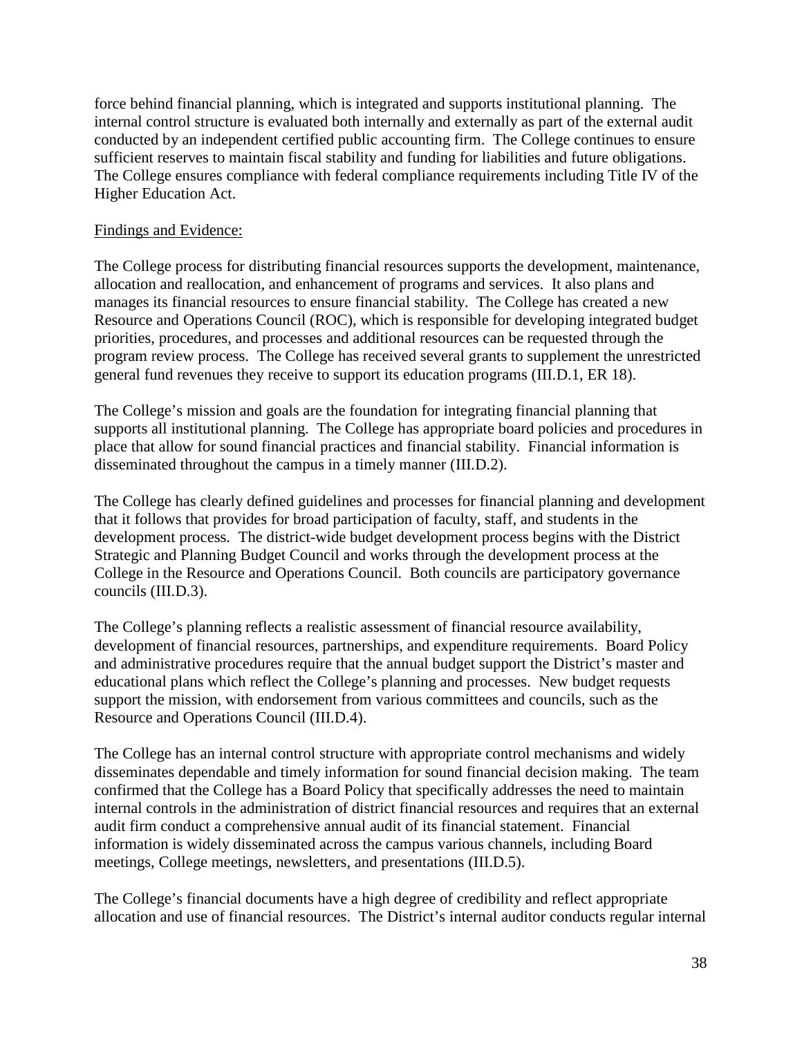force behind financial planning, which is integrated and supports institutional planning. The internal control structure is evaluated both internally and externally as part of the external audit conducted by an independent certified public accounting firm. The College continues to ensure sufficient reserves to maintain fiscal stability and funding for liabilities and future obligations. The College ensures compliance with federal compliance requirements including Title IV of the Higher Education Act.

<u>Findings and Evidence:</u>

The College process for distributing financial resources supports the development, maintenance, allocation and reallocation, and enhancement of programs and services. It also plans and manages its financial resources to ensure financial stability. The College has created a new Resource and Operations Council (ROC), which is responsible for developing integrated budget priorities, procedures, and processes and additional resources can be requested through the program review process. The College has received several grants to supplement the unrestricted general fund revenues they receive to support its education programs (III.D.1, ER 18).

The College's mission and goals are the foundation for integrating financial planning that supports all institutional planning. The College has appropriate board policies and procedures in place that allow for sound financial practices and financial stability. Financial information is disseminated throughout the campus in a timely manner (III.D.2).

The College has clearly defined guidelines and processes for financial planning and development that it follows that provides for broad participation of faculty, staff, and students in the development process. The district-wide budget development process begins with the District Strategic and Planning Budget Council and works through the development process at the College in the Resource and Operations Council. Both councils are participatory governance councils (III.D.3).

The College's planning reflects a realistic assessment of financial resource availability, development of financial resources, partnerships, and expenditure requirements. Board Policy and administrative procedures require that the annual budget support the District's master and educational plans which reflect the College's planning and processes. New budget requests support the mission, with endorsement from various committees and councils, such as the Resource and Operations Council (III.D.4).

The College has an internal control structure with appropriate control mechanisms and widely disseminates dependable and timely information for sound financial decision making. The team confirmed that the College has a Board Policy that specifically addresses the need to maintain internal controls in the administration of district financial resources and requires that an external audit firm conduct a comprehensive annual audit of its financial statement. Financial information is widely disseminated across the campus various channels, including Board meetings, College meetings, newsletters, and presentations (III.D.5).

The College's financial documents have a high degree of credibility and reflect appropriate allocation and use of financial resources. The District's internal auditor conducts regular internal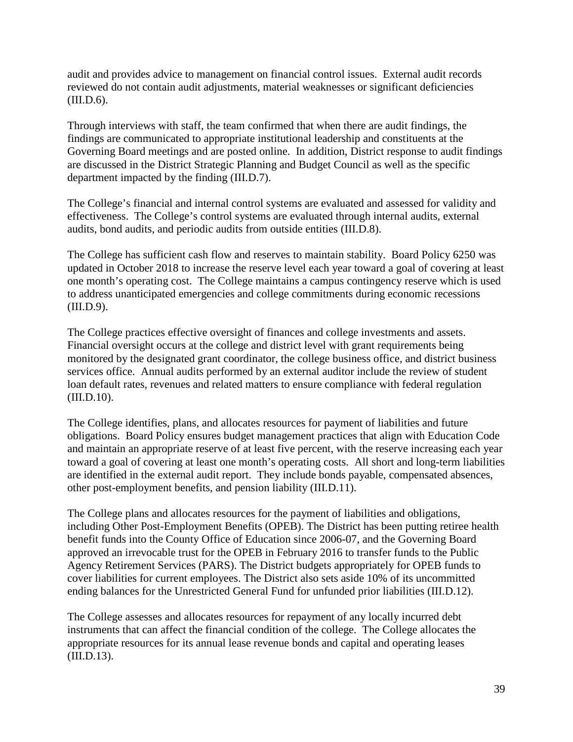audit and provides advice to management on financial control issues. External audit records reviewed do not contain audit adjustments, material weaknesses or significant deficiencies (III.D.6).

Through interviews with staff, the team confirmed that when there are audit findings, the findings are communicated to appropriate institutional leadership and constituents at the Governing Board meetings and are posted online. In addition, District response to audit findings are discussed in the District Strategic Planning and Budget Council as well as the specific department impacted by the finding (III.D.7).

The College's financial and internal control systems are evaluated and assessed for validity and effectiveness. The College's control systems are evaluated through internal audits, external audits, bond audits, and periodic audits from outside entities (III.D.8).

The College has sufficient cash flow and reserves to maintain stability. Board Policy 6250 was updated in October 2018 to increase the reserve level each year toward a goal of covering at least one month's operating cost. The College maintains a campus contingency reserve which is used to address unanticipated emergencies and college commitments during economic recessions (III.D.9).

The College practices effective oversight of finances and college investments and assets. Financial oversight occurs at the college and district level with grant requirements being monitored by the designated grant coordinator, the college business office, and district business services office. Annual audits performed by an external auditor include the review of student loan default rates, revenues and related matters to ensure compliance with federal regulation (III.D.10).

The College identifies, plans, and allocates resources for payment of liabilities and future obligations. Board Policy ensures budget management practices that align with Education Code and maintain an appropriate reserve of at least five percent, with the reserve increasing each year toward a goal of covering at least one month's operating costs. All short and long-term liabilities are identified in the external audit report. They include bonds payable, compensated absences, other post-employment benefits, and pension liability (III.D.11).

The College plans and allocates resources for the payment of liabilities and obligations, including Other Post-Employment Benefits (OPEB). The District has been putting retiree health benefit funds into the County Office of Education since 2006-07, and the Governing Board approved an irrevocable trust for the OPEB in February 2016 to transfer funds to the Public Agency Retirement Services (PARS). The District budgets appropriately for OPEB funds to cover liabilities for current employees. The District also sets aside 10% of its uncommitted ending balances for the Unrestricted General Fund for unfunded prior liabilities (III.D.12).

The College assesses and allocates resources for repayment of any locally incurred debt instruments that can affect the financial condition of the college. The College allocates the appropriate resources for its annual lease revenue bonds and capital and operating leases (III.D.13).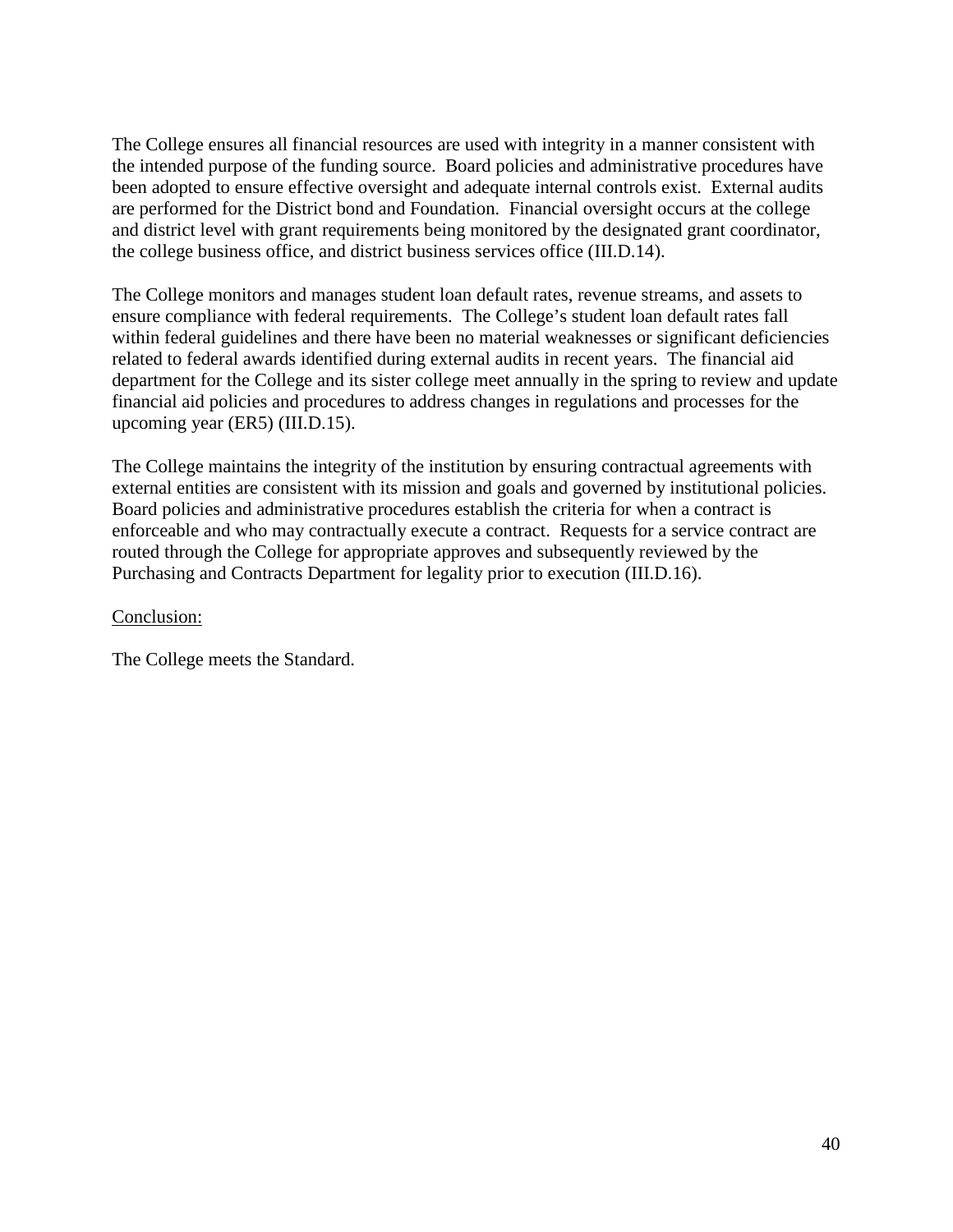The College ensures all financial resources are used with integrity in a manner consistent with the intended purpose of the funding source. Board policies and administrative procedures have been adopted to ensure effective oversight and adequate internal controls exist. External audits are performed for the District bond and Foundation. Financial oversight occurs at the college and district level with grant requirements being monitored by the designated grant coordinator, the college business office, and district business services office (III.D.14).

The College monitors and manages student loan default rates, revenue streams, and assets to ensure compliance with federal requirements. The College's student loan default rates fall within federal guidelines and there have been no material weaknesses or significant deficiencies related to federal awards identified during external audits in recent years. The financial aid department for the College and its sister college meet annually in the spring to review and update financial aid policies and procedures to address changes in regulations and processes for the upcoming year (ER5) (III.D.15).

The College maintains the integrity of the institution by ensuring contractual agreements with external entities are consistent with its mission and goals and governed by institutional policies. Board policies and administrative procedures establish the criteria for when a contract is enforceable and who may contractually execute a contract. Requests for a service contract are routed through the College for appropriate approves and subsequently reviewed by the Purchasing and Contracts Department for legality prior to execution (III.D.16).

Conclusion:

The College meets the Standard.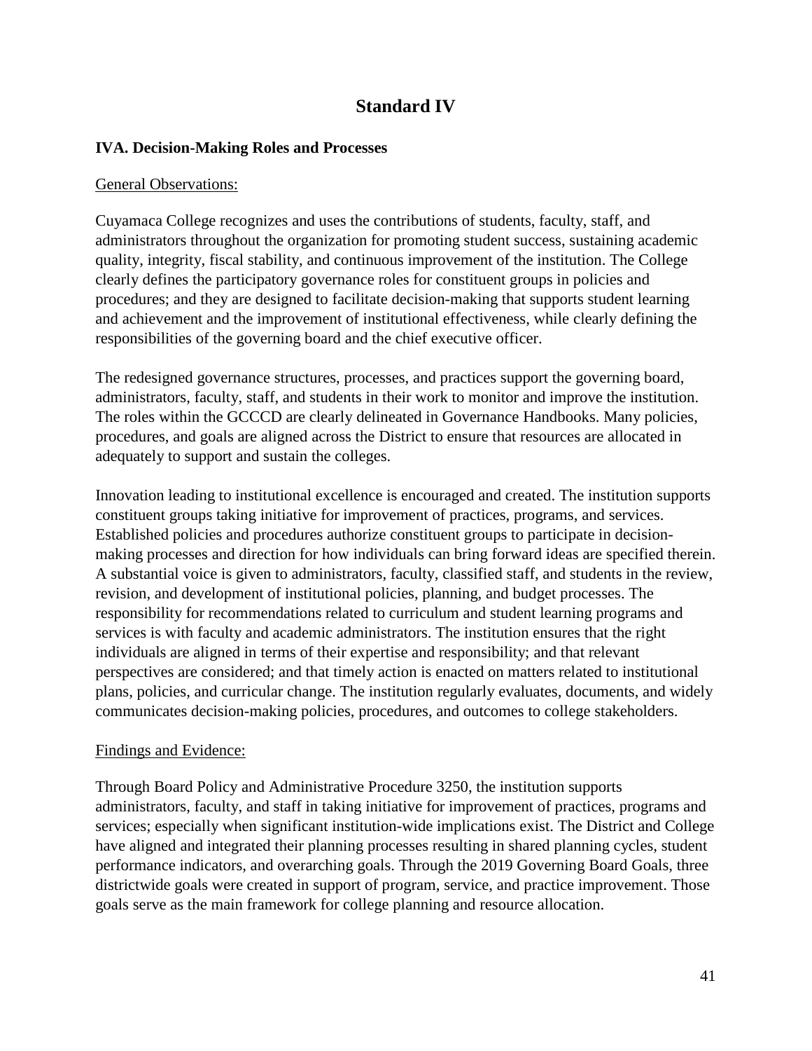# Standard IV

## IVA. Decision-Making Roles and Processes

<u>General Observations:</u>

Cuyamaca College recognizes and uses the contributions of students, faculty, staff, and administrators throughout the organization for promoting student success, sustaining academic quality, integrity, fiscal stability, and continuous improvement of the institution. The College clearly defines the participatory governance roles for constituent groups in policies and procedures; and they are designed to facilitate decision-making that supports student learning and achievement and the improvement of institutional effectiveness, while clearly defining the responsibilities of the governing board and the chief executive officer.

The redesigned governance structures, processes, and practices support the governing board, administrators, faculty, staff, and students in their work to monitor and improve the institution. The roles within the GCCCD are clearly delineated in Governance Handbooks. Many policies, procedures, and goals are aligned across the District to ensure that resources are allocated in adequately to support and sustain the colleges.

Innovation leading to institutional excellence is encouraged and created. The institution supports constituent groups taking initiative for improvement of practices, programs, and services. Established policies and procedures authorize constituent groups to participate in decision-making processes and direction for how individuals can bring forward ideas are specified therein. A substantial voice is given to administrators, faculty, classified staff, and students in the review, revision, and development of institutional policies, planning, and budget processes. The responsibility for recommendations related to curriculum and student learning programs and services is with faculty and academic administrators. The institution ensures that the right individuals are aligned in terms of their expertise and responsibility; and that relevant perspectives are considered; and that timely action is enacted on matters related to institutional plans, policies, and curricular change. The institution regularly evaluates, documents, and widely communicates decision-making policies, procedures, and outcomes to college stakeholders.

<u>Findings and Evidence:</u>

Through Board Policy and Administrative Procedure 3250, the institution supports administrators, faculty, and staff in taking initiative for improvement of practices, programs and services; especially when significant institution-wide implications exist. The District and College have aligned and integrated their planning processes resulting in shared planning cycles, student performance indicators, and overarching goals. Through the 2019 Governing Board Goals, three districtwide goals were created in support of program, service, and practice improvement. Those goals serve as the main framework for college planning and resource allocation.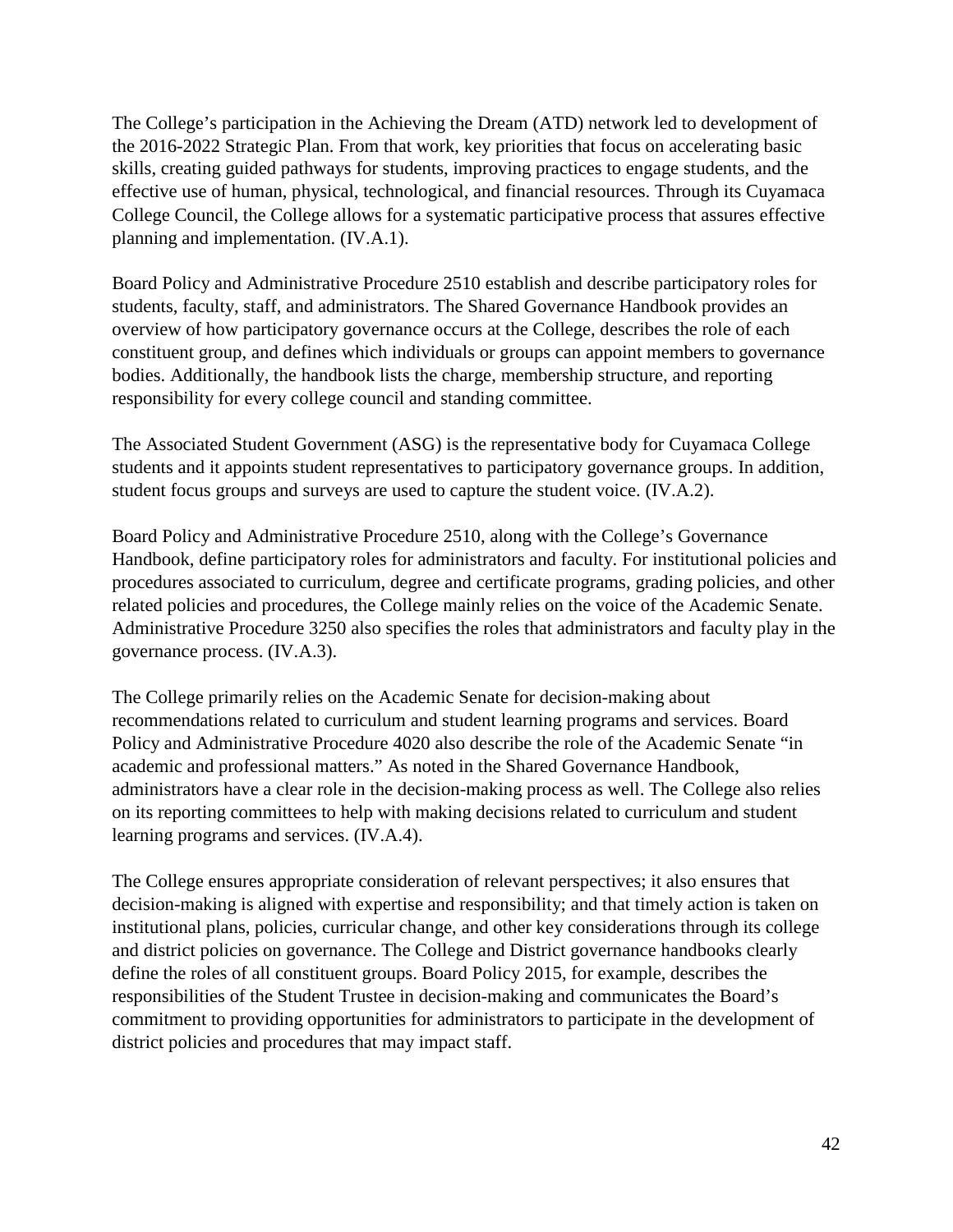The College's participation in the Achieving the Dream (ATD) network led to development of the 2016-2022 Strategic Plan. From that work, key priorities that focus on accelerating basic skills, creating guided pathways for students, improving practices to engage students, and the effective use of human, physical, technological, and financial resources. Through its Cuyamaca College Council, the College allows for a systematic participative process that assures effective planning and implementation. (IV.A.1).

Board Policy and Administrative Procedure 2510 establish and describe participatory roles for students, faculty, staff, and administrators. The Shared Governance Handbook provides an overview of how participatory governance occurs at the College, describes the role of each constituent group, and defines which individuals or groups can appoint members to governance bodies. Additionally, the handbook lists the charge, membership structure, and reporting responsibility for every college council and standing committee.

The Associated Student Government (ASG) is the representative body for Cuyamaca College students and it appoints student representatives to participatory governance groups. In addition, student focus groups and surveys are used to capture the student voice. (IV.A.2).

Board Policy and Administrative Procedure 2510, along with the College's Governance Handbook, define participatory roles for administrators and faculty. For institutional policies and procedures associated to curriculum, degree and certificate programs, grading policies, and other related policies and procedures, the College mainly relies on the voice of the Academic Senate. Administrative Procedure 3250 also specifies the roles that administrators and faculty play in the governance process. (IV.A.3).

The College primarily relies on the Academic Senate for decision-making about recommendations related to curriculum and student learning programs and services. Board Policy and Administrative Procedure 4020 also describe the role of the Academic Senate "in academic and professional matters." As noted in the Shared Governance Handbook, administrators have a clear role in the decision-making process as well. The College also relies on its reporting committees to help with making decisions related to curriculum and student learning programs and services. (IV.A.4).

The College ensures appropriate consideration of relevant perspectives; it also ensures that decision-making is aligned with expertise and responsibility; and that timely action is taken on institutional plans, policies, curricular change, and other key considerations through its college and district policies on governance. The College and District governance handbooks clearly define the roles of all constituent groups. Board Policy 2015, for example, describes the responsibilities of the Student Trustee in decision-making and communicates the Board's commitment to providing opportunities for administrators to participate in the development of district policies and procedures that may impact staff.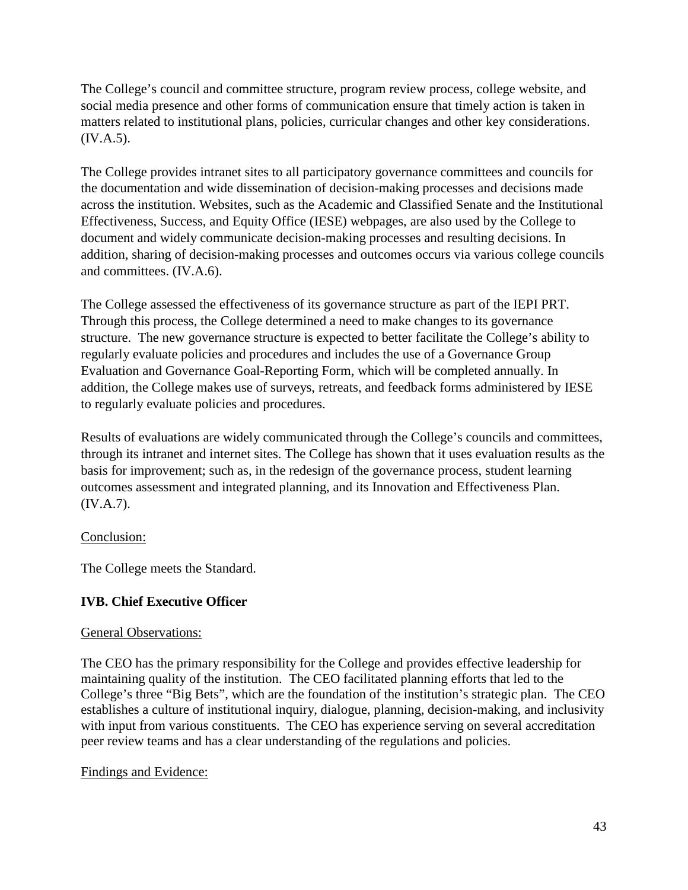The College's council and committee structure, program review process, college website, and social media presence and other forms of communication ensure that timely action is taken in matters related to institutional plans, policies, curricular changes and other key considerations. (IV.A.5).

The College provides intranet sites to all participatory governance committees and councils for the documentation and wide dissemination of decision-making processes and decisions made across the institution. Websites, such as the Academic and Classified Senate and the Institutional Effectiveness, Success, and Equity Office (IESE) webpages, are also used by the College to document and widely communicate decision-making processes and resulting decisions. In addition, sharing of decision-making processes and outcomes occurs via various college councils and committees. (IV.A.6).

The College assessed the effectiveness of its governance structure as part of the IEPI PRT. Through this process, the College determined a need to make changes to its governance structure. The new governance structure is expected to better facilitate the College's ability to regularly evaluate policies and procedures and includes the use of a Governance Group Evaluation and Governance Goal-Reporting Form, which will be completed annually. In addition, the College makes use of surveys, retreats, and feedback forms administered by IESE to regularly evaluate policies and procedures.

Results of evaluations are widely communicated through the College's councils and committees, through its intranet and internet sites. The College has shown that it uses evaluation results as the basis for improvement; such as, in the redesign of the governance process, student learning outcomes assessment and integrated planning, and its Innovation and Effectiveness Plan. (IV.A.7).

Conclusion:

The College meets the Standard.

**IVB. Chief Executive Officer**

General Observations:

The CEO has the primary responsibility for the College and provides effective leadership for maintaining quality of the institution. The CEO facilitated planning efforts that led to the College's three "Big Bets", which are the foundation of the institution's strategic plan. The CEO establishes a culture of institutional inquiry, dialogue, planning, decision-making, and inclusivity with input from various constituents. The CEO has experience serving on several accreditation peer review teams and has a clear understanding of the regulations and policies.

Findings and Evidence: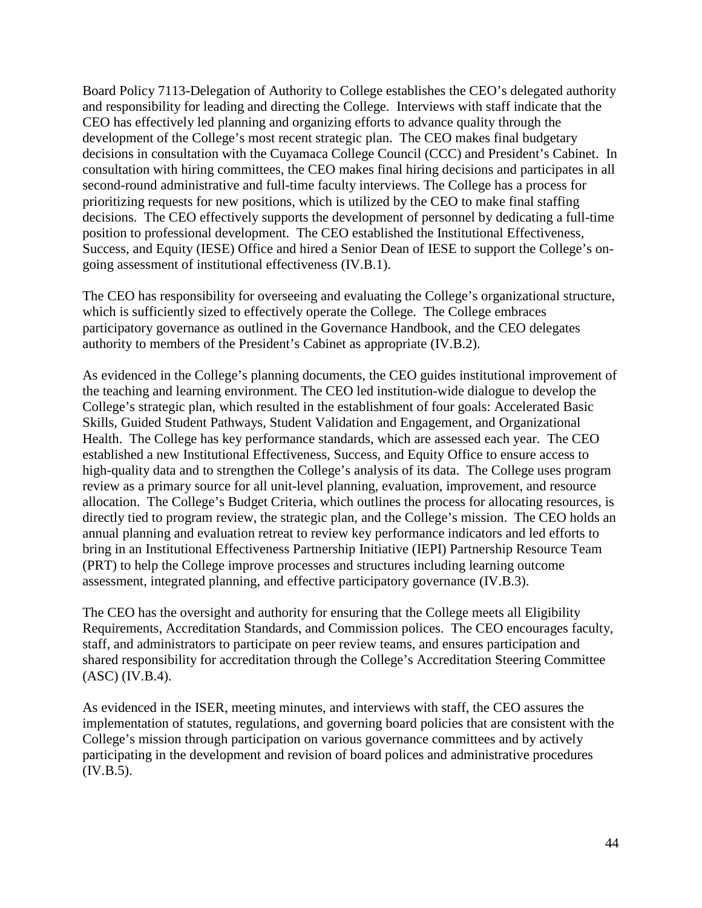Board Policy 7113-Delegation of Authority to College establishes the CEO's delegated authority and responsibility for leading and directing the College. Interviews with staff indicate that the CEO has effectively led planning and organizing efforts to advance quality through the development of the College's most recent strategic plan. The CEO makes final budgetary decisions in consultation with the Cuyamaca College Council (CCC) and President's Cabinet. In consultation with hiring committees, the CEO makes final hiring decisions and participates in all second-round administrative and full-time faculty interviews. The College has a process for prioritizing requests for new positions, which is utilized by the CEO to make final staffing decisions. The CEO effectively supports the development of personnel by dedicating a full-time position to professional development. The CEO established the Institutional Effectiveness, Success, and Equity (IESE) Office and hired a Senior Dean of IESE to support the College's on-going assessment of institutional effectiveness (IV.B.1).

The CEO has responsibility for overseeing and evaluating the College's organizational structure, which is sufficiently sized to effectively operate the College. The College embraces participatory governance as outlined in the Governance Handbook, and the CEO delegates authority to members of the President's Cabinet as appropriate (IV.B.2).

As evidenced in the College's planning documents, the CEO guides institutional improvement of the teaching and learning environment. The CEO led institution-wide dialogue to develop the College's strategic plan, which resulted in the establishment of four goals: Accelerated Basic Skills, Guided Student Pathways, Student Validation and Engagement, and Organizational Health. The College has key performance standards, which are assessed each year. The CEO established a new Institutional Effectiveness, Success, and Equity Office to ensure access to high-quality data and to strengthen the College's analysis of its data. The College uses program review as a primary source for all unit-level planning, evaluation, improvement, and resource allocation. The College's Budget Criteria, which outlines the process for allocating resources, is directly tied to program review, the strategic plan, and the College's mission. The CEO holds an annual planning and evaluation retreat to review key performance indicators and led efforts to bring in an Institutional Effectiveness Partnership Initiative (IEPI) Partnership Resource Team (PRT) to help the College improve processes and structures including learning outcome assessment, integrated planning, and effective participatory governance (IV.B.3).

The CEO has the oversight and authority for ensuring that the College meets all Eligibility Requirements, Accreditation Standards, and Commission polices. The CEO encourages faculty, staff, and administrators to participate on peer review teams, and ensures participation and shared responsibility for accreditation through the College's Accreditation Steering Committee (ASC) (IV.B.4).

As evidenced in the ISER, meeting minutes, and interviews with staff, the CEO assures the implementation of statutes, regulations, and governing board policies that are consistent with the College's mission through participation on various governance committees and by actively participating in the development and revision of board polices and administrative procedures (IV.B.5).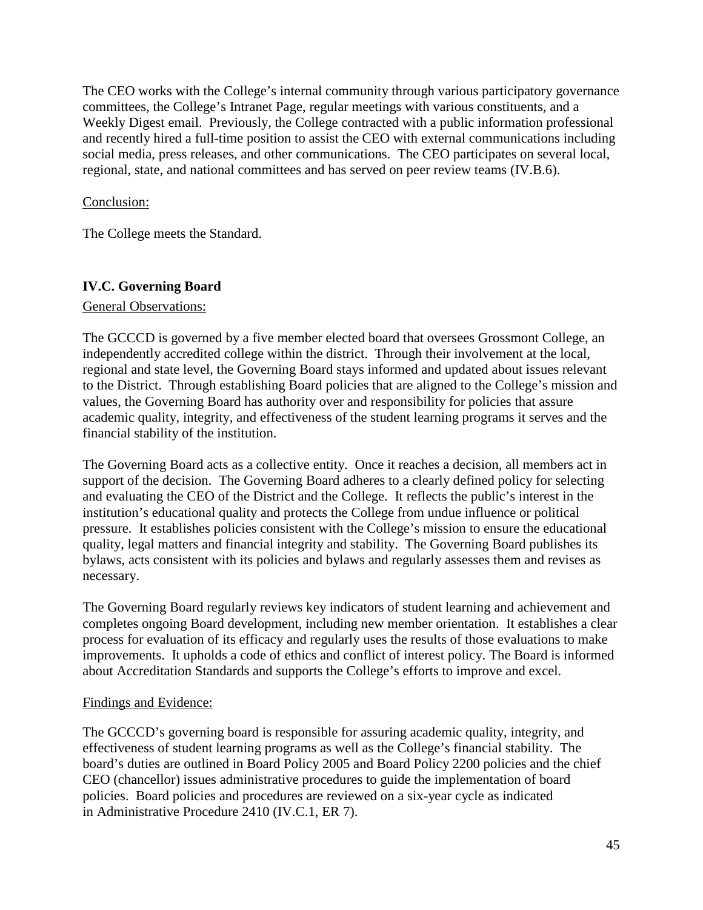The CEO works with the College's internal community through various participatory governance committees, the College's Intranet Page, regular meetings with various constituents, and a Weekly Digest email. Previously, the College contracted with a public information professional and recently hired a full-time position to assist the CEO with external communications including social media, press releases, and other communications. The CEO participates on several local, regional, state, and national committees and has served on peer review teams (IV.B.6).

Conclusion:

The College meets the Standard.

## IV.C. Governing Board

General Observations:

The GCCCD is governed by a five member elected board that oversees Grossmont College, an independently accredited college within the district. Through their involvement at the local, regional and state level, the Governing Board stays informed and updated about issues relevant to the District. Through establishing Board policies that are aligned to the College's mission and values, the Governing Board has authority over and responsibility for policies that assure academic quality, integrity, and effectiveness of the student learning programs it serves and the financial stability of the institution.

The Governing Board acts as a collective entity. Once it reaches a decision, all members act in support of the decision. The Governing Board adheres to a clearly defined policy for selecting and evaluating the CEO of the District and the College. It reflects the public's interest in the institution's educational quality and protects the College from undue influence or political pressure. It establishes policies consistent with the College's mission to ensure the educational quality, legal matters and financial integrity and stability. The Governing Board publishes its bylaws, acts consistent with its policies and bylaws and regularly assesses them and revises as necessary.

The Governing Board regularly reviews key indicators of student learning and achievement and completes ongoing Board development, including new member orientation. It establishes a clear process for evaluation of its efficacy and regularly uses the results of those evaluations to make improvements. It upholds a code of ethics and conflict of interest policy. The Board is informed about Accreditation Standards and supports the College's efforts to improve and excel.

Findings and Evidence:

The GCCCD's governing board is responsible for assuring academic quality, integrity, and effectiveness of student learning programs as well as the College's financial stability. The board's duties are outlined in Board Policy 2005 and Board Policy 2200 policies and the chief CEO (chancellor) issues administrative procedures to guide the implementation of board policies. Board policies and procedures are reviewed on a six-year cycle as indicated in Administrative Procedure 2410 (IV.C.1, ER 7).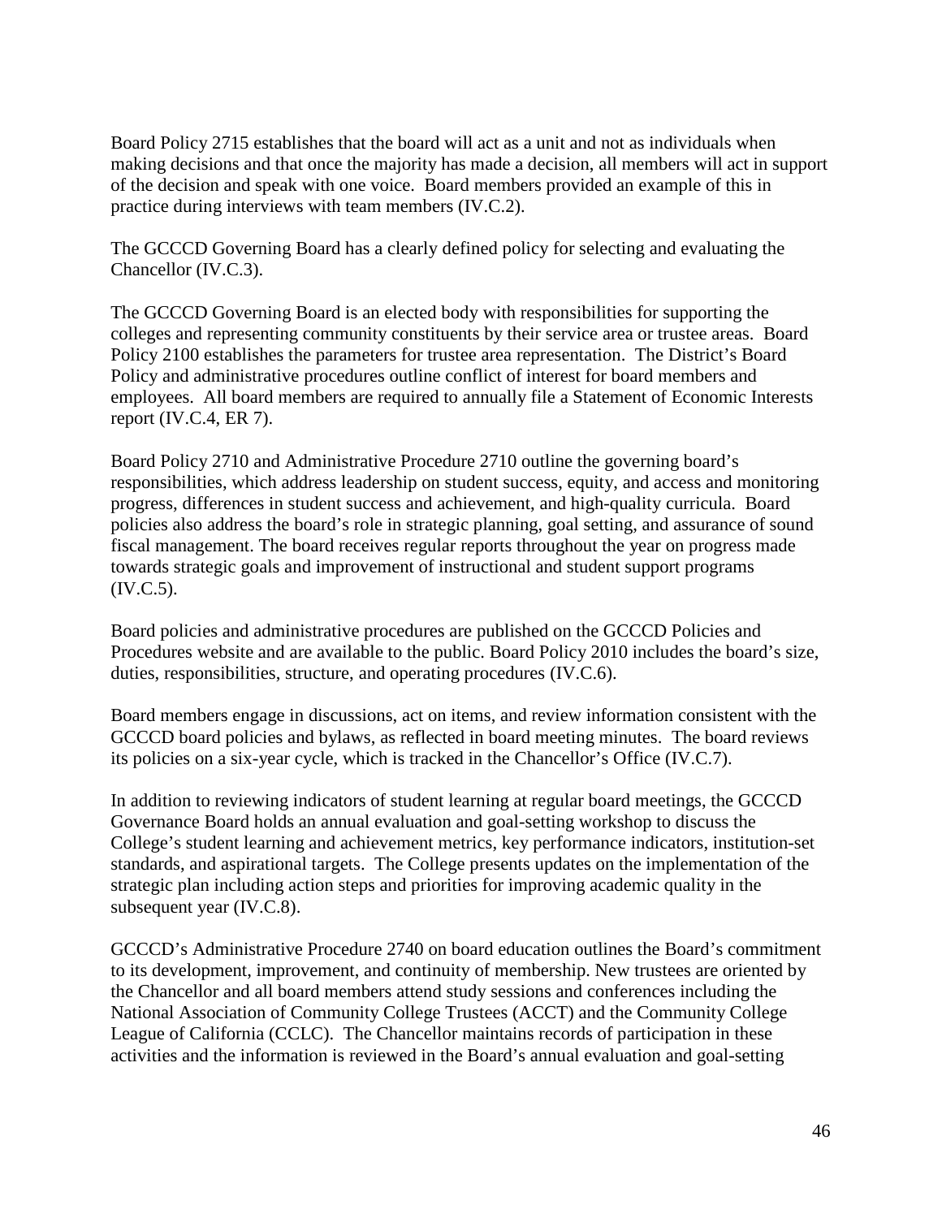Board Policy 2715 establishes that the board will act as a unit and not as individuals when making decisions and that once the majority has made a decision, all members will act in support of the decision and speak with one voice. Board members provided an example of this in practice during interviews with team members (IV.C.2).

The GCCCD Governing Board has a clearly defined policy for selecting and evaluating the Chancellor (IV.C.3).

The GCCCD Governing Board is an elected body with responsibilities for supporting the colleges and representing community constituents by their service area or trustee areas. Board Policy 2100 establishes the parameters for trustee area representation. The District's Board Policy and administrative procedures outline conflict of interest for board members and employees. All board members are required to annually file a Statement of Economic Interests report (IV.C.4, ER 7).

Board Policy 2710 and Administrative Procedure 2710 outline the governing board's responsibilities, which address leadership on student success, equity, and access and monitoring progress, differences in student success and achievement, and high-quality curricula. Board policies also address the board's role in strategic planning, goal setting, and assurance of sound fiscal management. The board receives regular reports throughout the year on progress made towards strategic goals and improvement of instructional and student support programs (IV.C.5).

Board policies and administrative procedures are published on the GCCCD Policies and Procedures website and are available to the public. Board Policy 2010 includes the board's size, duties, responsibilities, structure, and operating procedures (IV.C.6).

Board members engage in discussions, act on items, and review information consistent with the GCCCD board policies and bylaws, as reflected in board meeting minutes. The board reviews its policies on a six-year cycle, which is tracked in the Chancellor's Office (IV.C.7).

In addition to reviewing indicators of student learning at regular board meetings, the GCCCD Governance Board holds an annual evaluation and goal-setting workshop to discuss the College's student learning and achievement metrics, key performance indicators, institution-set standards, and aspirational targets. The College presents updates on the implementation of the strategic plan including action steps and priorities for improving academic quality in the subsequent year (IV.C.8).

GCCCD's Administrative Procedure 2740 on board education outlines the Board's commitment to its development, improvement, and continuity of membership. New trustees are oriented by the Chancellor and all board members attend study sessions and conferences including the National Association of Community College Trustees (ACCT) and the Community College League of California (CCLC). The Chancellor maintains records of participation in these activities and the information is reviewed in the Board's annual evaluation and goal-setting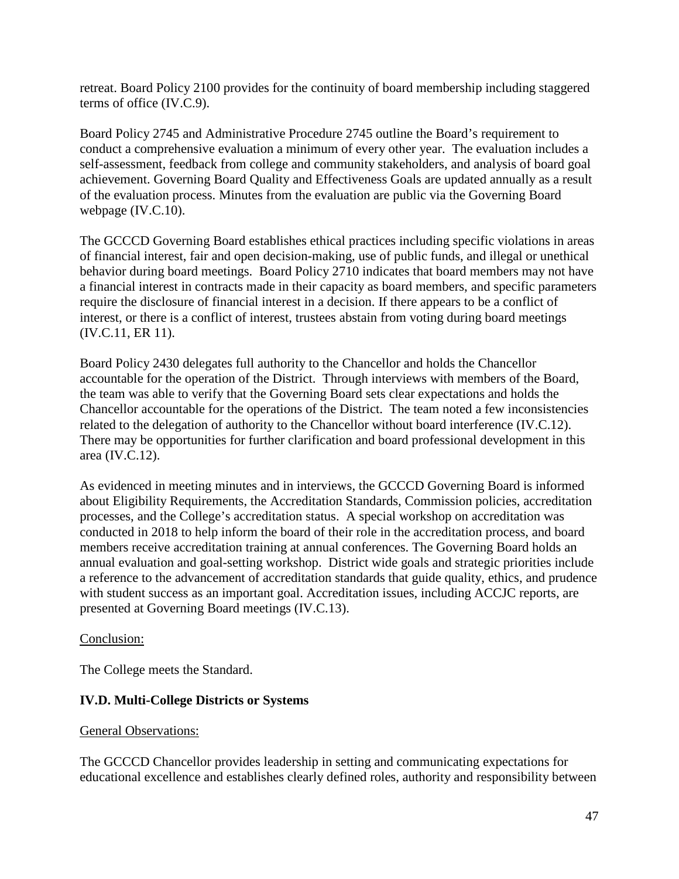retreat. Board Policy 2100 provides for the continuity of board membership including staggered terms of office (IV.C.9).

Board Policy 2745 and Administrative Procedure 2745 outline the Board's requirement to conduct a comprehensive evaluation a minimum of every other year. The evaluation includes a self-assessment, feedback from college and community stakeholders, and analysis of board goal achievement. Governing Board Quality and Effectiveness Goals are updated annually as a result of the evaluation process. Minutes from the evaluation are public via the Governing Board webpage (IV.C.10).

The GCCCD Governing Board establishes ethical practices including specific violations in areas of financial interest, fair and open decision-making, use of public funds, and illegal or unethical behavior during board meetings. Board Policy 2710 indicates that board members may not have a financial interest in contracts made in their capacity as board members, and specific parameters require the disclosure of financial interest in a decision. If there appears to be a conflict of interest, or there is a conflict of interest, trustees abstain from voting during board meetings (IV.C.11, ER 11).

Board Policy 2430 delegates full authority to the Chancellor and holds the Chancellor accountable for the operation of the District. Through interviews with members of the Board, the team was able to verify that the Governing Board sets clear expectations and holds the Chancellor accountable for the operations of the District. The team noted a few inconsistencies related to the delegation of authority to the Chancellor without board interference (IV.C.12). There may be opportunities for further clarification and board professional development in this area (IV.C.12).

As evidenced in meeting minutes and in interviews, the GCCCD Governing Board is informed about Eligibility Requirements, the Accreditation Standards, Commission policies, accreditation processes, and the College's accreditation status. A special workshop on accreditation was conducted in 2018 to help inform the board of their role in the accreditation process, and board members receive accreditation training at annual conferences. The Governing Board holds an annual evaluation and goal-setting workshop. District wide goals and strategic priorities include a reference to the advancement of accreditation standards that guide quality, ethics, and prudence with student success as an important goal. Accreditation issues, including ACCJC reports, are presented at Governing Board meetings (IV.C.13).

Conclusion:

The College meets the Standard.

**IV.D. Multi-College Districts or Systems**

General Observations:

The GCCCD Chancellor provides leadership in setting and communicating expectations for educational excellence and establishes clearly defined roles, authority and responsibility between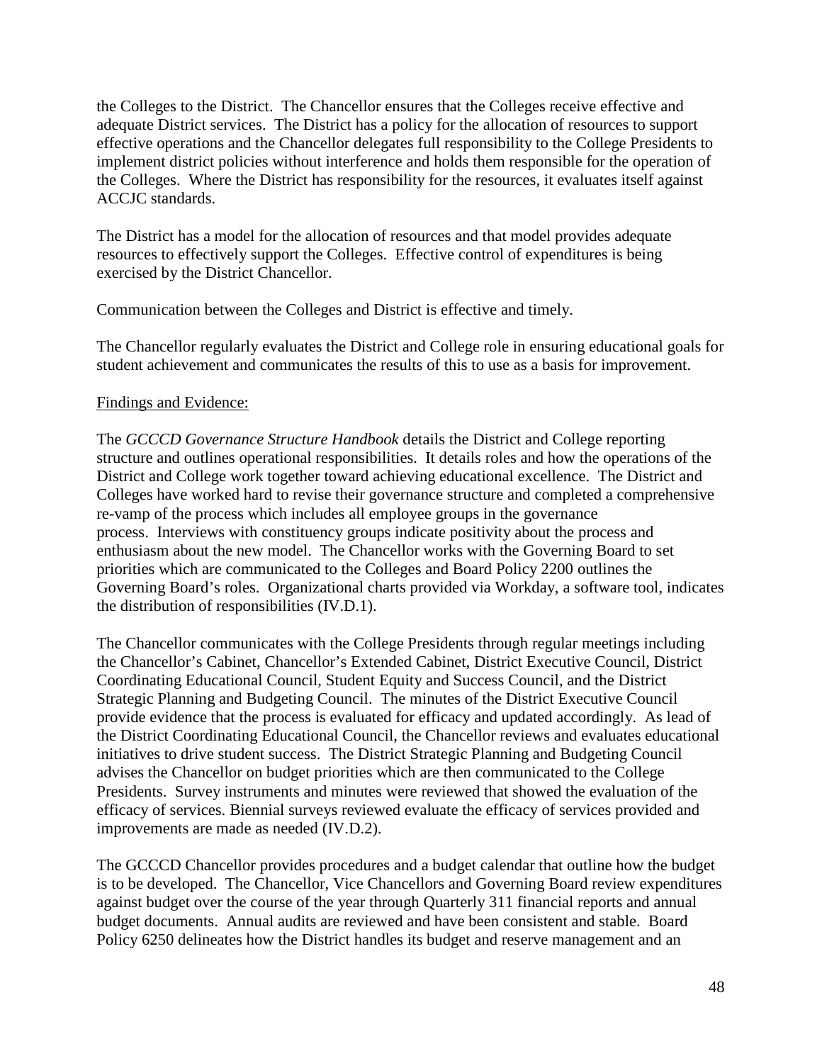the Colleges to the District. The Chancellor ensures that the Colleges receive effective and adequate District services. The District has a policy for the allocation of resources to support effective operations and the Chancellor delegates full responsibility to the College Presidents to implement district policies without interference and holds them responsible for the operation of the Colleges. Where the District has responsibility for the resources, it evaluates itself against ACCJC standards.

The District has a model for the allocation of resources and that model provides adequate resources to effectively support the Colleges. Effective control of expenditures is being exercised by the District Chancellor.

Communication between the Colleges and District is effective and timely.

The Chancellor regularly evaluates the District and College role in ensuring educational goals for student achievement and communicates the results of this to use as a basis for improvement.

Findings and Evidence:

The *GCCCD Governance Structure Handbook* details the District and College reporting structure and outlines operational responsibilities. It details roles and how the operations of the District and College work together toward achieving educational excellence. The District and Colleges have worked hard to revise their governance structure and completed a comprehensive re-vamp of the process which includes all employee groups in the governance process. Interviews with constituency groups indicate positivity about the process and enthusiasm about the new model. The Chancellor works with the Governing Board to set priorities which are communicated to the Colleges and Board Policy 2200 outlines the Governing Board's roles. Organizational charts provided via Workday, a software tool, indicates the distribution of responsibilities (IV.D.1).

The Chancellor communicates with the College Presidents through regular meetings including the Chancellor's Cabinet, Chancellor's Extended Cabinet, District Executive Council, District Coordinating Educational Council, Student Equity and Success Council, and the District Strategic Planning and Budgeting Council. The minutes of the District Executive Council provide evidence that the process is evaluated for efficacy and updated accordingly. As lead of the District Coordinating Educational Council, the Chancellor reviews and evaluates educational initiatives to drive student success. The District Strategic Planning and Budgeting Council advises the Chancellor on budget priorities which are then communicated to the College Presidents. Survey instruments and minutes were reviewed that showed the evaluation of the efficacy of services. Biennial surveys reviewed evaluate the efficacy of services provided and improvements are made as needed (IV.D.2).

The GCCCD Chancellor provides procedures and a budget calendar that outline how the budget is to be developed. The Chancellor, Vice Chancellors and Governing Board review expenditures against budget over the course of the year through Quarterly 311 financial reports and annual budget documents. Annual audits are reviewed and have been consistent and stable. Board Policy 6250 delineates how the District handles its budget and reserve management and an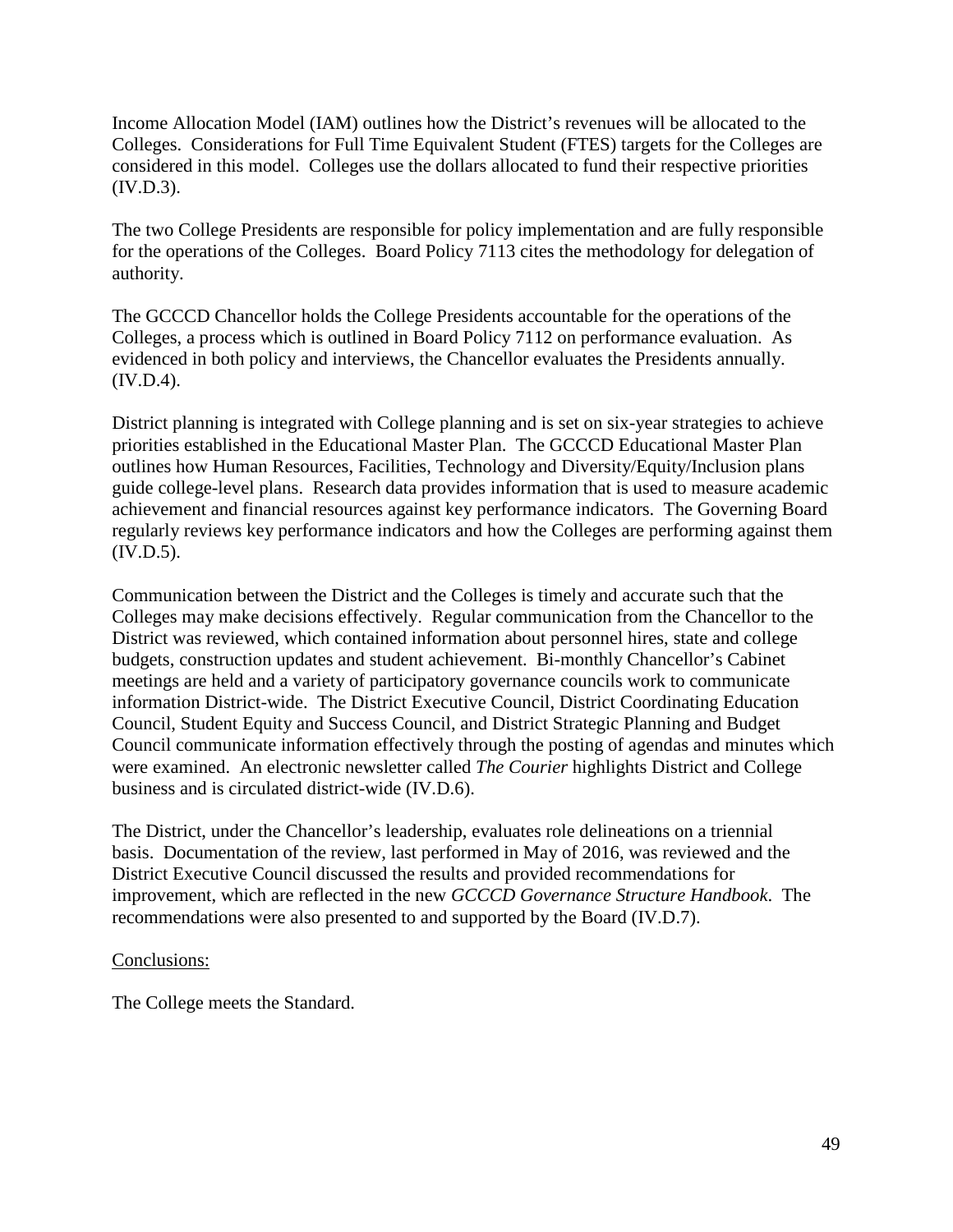Income Allocation Model (IAM) outlines how the District's revenues will be allocated to the Colleges. Considerations for Full Time Equivalent Student (FTES) targets for the Colleges are considered in this model. Colleges use the dollars allocated to fund their respective priorities (IV.D.3).

The two College Presidents are responsible for policy implementation and are fully responsible for the operations of the Colleges. Board Policy 7113 cites the methodology for delegation of authority.

The GCCCD Chancellor holds the College Presidents accountable for the operations of the Colleges, a process which is outlined in Board Policy 7112 on performance evaluation. As evidenced in both policy and interviews, the Chancellor evaluates the Presidents annually. (IV.D.4).

District planning is integrated with College planning and is set on six-year strategies to achieve priorities established in the Educational Master Plan. The GCCCD Educational Master Plan outlines how Human Resources, Facilities, Technology and Diversity/Equity/Inclusion plans guide college-level plans. Research data provides information that is used to measure academic achievement and financial resources against key performance indicators. The Governing Board regularly reviews key performance indicators and how the Colleges are performing against them (IV.D.5).

Communication between the District and the Colleges is timely and accurate such that the Colleges may make decisions effectively. Regular communication from the Chancellor to the District was reviewed, which contained information about personnel hires, state and college budgets, construction updates and student achievement. Bi-monthly Chancellor's Cabinet meetings are held and a variety of participatory governance councils work to communicate information District-wide. The District Executive Council, District Coordinating Education Council, Student Equity and Success Council, and District Strategic Planning and Budget Council communicate information effectively through the posting of agendas and minutes which were examined. An electronic newsletter called *The Courier* highlights District and College business and is circulated district-wide (IV.D.6).

The District, under the Chancellor's leadership, evaluates role delineations on a triennial basis. Documentation of the review, last performed in May of 2016, was reviewed and the District Executive Council discussed the results and provided recommendations for improvement, which are reflected in the new *GCCCD Governance Structure Handbook*. The recommendations were also presented to and supported by the Board (IV.D.7).

Conclusions:

The College meets the Standard.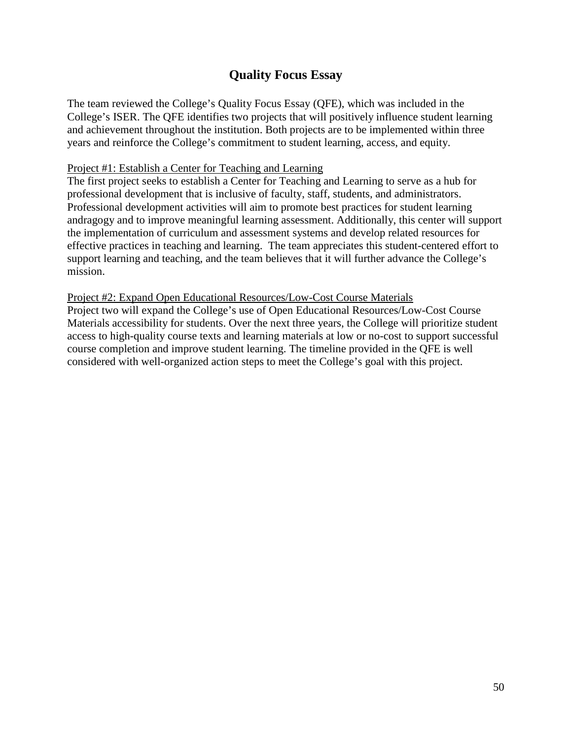# Quality Focus Essay

The team reviewed the College's Quality Focus Essay (QFE), which was included in the College's ISER. The QFE identifies two projects that will positively influence student learning and achievement throughout the institution. Both projects are to be implemented within three years and reinforce the College's commitment to student learning, access, and equity.

<u>Project #1: Establish a Center for Teaching and Learning</u>

The first project seeks to establish a Center for Teaching and Learning to serve as a hub for professional development that is inclusive of faculty, staff, students, and administrators. Professional development activities will aim to promote best practices for student learning andragogy and to improve meaningful learning assessment. Additionally, this center will support the implementation of curriculum and assessment systems and develop related resources for effective practices in teaching and learning. The team appreciates this student-centered effort to support learning and teaching, and the team believes that it will further advance the College's mission.

<u>Project #2: Expand Open Educational Resources/Low-Cost Course Materials</u>

Project two will expand the College's use of Open Educational Resources/Low-Cost Course Materials accessibility for students. Over the next three years, the College will prioritize student access to high-quality course texts and learning materials at low or no-cost to support successful course completion and improve student learning. The timeline provided in the QFE is well considered with well-organized action steps to meet the College's goal with this project.